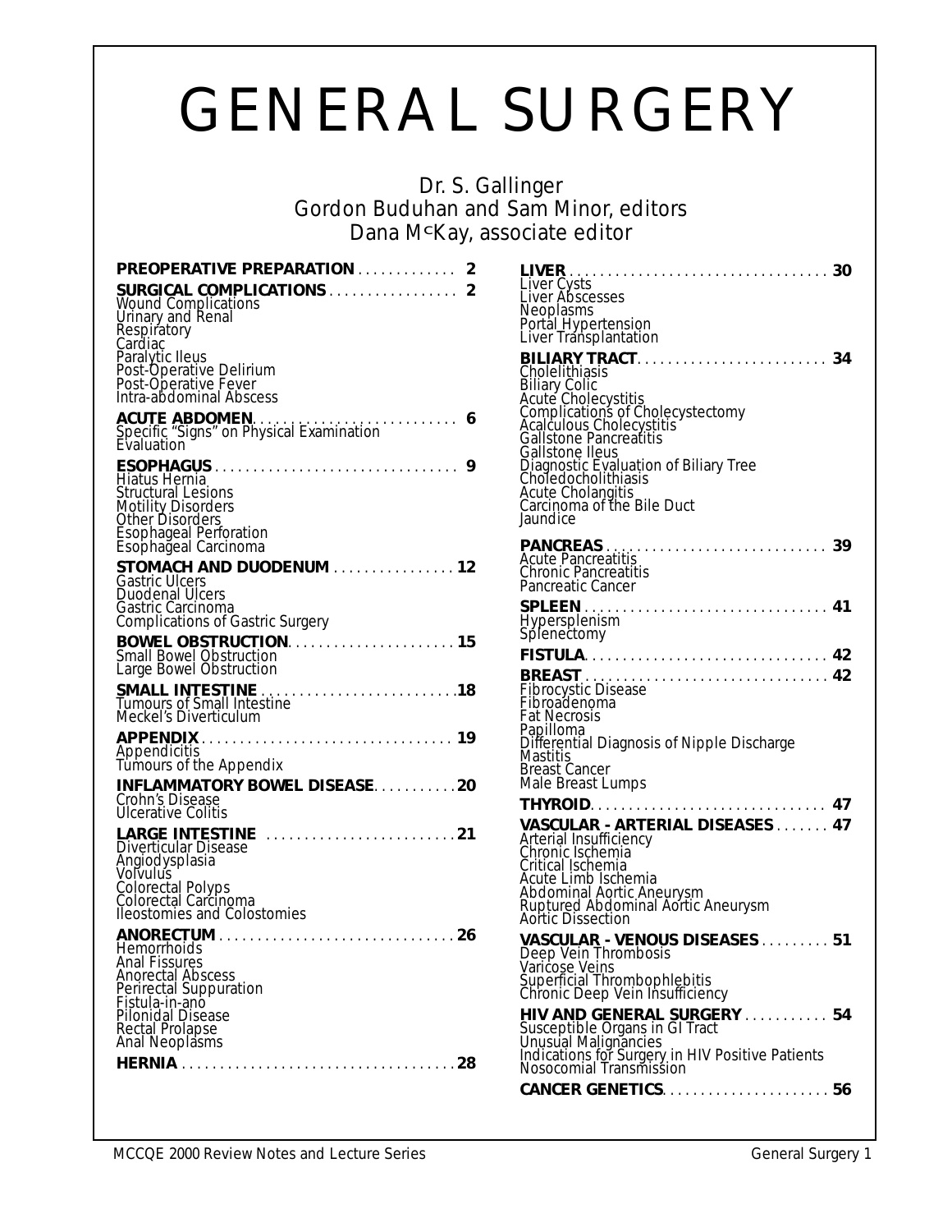# GENERAL SURGERY

Dr. S. Gallinger
Gordon Buduhan and Sam Minor, editors
Dana McKay, associate editor

**PREOPERATIVE PREPARATION** . . . . . . . . . . . . . 2

**SURGICAL COMPLICATIONS** . . . . . . . . . . . . . . . . . 2
Wound Complications
Urinary and Renal
Respiratory
Cardiac
Paralytic Ileus
Post-Operative Delirium
Post-Operative Fever
Intra-abdominal Abscess

**ACUTE ABDOMEN** . . . . . . . . . . . . . . . . . . . . . . . . . . . 6
Specific "Signs" on Physical Examination
Evaluation

**ESOPHAGUS** . . . . . . . . . . . . . . . . . . . . . . . . . . . . . . . . 9
Hiatus Hernia
Structural Lesions
Motility Disorders
Other Disorders
Esophageal Perforation
Esophageal Carcinoma

**STOMACH AND DUODENUM** . . . . . . . . . . . . . . . . 12
Gastric Ulcers
Duodenal Ulcers
Gastric Carcinoma
Complications of Gastric Surgery

**BOWEL OBSTRUCTION** . . . . . . . . . . . . . . . . . . . . . . 15
Small Bowel Obstruction
Large Bowel Obstruction

**SMALL INTESTINE** . . . . . . . . . . . . . . . . . . . . . . . . . . 18
Tumours of Small Intestine
Meckel's Diverticulum

**APPENDIX** . . . . . . . . . . . . . . . . . . . . . . . . . . . . . . . . 19
Appendicitis
Tumours of the Appendix

**INFLAMMATORY BOWEL DISEASE** . . . . . . . . . . . 20
Crohn's Disease
Ulcerative Colitis

**LARGE INTESTINE** . . . . . . . . . . . . . . . . . . . . . . . . . 21
Diverticular Disease
Angiodysplasia
Volvulus
Colorectal Polyps
Colorectal Carcinoma
Ileostomies and Colostomies

**ANORECTUM** . . . . . . . . . . . . . . . . . . . . . . . . . . . . . . . 26
Hemorrhoids
Anal Fissures
Anorectal Abscess
Perirectal Suppuration
Fistula-in-ano
Pilonidal Disease
Rectal Prolapse
Anal Neoplasms

**HERNIA** . . . . . . . . . . . . . . . . . . . . . . . . . . . . . . . . . . . . 28

**LIVER** . . . . . . . . . . . . . . . . . . . . . . . . . . . . . . . . . . . . 30
Liver Cysts
Liver Abscesses
Neoplasms
Portal Hypertension
Liver Transplantation

**BILIARY TRACT** . . . . . . . . . . . . . . . . . . . . . . . . . . 34
Cholelithiasis
Biliary Colic
Acute Cholecystitis
Complications of Cholecystectomy
Acalculous Cholecystitis
Gallstone Pancreatitis
Gallstone Ileus
Diagnostic Evaluation of Biliary Tree
Choledocholithiasis
Acute Cholangitis
Carcinoma of the Bile Duct
Jaundice

**PANCREAS** . . . . . . . . . . . . . . . . . . . . . . . . . . . . . . . 39
Acute Pancreatitis
Chronic Pancreatitis
Pancreatic Cancer

**SPLEEN** . . . . . . . . . . . . . . . . . . . . . . . . . . . . . . . . . . 41
Hypersplenism
Splenectomy

**FISTULA** . . . . . . . . . . . . . . . . . . . . . . . . . . . . . . . . . 42

**BREAST** . . . . . . . . . . . . . . . . . . . . . . . . . . . . . . . . . 42
Fibrocystic Disease
Fibroadenoma
Fat Necrosis
Papilloma
Differential Diagnosis of Nipple Discharge
Mastitis
Breast Cancer
Male Breast Lumps

**THYROID** . . . . . . . . . . . . . . . . . . . . . . . . . . . . . . . . 47

**VASCULAR - ARTERIAL DISEASES** . . . . . . . 47
Arterial Insufficiency
Chronic Ischemia
Critical Ischemia
Acute Limb Ischemia
Abdominal Aortic Aneurysm
Ruptured Abdominal Aortic Aneurysm
Aortic Dissection

**VASCULAR - VENOUS DISEASES** . . . . . . . . . 51
Deep Vein Thrombosis
Varicose Veins
Superficial Thrombophlebitis
Chronic Deep Vein Insufficiency

**HIV AND GENERAL SURGERY** . . . . . . . . . . . 54
Susceptible Organs in GI Tract
Unusual Malignancies
Indications for Surgery in HIV Positive Patients
Nosocomial Transmission

**CANCER GENETICS** . . . . . . . . . . . . . . . . . . . . . . 56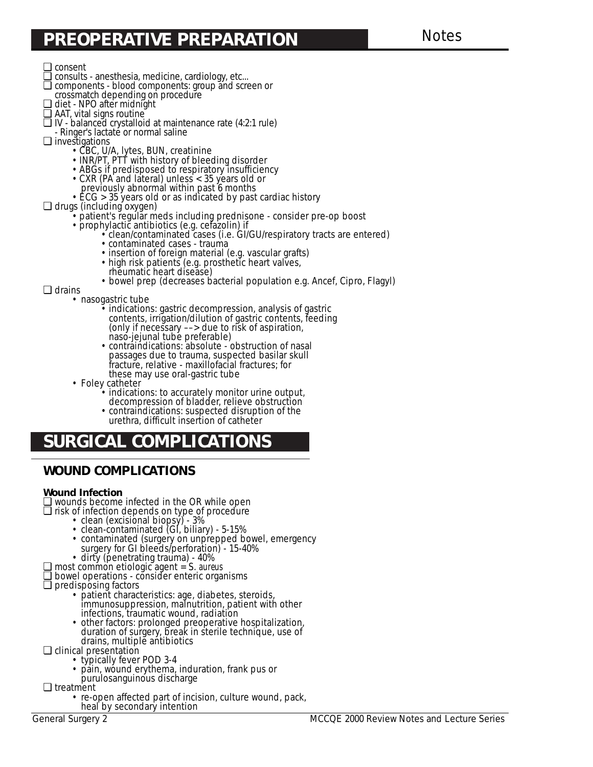# PREOPERATIVE PREPARATION

- consent
- consults - anesthesia, medicine, cardiology, etc...
- components - blood components: group and screen or crossmatch depending on procedure
- diet - NPO after midnight
- AAT, vital signs routine
- IV - balanced crystalloid at maintenance rate (4:2:1 rule)
  - Ringer's lactate or normal saline
- investigations
  - CBC, U/A, lytes, BUN, creatinine
  - INR/PT, PTT with history of bleeding disorder
  - ABGs if predisposed to respiratory insufficiency
  - CXR (PA and lateral) unless < 35 years old or previously abnormal within past 6 months
  - ECG > 35 years old or as indicated by past cardiac history
- drugs (including oxygen)
  - patient's regular meds including prednisone - consider pre-op boost
  - prophylactic antibiotics (e.g. cefazolin) if
    - clean/contaminated cases (i.e. GI/GU/respiratory tracts are entered)
    - contaminated cases - trauma
    - insertion of foreign material (e.g. vascular grafts)
    - high risk patients (e.g. prosthetic heart valves, rheumatic heart disease)
    - bowel prep (decreases bacterial population e.g. Ancef, Cipro, Flagyl)
- drains
  - nasogastric tube
    - indications: gastric decompression, analysis of gastric contents, irrigation/dilution of gastric contents, feeding (only if necessary –> due to risk of aspiration, naso-jejunal tube preferable)
    - contraindications: absolute - obstruction of nasal passages due to trauma, suspected basilar skull fracture, relative - maxillofacial fractures; for these may use oral-gastric tube
  - Foley catheter
    - indications: to accurately monitor urine output, decompression of bladder, relieve obstruction
    - contraindications: suspected disruption of the urethra, difficult insertion of catheter

# SURGICAL COMPLICATIONS

## WOUND COMPLICATIONS

**Wound Infection**

- wounds become infected in the OR while open
- risk of infection depends on type of procedure
  - clean (excisional biopsy) - 3%
  - clean-contaminated (GI, biliary) - 5-15%
  - contaminated (surgery on unprepped bowel, emergency surgery for GI bleeds/perforation) - 15-40%
  - dirty (penetrating trauma) - 40%
- most common etiologic agent = S. *aureus*
- bowel operations - consider enteric organisms
- predisposing factors
  - patient characteristics: age, diabetes, steroids, immunosuppression, malnutrition, patient with other infections, traumatic wound, radiation
  - other factors: prolonged preoperative hospitalization, duration of surgery, break in sterile technique, use of drains, multiple antibiotics
- clinical presentation
  - typically fever POD 3-4
  - pain, wound erythema, induration, frank pus or purulosanguinous discharge
- treatment
  - re-open affected part of incision, culture wound, pack, heal by secondary intention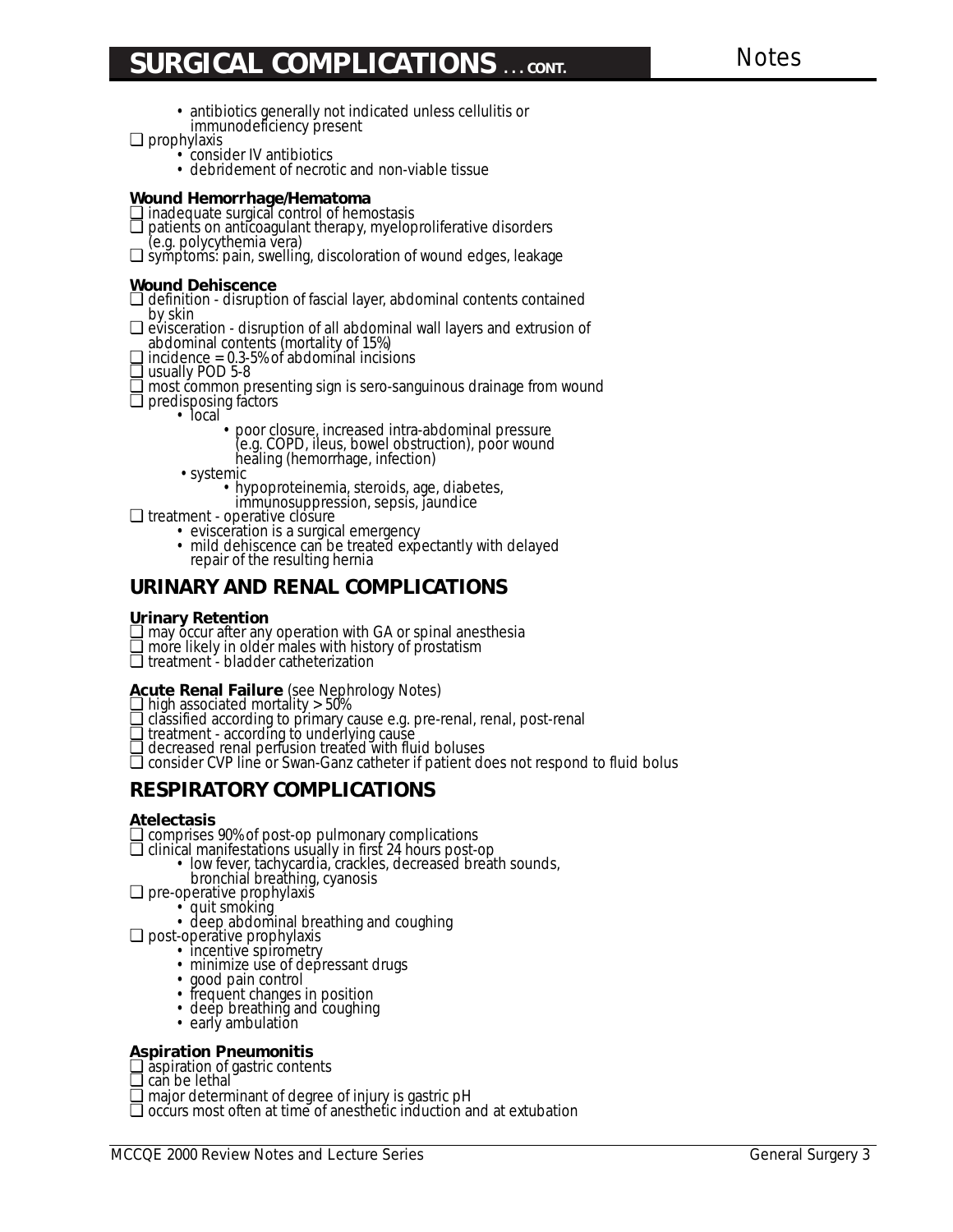- antibiotics generally not indicated unless cellulitis or immunodeficiency present
- prophylaxis
  - consider IV antibiotics
  - debridement of necrotic and non-viable tissue

**Wound Hemorrhage/Hematoma**

- inadequate surgical control of hemostasis
- patients on anticoagulant therapy, myeloproliferative disorders (e.g. polycythemia vera)
- symptoms: pain, swelling, discoloration of wound edges, leakage

**Wound Dehiscence**

- definition - disruption of fascial layer, abdominal contents contained by skin
- evisceration - disruption of all abdominal wall layers and extrusion of abdominal contents (mortality of 15%)
- incidence = 0.3-5% of abdominal incisions
- usually POD 5-8
- most common presenting sign is sero-sanguinous drainage from wound
- predisposing factors
  - local
    - poor closure, increased intra-abdominal pressure (e.g. COPD, ileus, bowel obstruction), poor wound healing (hemorrhage, infection)
  - systemic
    - hypoproteinemia, steroids, age, diabetes, immunosuppression, sepsis, jaundice
- treatment - operative closure
  - evisceration is a surgical emergency
  - mild dehiscence can be treated expectantly with delayed repair of the resulting hernia

## URINARY AND RENAL COMPLICATIONS

**Urinary Retention**

- may occur after any operation with GA or spinal anesthesia
- more likely in older males with history of prostatism
- treatment - bladder catheterization

**Acute Renal Failure** (see Nephrology Notes)

- high associated mortality > 50%
- classified according to primary cause e.g. pre-renal, renal, post-renal
- treatment - according to underlying cause
- decreased renal perfusion treated with fluid boluses
- consider CVP line or Swan-Ganz catheter if patient does not respond to fluid bolus

## RESPIRATORY COMPLICATIONS

**Atelectasis**

- comprises 90% of post-op pulmonary complications
- clinical manifestations usually in first 24 hours post-op
  - low fever, tachycardia, crackles, decreased breath sounds, bronchial breathing, cyanosis
- pre-operative prophylaxis
  - quit smoking
  - deep abdominal breathing and coughing
- post-operative prophylaxis
  - incentive spirometry
  - minimize use of depressant drugs
  - good pain control
  - frequent changes in position
  - deep breathing and coughing
  - early ambulation

**Aspiration Pneumonitis**

- aspiration of gastric contents
- can be lethal
- major determinant of degree of injury is gastric pH
- occurs most often at time of anesthetic induction and at extubation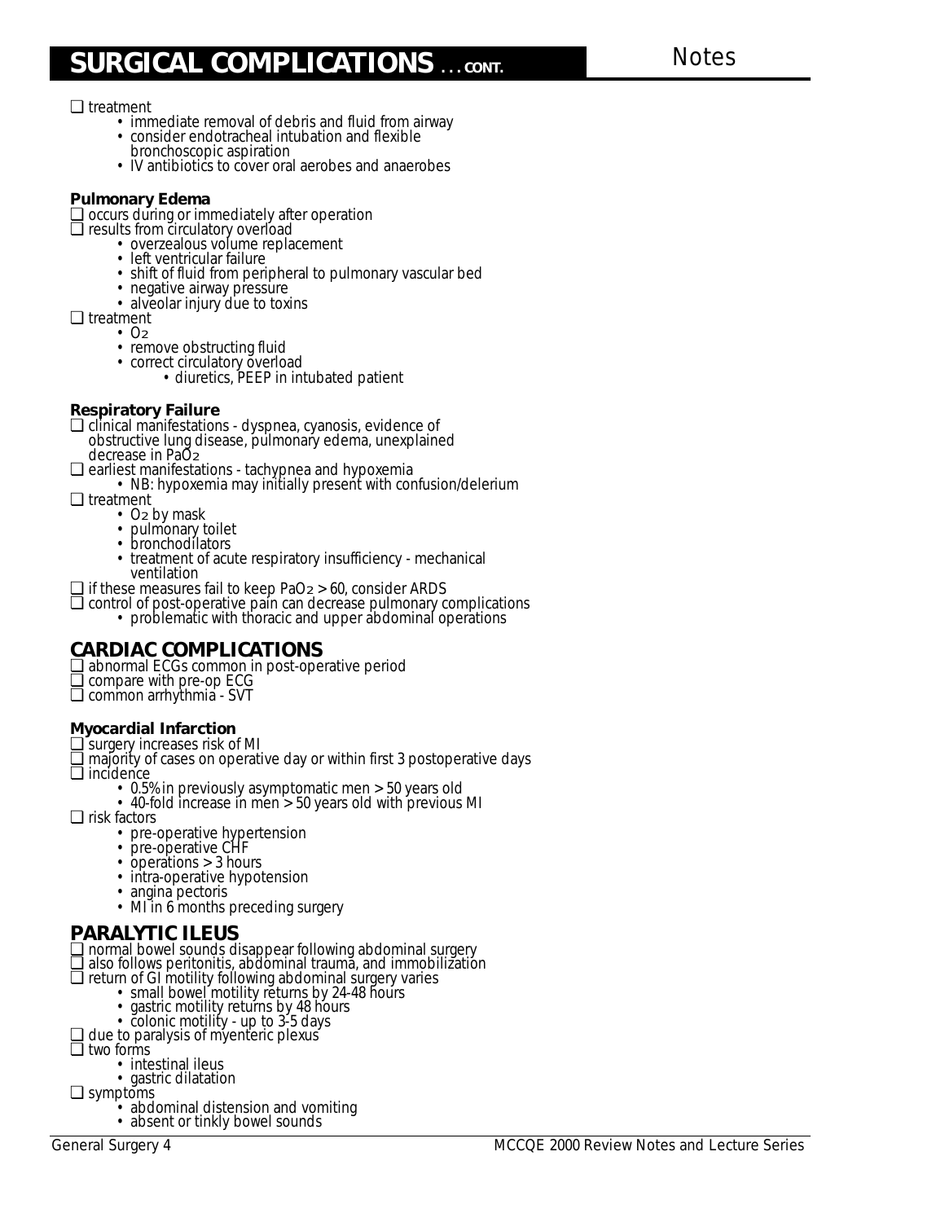## SURGICAL COMPLICATIONS . . . CONT.

- treatment
  - immediate removal of debris and fluid from airway
  - consider endotracheal intubation and flexible bronchoscopic aspiration
  - IV antibiotics to cover oral aerobes and anaerobes

### Pulmonary Edema

- occurs during or immediately after operation
- results from circulatory overload
  - overzealous volume replacement
  - left ventricular failure
  - shift of fluid from peripheral to pulmonary vascular bed
  - negative airway pressure
  - alveolar injury due to toxins
- treatment
  - $O_2$
  - remove obstructing fluid
  - correct circulatory overload
    - diuretics, PEEP in intubated patient

### Respiratory Failure

- clinical manifestations - dyspnea, cyanosis, evidence of obstructive lung disease, pulmonary edema, unexplained decrease in $PaO_2$
- earliest manifestations - tachypnea and hypoxemia
  - NB: hypoxemia may initially present with confusion/delerium
- treatment
  - $O_2$ by mask
  - pulmonary toilet
  - bronchodilators
  - treatment of acute respiratory insufficiency - mechanical ventilation
- if these measures fail to keep $PaO_2 > 60$, consider ARDS
- control of post-operative pain can decrease pulmonary complications
  - problematic with thoracic and upper abdominal operations

## CARDIAC COMPLICATIONS

- abnormal ECGs common in post-operative period
- compare with pre-op ECG
- common arrhythmia - SVT

### Myocardial Infarction

- surgery increases risk of MI
- majority of cases on operative day or within first 3 postoperative days
- incidence
  - 0.5% in previously asymptomatic men > 50 years old
  - 40-fold increase in men > 50 years old with previous MI
- risk factors
  - pre-operative hypertension
  - pre-operative CHF
  - operations > 3 hours
  - intra-operative hypotension
  - angina pectoris
  - MI in 6 months preceding surgery

## PARALYTIC ILEUS

- normal bowel sounds disappear following abdominal surgery
- also follows peritonitis, abdominal trauma, and immobilization
- return of GI motility following abdominal surgery varies
  - small bowel motility returns by 24-48 hours
  - gastric motility returns by 48 hours
  - colonic motility - up to 3-5 days
- due to paralysis of myenteric plexus
- two forms
  - intestinal ileus
  - gastric dilatation
- symptoms
  - abdominal distension and vomiting
  - absent or tinkly bowel sounds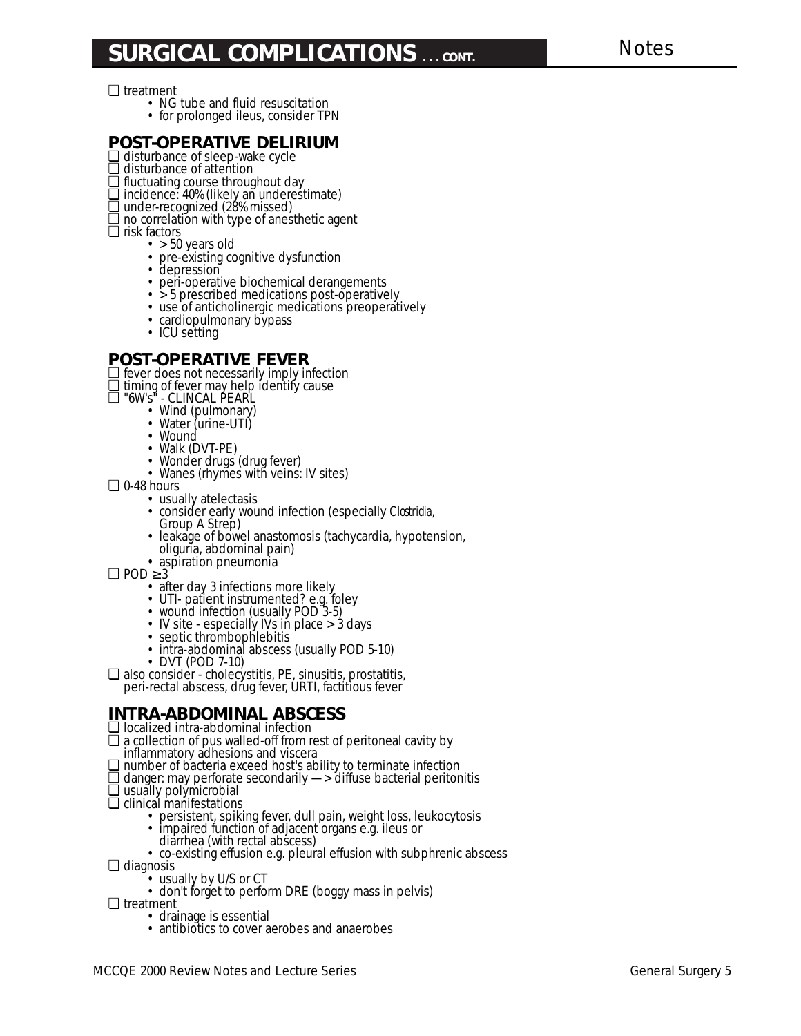- treatment
  - NG tube and fluid resuscitation
  - for prolonged ileus, consider TPN

## POST-OPERATIVE DELIRIUM

- disturbance of sleep-wake cycle
- disturbance of attention
- fluctuating course throughout day
- incidence: 40% (likely an underestimate)
- under-recognized (28% missed)
- no correlation with type of anesthetic agent
- risk factors
  - > 50 years old
  - pre-existing cognitive dysfunction
  - depression
  - peri-operative biochemical derangements
  - > 5 prescribed medications post-operatively
  - use of anticholinergic medications preoperatively
  - cardiopulmonary bypass
  - ICU setting

## POST-OPERATIVE FEVER

- fever does not necessarily imply infection
- timing of fever may help identify cause
- "6W's" - CLINCAL PEARL
  - Wind (pulmonary)
  - Water (urine-UTI)
  - Wound
  - Walk (DVT-PE)
  - Wonder drugs (drug fever)
  - Wanes (rhymes with veins: IV sites)
- 0-48 hours
  - usually atelectasis
  - consider early wound infection (especially *Clostridia*, Group A Strep)
  - leakage of bowel anastomosis (tachycardia, hypotension, oliguria, abdominal pain)
  - aspiration pneumonia
- POD ≥ 3
  - after day 3 infections more likely
  - UTI- patient instrumented? e.g. foley
  - wound infection (usually POD 3-5)
  - IV site - especially IVs in place > 3 days
  - septic thrombophlebitis
  - intra-abdominal abscess (usually POD 5-10)
  - DVT (POD 7-10)
- also consider - cholecystitis, PE, sinusitis, prostatitis, peri-rectal abscess, drug fever, URTI, factitious fever

## INTRA-ABDOMINAL ABSCESS

- localized intra-abdominal infection
- a collection of pus walled-off from rest of peritoneal cavity by inflammatory adhesions and viscera
- number of bacteria exceed host's ability to terminate infection
- danger: may perforate secondarily —> diffuse bacterial peritonitis
- usually polymicrobial
- clinical manifestations
  - persistent, spiking fever, dull pain, weight loss, leukocytosis
  - impaired function of adjacent organs e.g. ileus or diarrhea (with rectal abscess)
  - co-existing effusion e.g. pleural effusion with subphrenic abscess
- diagnosis
  - usually by U/S or CT
  - don't forget to perform DRE (boggy mass in pelvis)
- treatment
  - drainage is essential
  - antibiotics to cover aerobes and anaerobes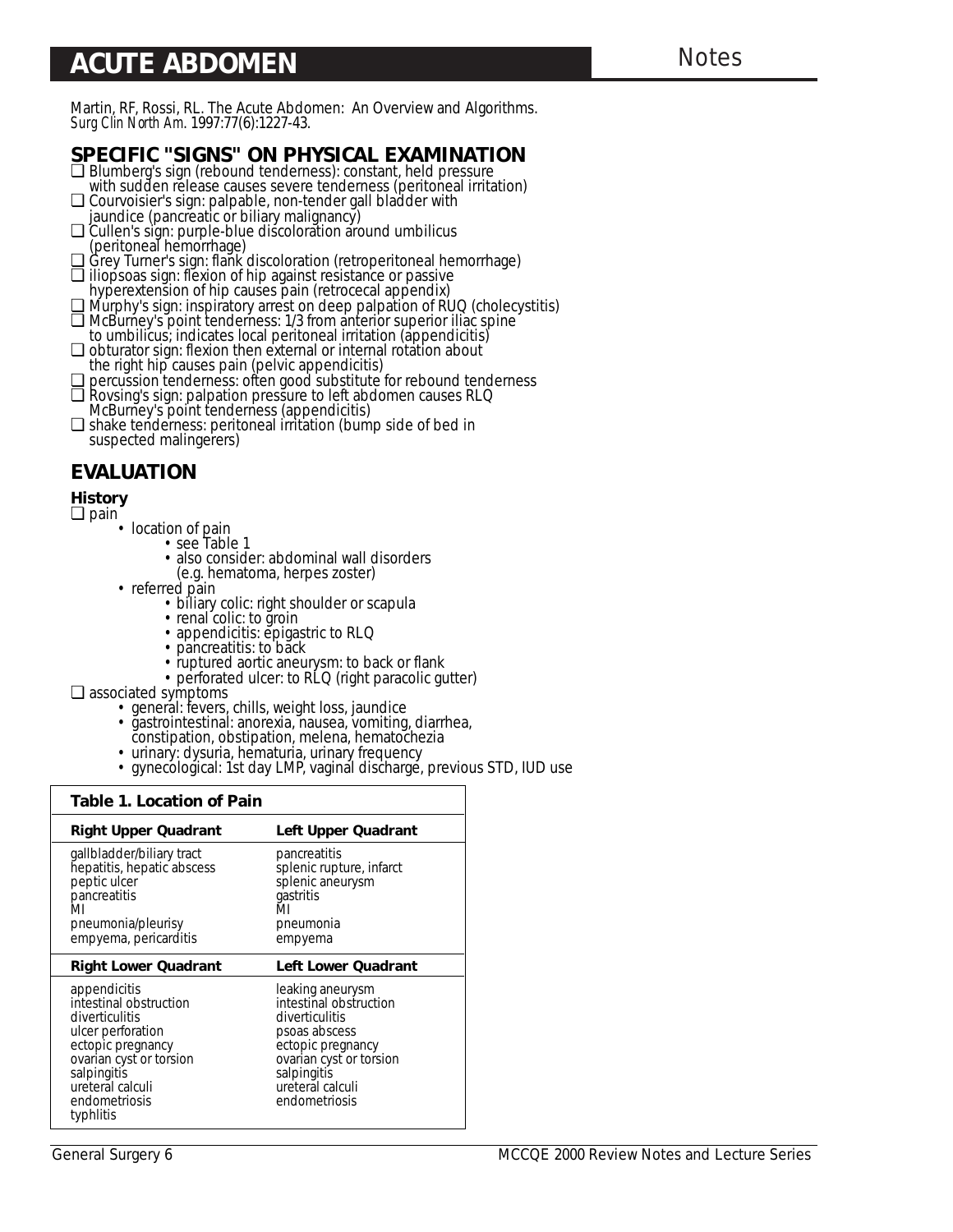# ACUTE ABDOMEN

Martin, RF, Rossi, RL. The Acute Abdomen: An Overview and Algorithms. *Surg Clin North Am.* 1997:77(6):1227-43.

## SPECIFIC "SIGNS" ON PHYSICAL EXAMINATION

- ❏ Blumberg's sign (rebound tenderness): constant, held pressure with sudden release causes severe tenderness (peritoneal irritation)
- ❏ Courvoisier's sign: palpable, non-tender gall bladder with jaundice (pancreatic or biliary malignancy)
- ❏ Cullen's sign: purple-blue discoloration around umbilicus (peritoneal hemorrhage)
- ❏ Grey Turner's sign: flank discoloration (retroperitoneal hemorrhage)
- ❏ iliopsoas sign: flexion of hip against resistance or passive hyperextension of hip causes pain (retrocecal appendix)
- ❏ Murphy's sign: inspiratory arrest on deep palpation of RUQ (cholecystitis)
- ❏ McBurney's point tenderness: 1/3 from anterior superior iliac spine to umbilicus; indicates local peritoneal irritation (appendicitis)
- ❏ obturator sign: flexion then external or internal rotation about the right hip causes pain (pelvic appendicitis)
- ❏ percussion tenderness: often good substitute for rebound tenderness
- ❏ Rovsing's sign: palpation pressure to left abdomen causes RLQ McBurney's point tenderness (appendicitis)
- ❏ shake tenderness: peritoneal irritation (bump side of bed in suspected malingerers)

## EVALUATION

### History

- ❏ pain
  - location of pain
    - see Table 1
    - also consider: abdominal wall disorders (e.g. hematoma, herpes zoster)
  - referred pain
    - biliary colic: right shoulder or scapula
    - renal colic: to groin
    - appendicitis: epigastric to RLQ
    - pancreatitis: to back
    - ruptured aortic aneurysm: to back or flank
    - perforated ulcer: to RLQ (right paracolic gutter)
- ❏ associated symptoms
  - general: fevers, chills, weight loss, jaundice
  - gastrointestinal: anorexia, nausea, vomiting, diarrhea, constipation, obstipation, melena, hematochezia
  - urinary: dysuria, hematuria, urinary frequency
  - gynecological: 1st day LMP, vaginal discharge, previous STD, IUD use

**Table 1. Location of Pain**

| Right Upper Quadrant | Left Upper Quadrant |
|---|---|
| gallbladder/biliary tract<br>hepatitis, hepatic abscess<br>peptic ulcer<br>pancreatitis<br>MI<br>pneumonia/pleurisy<br>empyema, pericarditis | pancreatitis<br>splenic rupture, infarct<br>splenic aneurysm<br>gastritis<br>MI<br>pneumonia<br>empyema |
| **Right Lower Quadrant** | **Left Lower Quadrant** |
| appendicitis<br>intestinal obstruction<br>diverticulitis<br>ulcer perforation<br>ectopic pregnancy<br>ovarian cyst or torsion<br>salpingitis<br>ureteral calculi<br>endometriosis<br>typhlitis | leaking aneurysm<br>intestinal obstruction<br>diverticulitis<br>psoas abscess<br>ectopic pregnancy<br>ovarian cyst or torsion<br>salpingitis<br>ureteral calculi<br>endometriosis |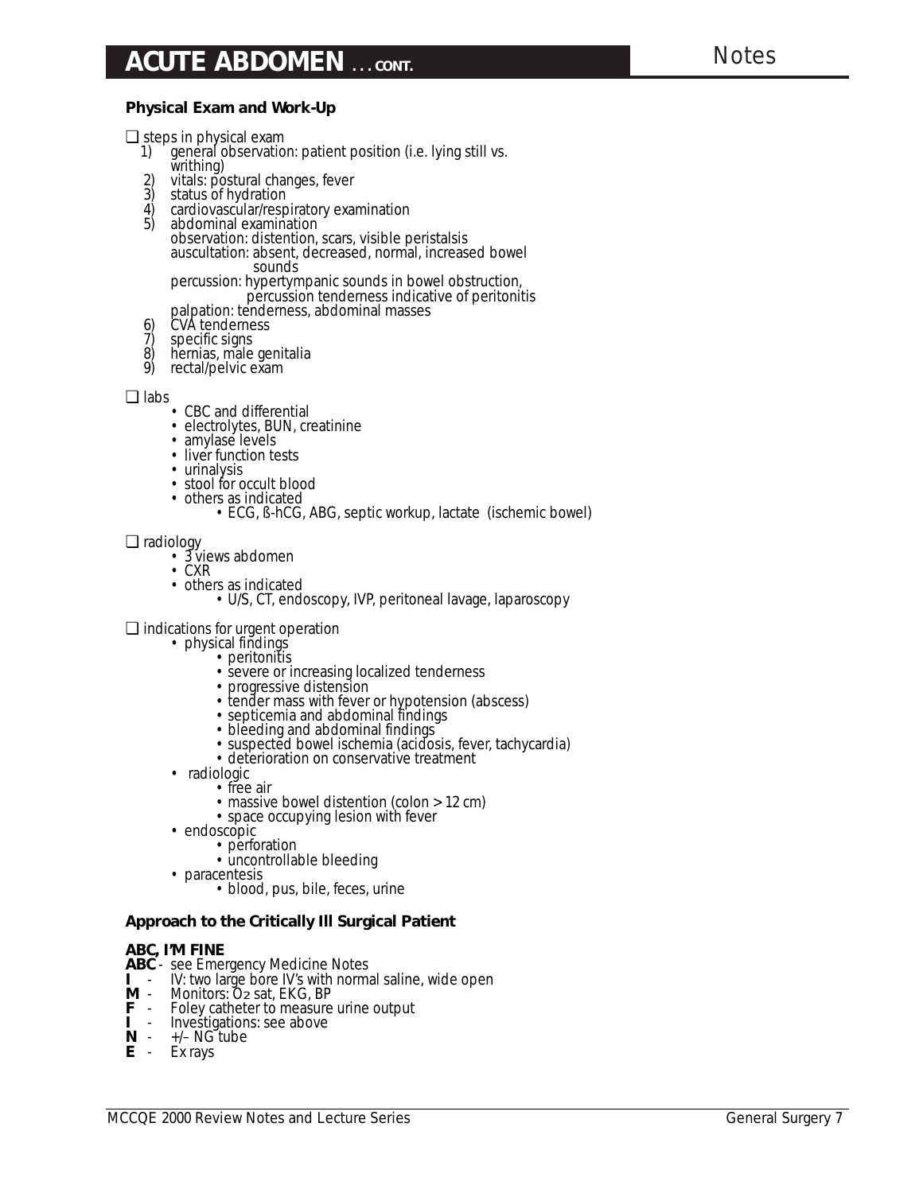## ACUTE ABDOMEN . . . CONT.

**Physical Exam and Work-Up**

❏ steps in physical exam

1) general observation: patient position (i.e. lying still vs. writhing)
2) vitals: postural changes, fever
3) status of hydration
4) cardiovascular/respiratory examination
5) abdominal examination
   - observation: distention, scars, visible peristalsis
   - auscultation: absent, decreased, normal, increased bowel sounds
   - percussion: hypertympanic sounds in bowel obstruction, percussion tenderness indicative of peritonitis
   - palpation: tenderness, abdominal masses
6) CVA tenderness
7) specific signs
8) hernias, male genitalia
9) rectal/pelvic exam

❏ labs

- CBC and differential
- electrolytes, BUN, creatinine
- amylase levels
- liver function tests
- urinalysis
- stool for occult blood
- others as indicated
  - ECG, ß-hCG, ABG, septic workup, lactate (ischemic bowel)

❏ radiology

- 3 views abdomen
- CXR
- others as indicated
  - U/S, CT, endoscopy, IVP, peritoneal lavage, laparoscopy

❏ indications for urgent operation

- physical findings
  - peritonitis
  - severe or increasing localized tenderness
  - progressive distension
  - tender mass with fever or hypotension (abscess)
  - septicemia and abdominal findings
  - bleeding and abdominal findings
  - suspected bowel ischemia (acidosis, fever, tachycardia)
  - deterioration on conservative treatment
- radiologic
  - free air
  - massive bowel distention (colon > 12 cm)
  - space occupying lesion with fever
- endoscopic
  - perforation
  - uncontrollable bleeding
- paracentesis
  - blood, pus, bile, feces, urine

**Approach to the Critically Ill Surgical Patient**

**ABC, I'M FINE**

**ABC** - see Emergency Medicine Notes
**I** - IV: two large bore IV's with normal saline, wide open
**M** - Monitors: $O_2$ sat, EKG, BP
**F** - Foley catheter to measure urine output
**I** - Investigations: see above
**N** - +/– NG tube
**E** - Ex rays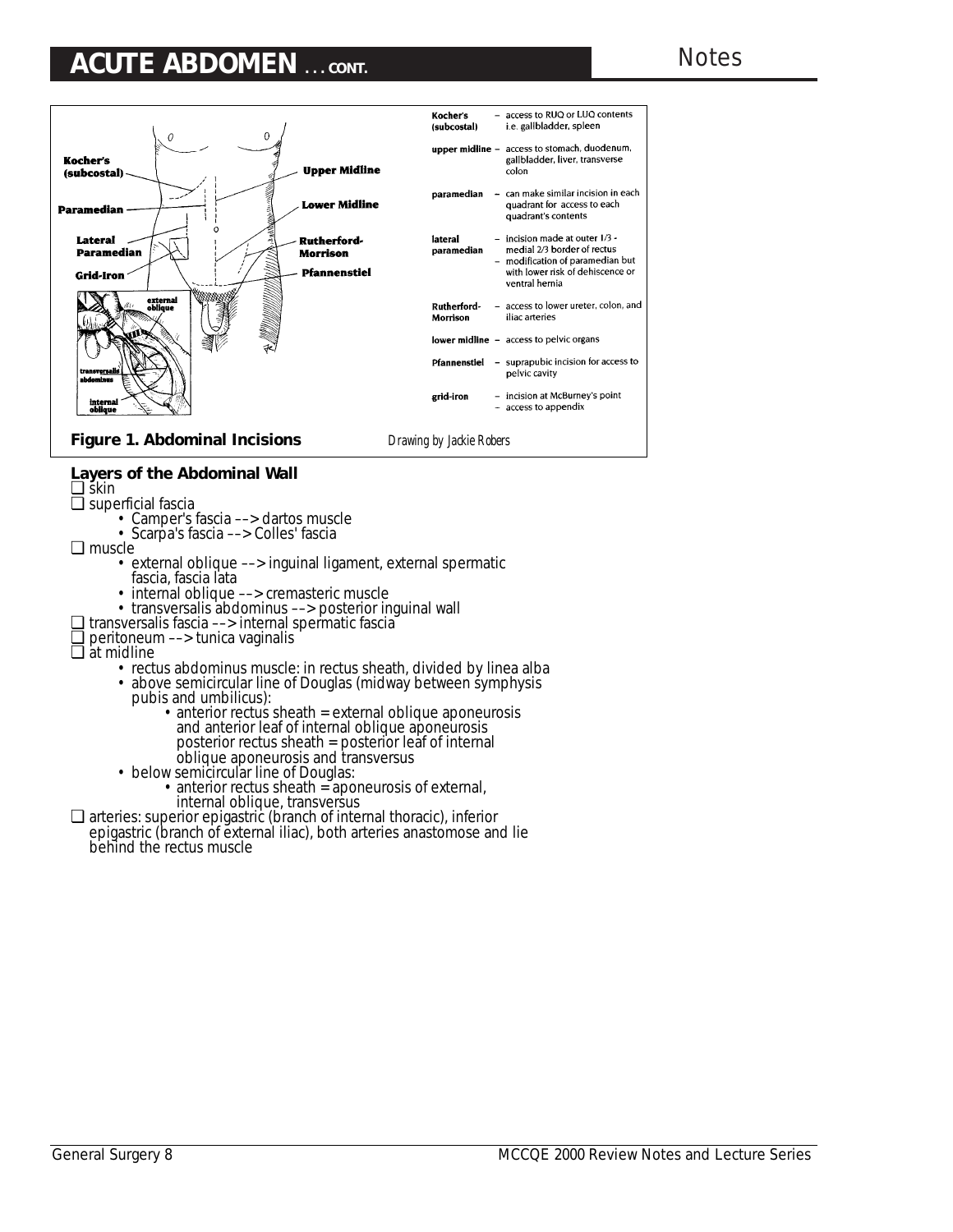## ACUTE ABDOMEN . . . CONT.

| | |
|---|---|
| **Kocher's (subcostal)** | – access to RUQ or LUQ contents i.e. gallbladder, spleen |
| **upper midline** | – access to stomach, duodenum, gallbladder, liver, transverse colon |
| **paramedian** | – can make similar incision in each quadrant for access to each quadrant's contents |
| **lateral paramedian** | – incision made at outer 1/3 - medial 2/3 border of rectus<br>– modification of paramedian but with lower risk of dehiscence or ventral hernia |
| **Rutherford-Morrison** | – access to lower ureter, colon, and iliac arteries |
| **lower midline** | – access to pelvic organs |
| **Pfannenstiel** | – suprapubic incision for access to pelvic cavity |
| **grid-iron** | – incision at McBurney's point<br>– access to appendix |

**Figure 1. Abdominal Incisions** *Drawing by Jackie Robers*

### Layers of the Abdominal Wall

- skin
- superficial fascia
  - Camper's fascia ––> dartos muscle
  - Scarpa's fascia ––> Colles' fascia
- muscle
  - external oblique ––> inguinal ligament, external spermatic fascia, fascia lata
  - internal oblique ––> cremasteric muscle
  - transversalis abdominus ––> posterior inguinal wall
- transversalis fascia ––> internal spermatic fascia
- peritoneum ––> tunica vaginalis
- at midline
  - rectus abdominus muscle: in rectus sheath, divided by linea alba
  - above semicircular line of Douglas (midway between symphysis pubis and umbilicus):
    - anterior rectus sheath = external oblique aponeurosis and anterior leaf of internal oblique aponeurosis posterior rectus sheath = posterior leaf of internal oblique aponeurosis and transversus
  - below semicircular line of Douglas:
    - anterior rectus sheath = aponeurosis of external, internal oblique, transversus
- arteries: superior epigastric (branch of internal thoracic), inferior epigastric (branch of external iliac), both arteries anastomose and lie behind the rectus muscle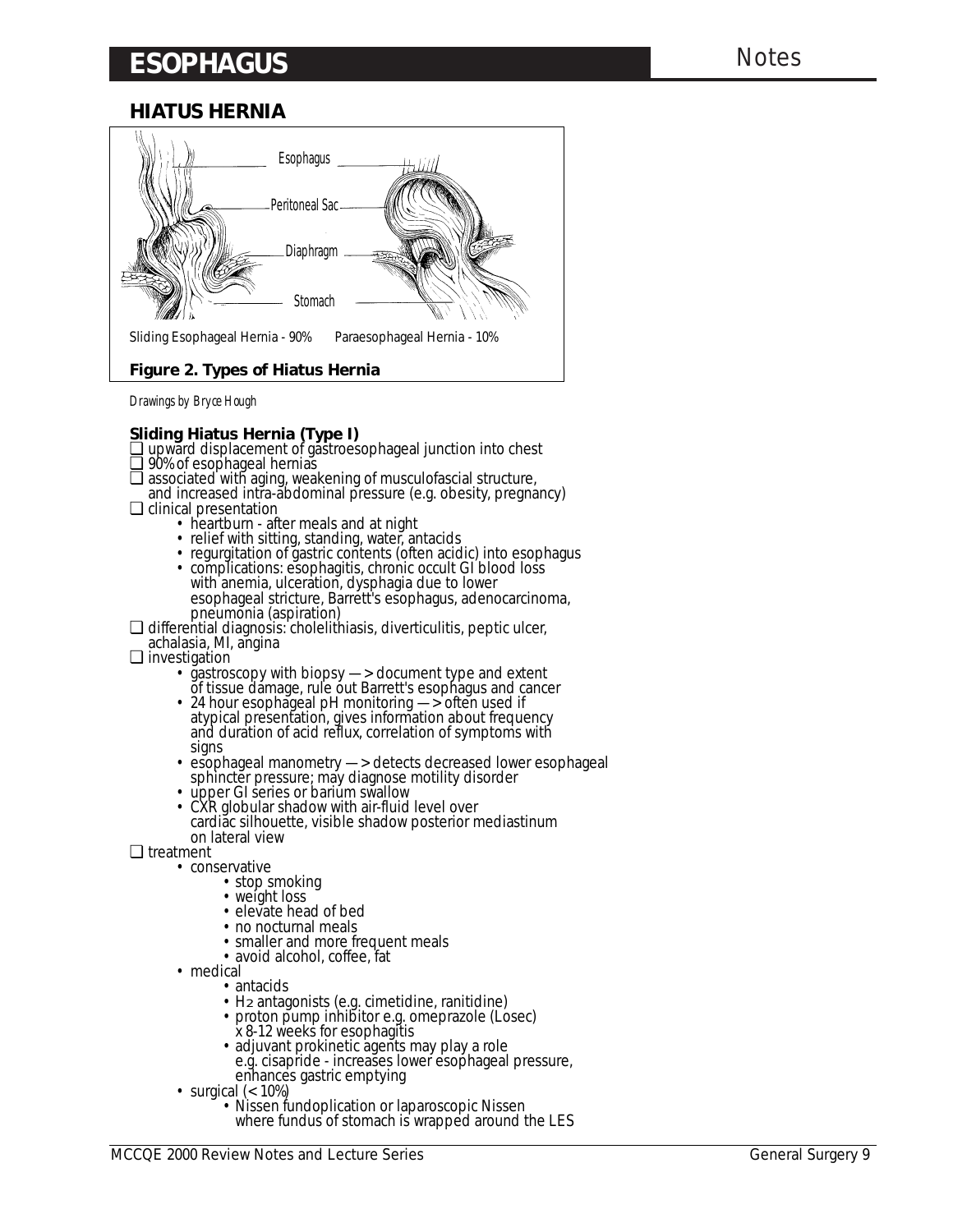## HIATUS HERNIA

Sliding Esophageal Hernia - 90% Paraesophageal Hernia - 10%

**Figure 2. Types of Hiatus Hernia**

*Drawings by Bryce Hough*

**Sliding Hiatus Hernia (Type I)**

- upward displacement of gastroesophageal junction into chest
- 90% of esophageal hernias
- associated with aging, weakening of musculofascial structure, and increased intra-abdominal pressure (e.g. obesity, pregnancy)
- clinical presentation
  - heartburn - after meals and at night
  - relief with sitting, standing, water, antacids
  - regurgitation of gastric contents (often acidic) into esophagus
  - complications: esophagitis, chronic occult GI blood loss with anemia, ulceration, dysphagia due to lower esophageal stricture, Barrett's esophagus, adenocarcinoma, pneumonia (aspiration)
- differential diagnosis: cholelithiasis, diverticulitis, peptic ulcer, achalasia, MI, angina
- investigation
  - gastroscopy with biopsy —> document type and extent of tissue damage, rule out Barrett's esophagus and cancer
  - 24 hour esophageal pH monitoring —> often used if atypical presentation, gives information about frequency and duration of acid reflux, correlation of symptoms with signs
  - esophageal manometry —> detects decreased lower esophageal sphincter pressure; may diagnose motility disorder
  - upper GI series or barium swallow
  - CXR globular shadow with air-fluid level over cardiac silhouette, visible shadow posterior mediastinum on lateral view
- treatment
  - conservative
    - stop smoking
    - weight loss
    - elevate head of bed
    - no nocturnal meals
    - smaller and more frequent meals
    - avoid alcohol, coffee, fat
  - medical
    - antacids
    - $H_2$ antagonists (e.g. cimetidine, ranitidine)
    - proton pump inhibitor e.g. omeprazole (Losec) x 8-12 weeks for esophagitis
    - adjuvant prokinetic agents may play a role e.g. cisapride - increases lower esophageal pressure, enhances gastric emptying
  - surgical (< 10%)
    - Nissen fundoplication or laparoscopic Nissen where fundus of stomach is wrapped around the LES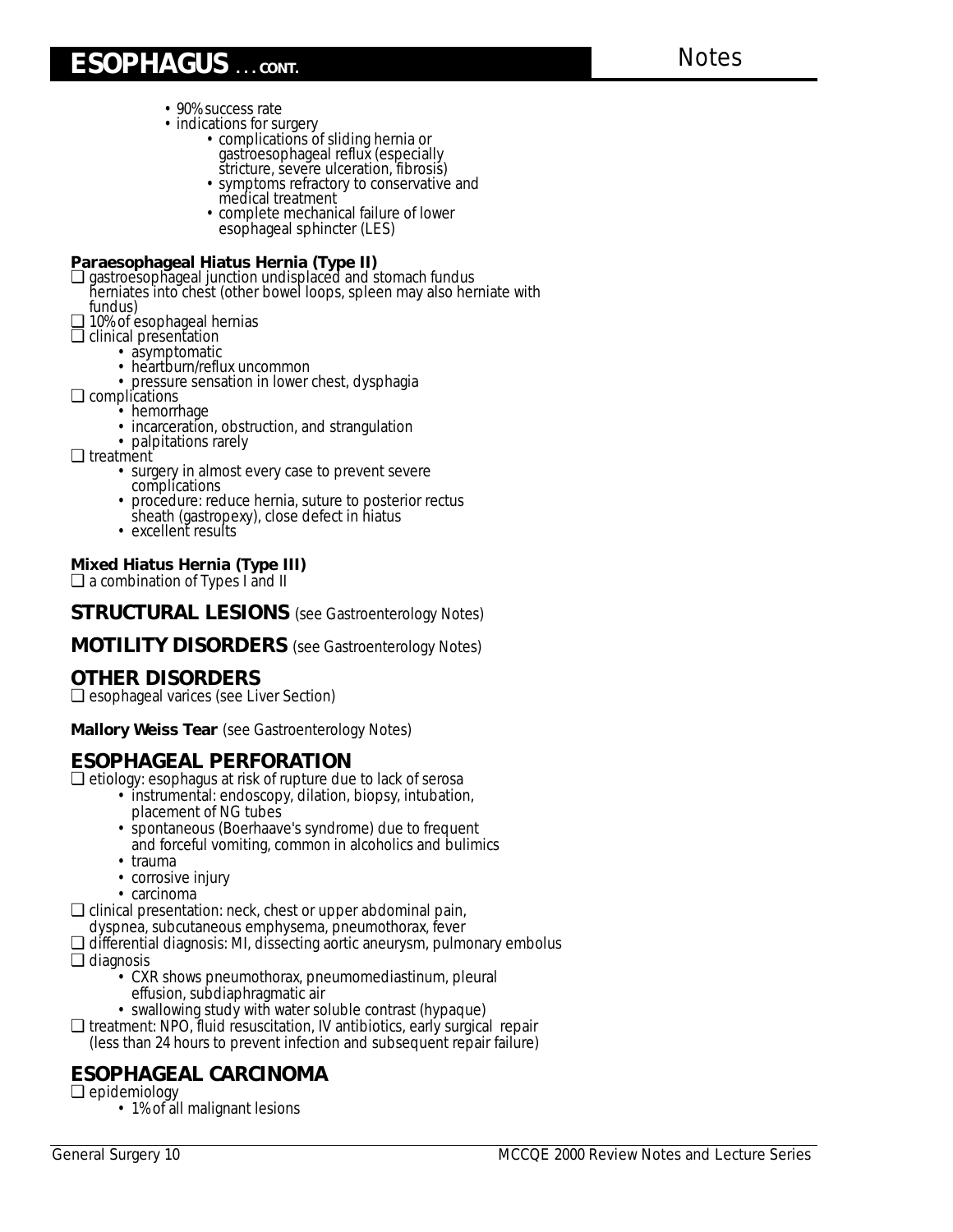## ESOPHAGUS . . . CONT.

- 90% success rate
- indications for surgery
  - complications of sliding hernia or gastroesophageal reflux (especially stricture, severe ulceration, fibrosis)
  - symptoms refractory to conservative and medical treatment
  - complete mechanical failure of lower esophageal sphincter (LES)

**Paraesophageal Hiatus Hernia (Type II)**

- ❏ gastroesophageal junction undisplaced and stomach fundus herniates into chest (other bowel loops, spleen may also herniate with fundus)
- ❏ 10% of esophageal hernias
- ❏ clinical presentation
  - asymptomatic
  - heartburn/reflux uncommon
  - pressure sensation in lower chest, dysphagia
- ❏ complications
  - hemorrhage
  - incarceration, obstruction, and strangulation
  - palpitations rarely
- ❏ treatment
  - surgery in almost every case to prevent severe complications
  - procedure: reduce hernia, suture to posterior rectus sheath (gastropexy), close defect in hiatus
  - excellent results

**Mixed Hiatus Hernia (Type III)**

- ❏ a combination of Types I and II

## STRUCTURAL LESIONS (see Gastroenterology Notes)

## MOTILITY DISORDERS (see Gastroenterology Notes)

## OTHER DISORDERS

- ❏ esophageal varices (see Liver Section)

**Mallory Weiss Tear** (see Gastroenterology Notes)

## ESOPHAGEAL PERFORATION

- ❏ etiology: esophagus at risk of rupture due to lack of serosa
  - instrumental: endoscopy, dilation, biopsy, intubation, placement of NG tubes
  - spontaneous (Boerhaave's syndrome) due to frequent and forceful vomiting, common in alcoholics and bulimics
  - trauma
  - corrosive injury
  - carcinoma
- ❏ clinical presentation: neck, chest or upper abdominal pain, dyspnea, subcutaneous emphysema, pneumothorax, fever
- ❏ differential diagnosis: MI, dissecting aortic aneurysm, pulmonary embolus
- ❏ diagnosis
  - CXR shows pneumothorax, pneumomediastinum, pleural effusion, subdiaphragmatic air
  - swallowing study with water soluble contrast (hypaque)
- ❏ treatment: NPO, fluid resuscitation, IV antibiotics, early surgical repair (less than 24 hours to prevent infection and subsequent repair failure)

## ESOPHAGEAL CARCINOMA

- ❏ epidemiology
  - 1% of all malignant lesions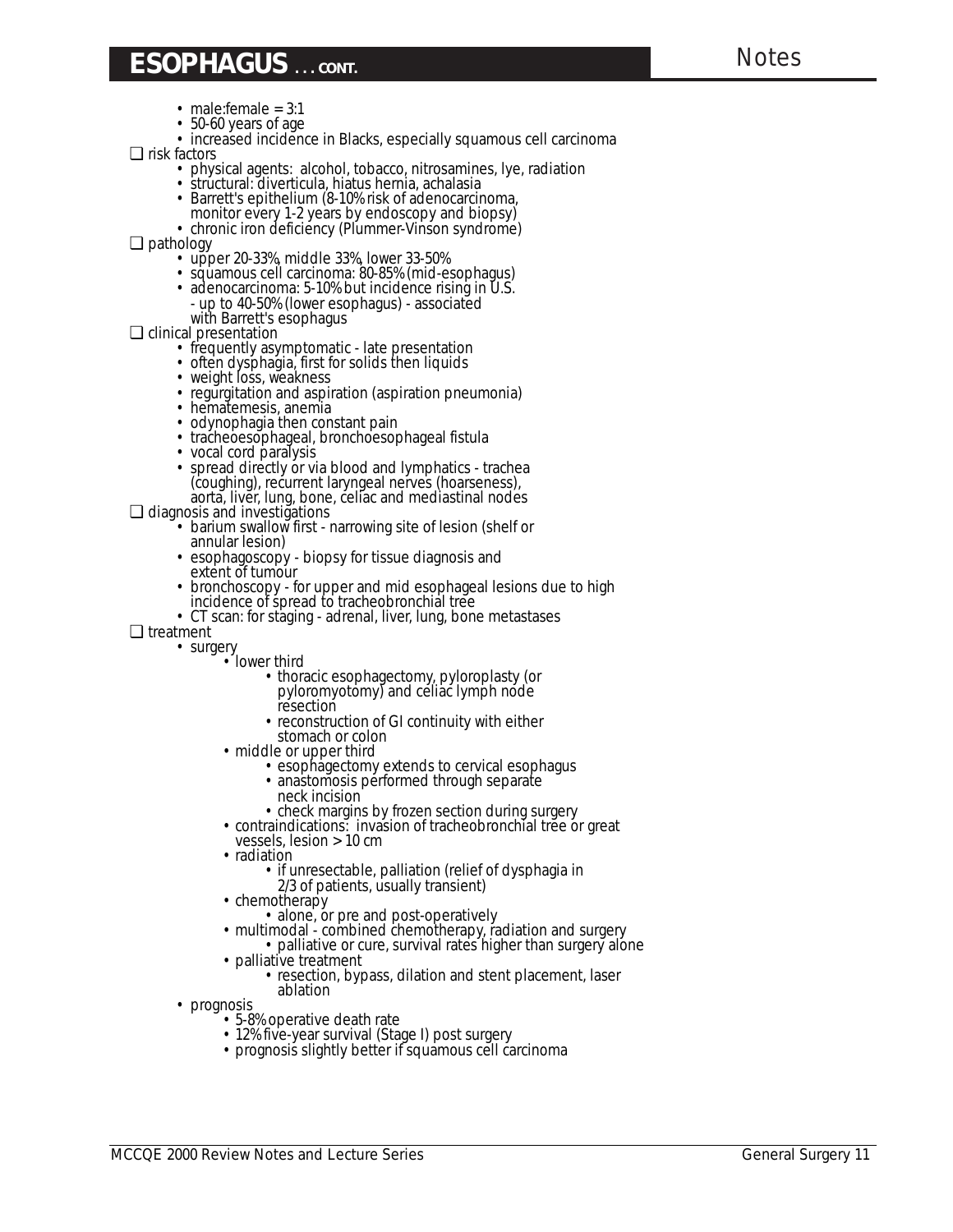## ESOPHAGUS . . . CONT.

- male:female = 3:1
- 50-60 years of age
- increased incidence in Blacks, especially squamous cell carcinoma

❏ risk factors
- physical agents: alcohol, tobacco, nitrosamines, lye, radiation
- structural: diverticula, hiatus hernia, achalasia
- Barrett's epithelium (8-10% risk of adenocarcinoma, monitor every 1-2 years by endoscopy and biopsy)
- chronic iron deficiency (Plummer-Vinson syndrome)

❏ pathology
- upper 20-33%, middle 33%, lower 33-50%
- squamous cell carcinoma: 80-85% (mid-esophagus)
- adenocarcinoma: 5-10% but incidence rising in U.S.
  - up to 40-50% (lower esophagus) - associated with Barrett's esophagus

❏ clinical presentation
- frequently asymptomatic - late presentation
- often dysphagia, first for solids then liquids
- weight loss, weakness
- regurgitation and aspiration (aspiration pneumonia)
- hematemesis, anemia
- odynophagia then constant pain
- tracheoesophageal, bronchoesophageal fistula
- vocal cord paralysis
- spread directly or via blood and lymphatics - trachea (coughing), recurrent laryngeal nerves (hoarseness), aorta, liver, lung, bone, celiac and mediastinal nodes

❏ diagnosis and investigations
- barium swallow first - narrowing site of lesion (shelf or annular lesion)
- esophagoscopy - biopsy for tissue diagnosis and extent of tumour
- bronchoscopy - for upper and mid esophageal lesions due to high incidence of spread to tracheobronchial tree
- CT scan: for staging - adrenal, liver, lung, bone metastases

❏ treatment
- surgery
  - lower third
    - thoracic esophagectomy, pyloroplasty (or pyloromyotomy) and celiac lymph node resection
    - reconstruction of GI continuity with either stomach or colon
  - middle or upper third
    - esophagectomy extends to cervical esophagus
    - anastomosis performed through separate neck incision
    - check margins by frozen section during surgery
  - contraindications: invasion of tracheobronchial tree or great vessels, lesion > 10 cm
  - radiation
    - if unresectable, palliation (relief of dysphagia in 2/3 of patients, usually transient)
  - chemotherapy
    - alone, or pre and post-operatively
  - multimodal - combined chemotherapy, radiation and surgery
    - palliative or cure, survival rates higher than surgery alone
  - palliative treatment
    - resection, bypass, dilation and stent placement, laser ablation
- prognosis
  - 5-8% operative death rate
  - 12% five-year survival (Stage I) post surgery
  - prognosis slightly better if squamous cell carcinoma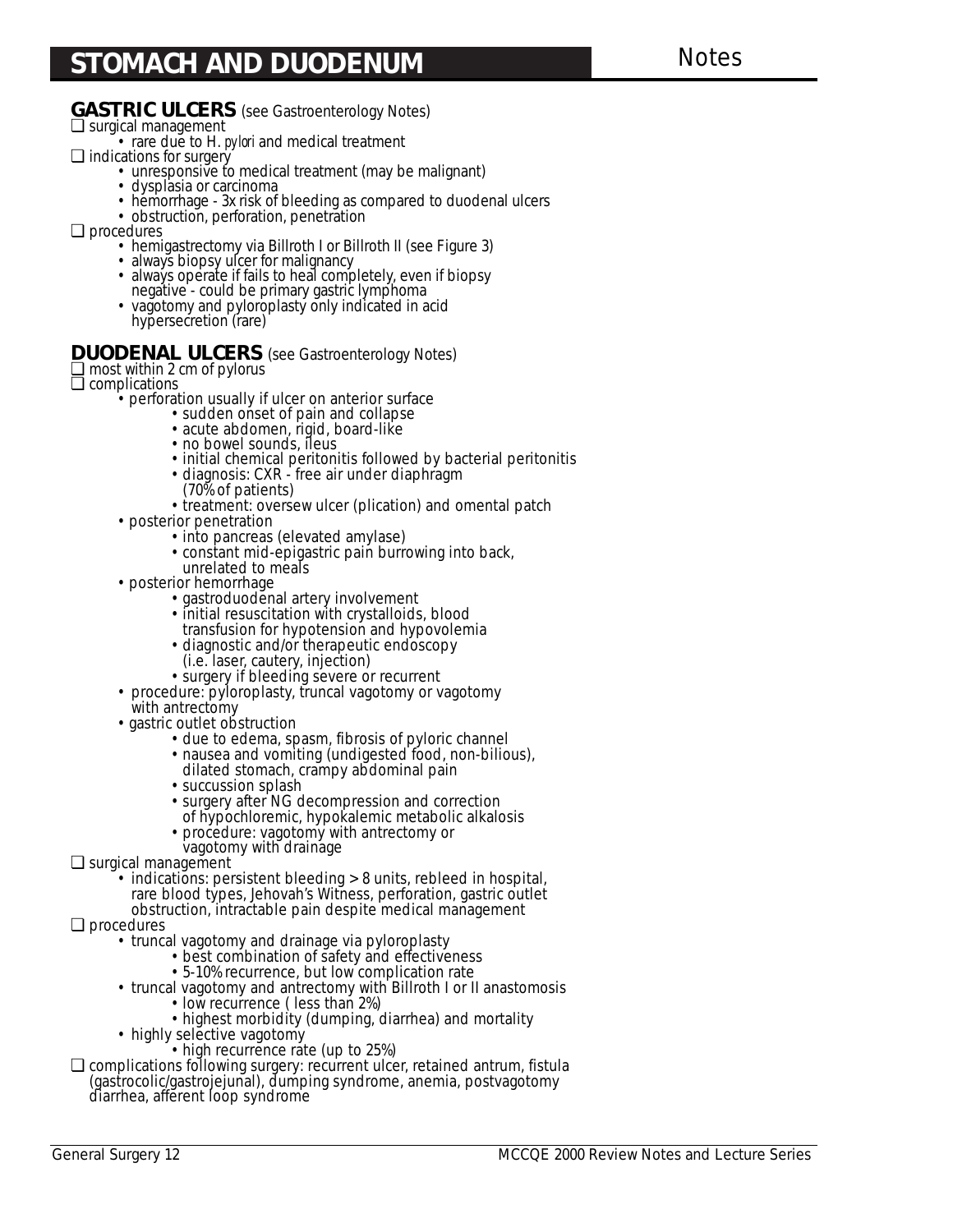## GASTRIC ULCERS (see Gastroenterology Notes)

- surgical management
  - rare due to *H. pylori* and medical treatment
- indications for surgery
  - unresponsive to medical treatment (may be malignant)
  - dysplasia or carcinoma
  - hemorrhage - 3x risk of bleeding as compared to duodenal ulcers
  - obstruction, perforation, penetration
- procedures
  - hemigastrectomy via Billroth I or Billroth II (see Figure 3)
  - always biopsy ulcer for malignancy
  - always operate if fails to heal completely, even if biopsy negative - could be primary gastric lymphoma
  - vagotomy and pyloroplasty only indicated in acid hypersecretion (rare)

## DUODENAL ULCERS (see Gastroenterology Notes)

- most within 2 cm of pylorus
- complications
  - perforation usually if ulcer on anterior surface
    - sudden onset of pain and collapse
    - acute abdomen, rigid, board-like
    - no bowel sounds, ileus
    - initial chemical peritonitis followed by bacterial peritonitis
    - diagnosis: CXR - free air under diaphragm (70% of patients)
    - treatment: oversew ulcer (plication) and omental patch
  - posterior penetration
    - into pancreas (elevated amylase)
    - constant mid-epigastric pain burrowing into back, unrelated to meals
  - posterior hemorrhage
    - gastroduodenal artery involvement
    - initial resuscitation with crystalloids, blood transfusion for hypotension and hypovolemia
    - diagnostic and/or therapeutic endoscopy (i.e. laser, cautery, injection)
    - surgery if bleeding severe or recurrent
  - procedure: pyloroplasty, truncal vagotomy or vagotomy with antrectomy
  - gastric outlet obstruction
    - due to edema, spasm, fibrosis of pyloric channel
    - nausea and vomiting (undigested food, non-bilious), dilated stomach, crampy abdominal pain
    - succussion splash
    - surgery after NG decompression and correction of hypochloremic, hypokalemic metabolic alkalosis
    - procedure: vagotomy with antrectomy or vagotomy with drainage
- surgical management
  - indications: persistent bleeding > 8 units, rebleed in hospital, rare blood types, Jehovah's Witness, perforation, gastric outlet obstruction, intractable pain despite medical management
- procedures
  - truncal vagotomy and drainage via pyloroplasty
    - best combination of safety and effectiveness
    - 5-10% recurrence, but low complication rate
  - truncal vagotomy and antrectomy with Billroth I or II anastomosis
    - low recurrence ( less than 2%)
    - highest morbidity (dumping, diarrhea) and mortality
  - highly selective vagotomy
    - high recurrence rate (up to 25%)
- complications following surgery: recurrent ulcer, retained antrum, fistula (gastrocolic/gastrojejunal), dumping syndrome, anemia, postvagotomy diarrhea, afferent loop syndrome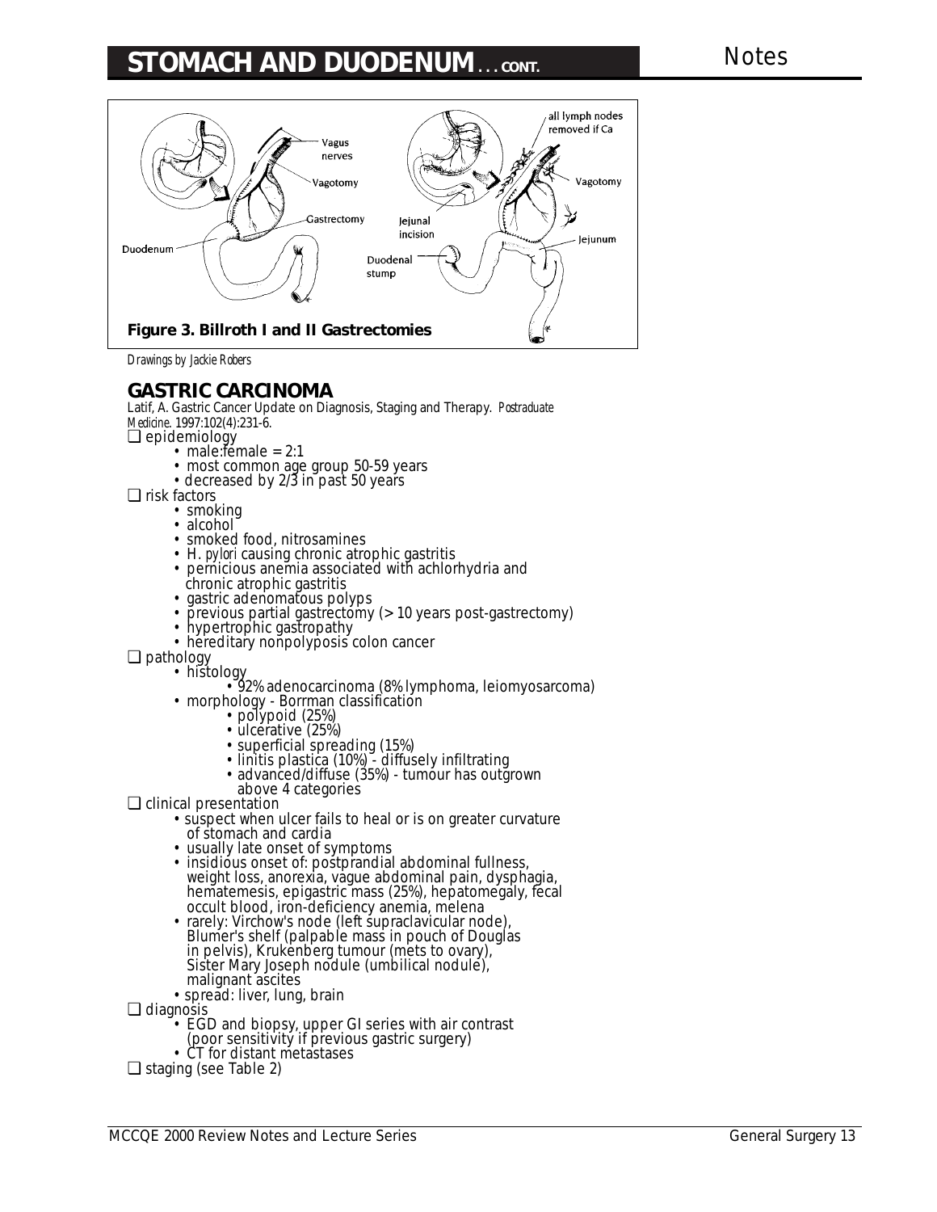Figure 3. Billroth I and II Gastrectomies

Drawings by Jackie Robers

## GASTRIC CARCINOMA

Latif, A. Gastric Cancer Update on Diagnosis, Staging and Therapy. *Postraduate Medicine*. 1997:102(4):231-6.

❑ epidemiology
- male:female = 2:1
- most common age group 50-59 years
- decreased by 2/3 in past 50 years

❑ risk factors
- smoking
- alcohol
- smoked food, nitrosamines
- *H. pylori* causing chronic atrophic gastritis
- pernicious anemia associated with achlorhydria and chronic atrophic gastritis
- gastric adenomatous polyps
- previous partial gastrectomy (> 10 years post-gastrectomy)
- hypertrophic gastropathy
- hereditary nonpolyposis colon cancer

❑ pathology
- histology
  - 92% adenocarcinoma (8% lymphoma, leiomyosarcoma)
- morphology - Borrman classification
  - polypoid (25%)
  - ulcerative (25%)
  - superficial spreading (15%)
  - linitis plastica (10%) - diffusely infiltrating
  - advanced/diffuse (35%) - tumour has outgrown above 4 categories

❑ clinical presentation
- suspect when ulcer fails to heal or is on greater curvature of stomach and cardia
- usually late onset of symptoms
- insidious onset of: postprandial abdominal fullness, weight loss, anorexia, vague abdominal pain, dysphagia, hematemesis, epigastric mass (25%), hepatomegaly, fecal occult blood, iron-deficiency anemia, melena
- rarely: Virchow's node (left supraclavicular node), Blumer's shelf (palpable mass in pouch of Douglas in pelvis), Krukenberg tumour (mets to ovary), Sister Mary Joseph nodule (umbilical nodule), malignant ascites
- spread: liver, lung, brain

❑ diagnosis
- EGD and biopsy, upper GI series with air contrast (poor sensitivity if previous gastric surgery)
- CT for distant metastases

❑ staging (see Table 2)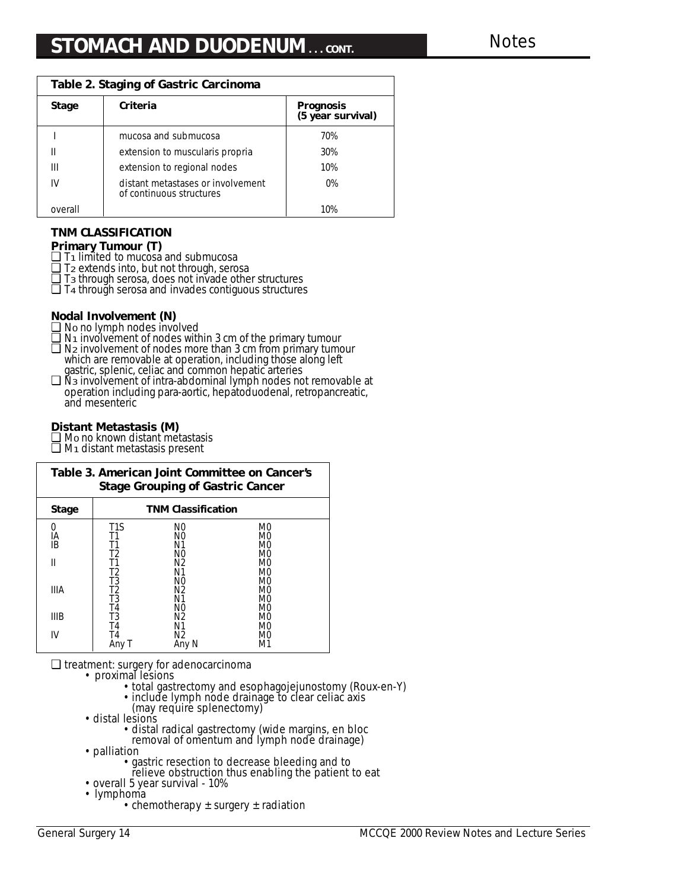## STOMACH AND DUODENUM . . . CONT.

**Table 2. Staging of Gastric Carcinoma**

| Stage | Criteria | Prognosis (5 year survival) |
|---|---|---|
| I | mucosa and submucosa | 70% |
| II | extension to muscularis propria | 30% |
| III | extension to regional nodes | 10% |
| IV | distant metastases or involvement of continuous structures | 0% |
| overall | | 10% |

### TNM CLASSIFICATION

**Primary Tumour (T)**

- ❏ $T_1$ limited to mucosa and submucosa
- ❏ $T_2$ extends into, but not through, serosa
- ❏ $T_3$ through serosa, does not invade other structures
- ❏ $T_4$ through serosa and invades contiguous structures

**Nodal Involvement (N)**

- ❏ $N_0$ no lymph nodes involved
- ❏ $N_1$ involvement of nodes within 3 cm of the primary tumour
- ❏ $N_2$ involvement of nodes more than 3 cm from primary tumour which are removable at operation, including those along left gastric, splenic, celiac and common hepatic arteries
- ❏ $N_3$ involvement of intra-abdominal lymph nodes not removable at operation including para-aortic, hepatoduodenal, retropancreatic, and mesenteric

**Distant Metastasis (M)**

- ❏ $M_0$ no known distant metastasis
- ❏ $M_1$ distant metastasis present

**Table 3. American Joint Committee on Cancer's Stage Grouping of Gastric Cancer**

| Stage | TNM Classification | | |
|---|---|---|---|
| 0 | T1S | N0 | M0 |
| IA | T1 | N0 | M0 |
| IB | T1 | N1 | M0 |
| | T2 | N0 | M0 |
| II | T1 | N2 | M0 |
| | T2 | N1 | M0 |
| | T3 | N0 | M0 |
| IIIA | T2 | N2 | M0 |
| | T3 | N1 | M0 |
| | T4 | N0 | M0 |
| IIIB | T3 | N2 | M0 |
| | T4 | N1 | M0 |
| IV | T4 | N2 | M0 |
| | Any T | Any N | M1 |

- ❏ treatment: surgery for adenocarcinoma
  - proximal lesions
    - total gastrectomy and esophagojejunostomy (Roux-en-Y)
    - include lymph node drainage to clear celiac axis (may require splenectomy)
  - distal lesions
    - distal radical gastrectomy (wide margins, en bloc removal of omentum and lymph node drainage)
  - palliation
    - gastric resection to decrease bleeding and to relieve obstruction thus enabling the patient to eat
  - overall 5 year survival - 10%
  - lymphoma
    - chemotherapy ± surgery ± radiation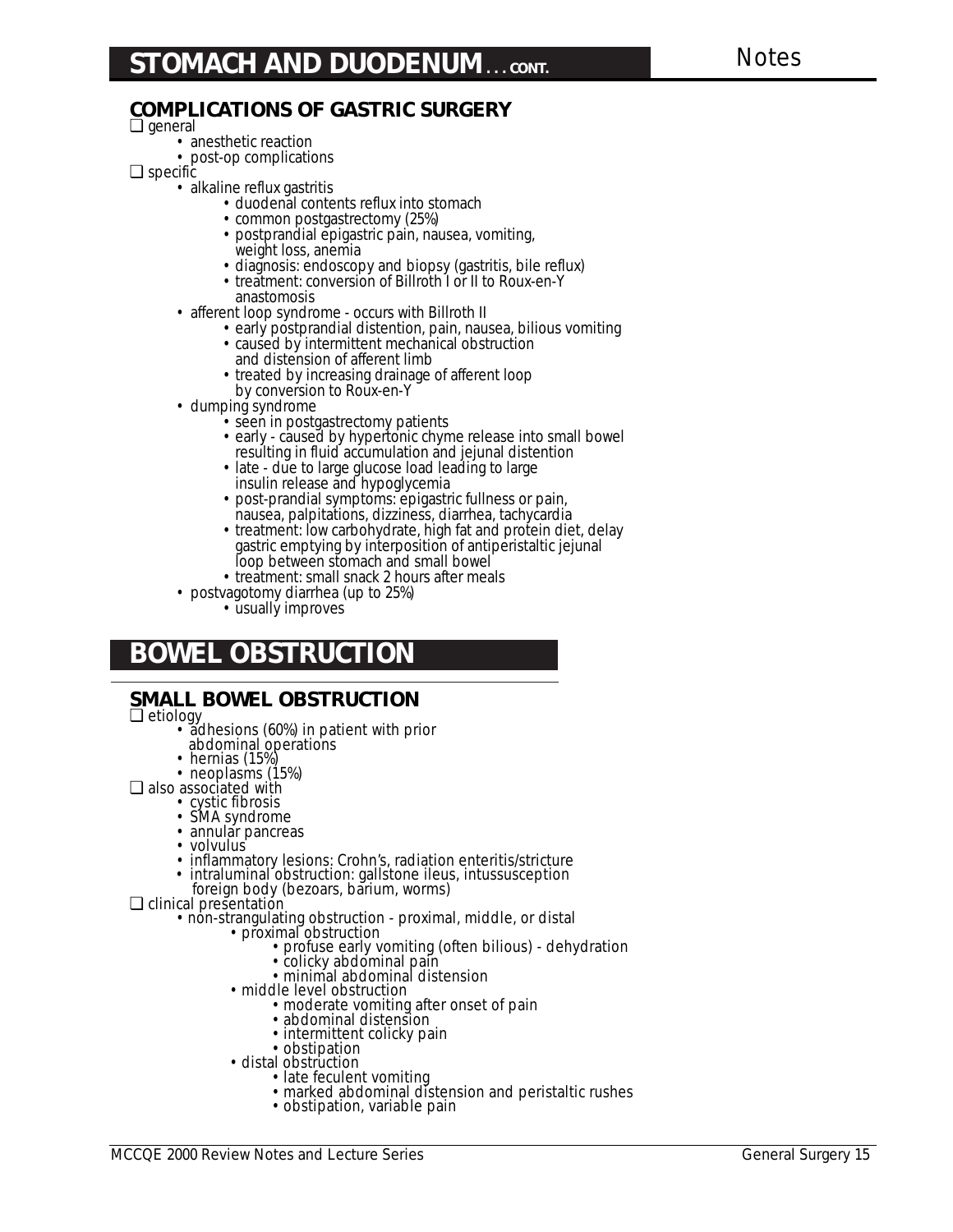# STOMACH AND DUODENUM . . . CONT.

## COMPLICATIONS OF GASTRIC SURGERY

❏ general
- anesthetic reaction
- post-op complications

❏ specific
- alkaline reflux gastritis
  - duodenal contents reflux into stomach
  - common postgastrectomy (25%)
  - postprandial epigastric pain, nausea, vomiting, weight loss, anemia
  - diagnosis: endoscopy and biopsy (gastritis, bile reflux)
  - treatment: conversion of Billroth I or II to Roux-en-Y anastomosis
- afferent loop syndrome - occurs with Billroth II
  - early postprandial distention, pain, nausea, bilious vomiting
  - caused by intermittent mechanical obstruction and distension of afferent limb
  - treated by increasing drainage of afferent loop by conversion to Roux-en-Y
- dumping syndrome
  - seen in postgastrectomy patients
  - early - caused by hypertonic chyme release into small bowel resulting in fluid accumulation and jejunal distention
  - late - due to large glucose load leading to large insulin release and hypoglycemia
  - post-prandial symptoms: epigastric fullness or pain, nausea, palpitations, dizziness, diarrhea, tachycardia
  - treatment: low carbohydrate, high fat and protein diet, delay gastric emptying by interposition of antiperistaltic jejunal loop between stomach and small bowel
  - treatment: small snack 2 hours after meals
- postvagotomy diarrhea (up to 25%)
  - usually improves

# BOWEL OBSTRUCTION

## SMALL BOWEL OBSTRUCTION

❏ etiology
- adhesions (60%) in patient with prior abdominal operations
- hernias (15%)
- neoplasms (15%)

❏ also associated with
- cystic fibrosis
- SMA syndrome
- annular pancreas
- volvulus
- inflammatory lesions: Crohn's, radiation enteritis/stricture
- intraluminal obstruction: gallstone ileus, intussusception foreign body (bezoars, barium, worms)

❏ clinical presentation
- non-strangulating obstruction - proximal, middle, or distal
  - proximal obstruction
    - profuse early vomiting (often bilious) - dehydration
    - colicky abdominal pain
    - minimal abdominal distension
  - middle level obstruction
    - moderate vomiting after onset of pain
    - abdominal distension
    - intermittent colicky pain
    - obstipation
  - distal obstruction
    - late feculent vomiting
    - marked abdominal distension and peristaltic rushes
    - obstipation, variable pain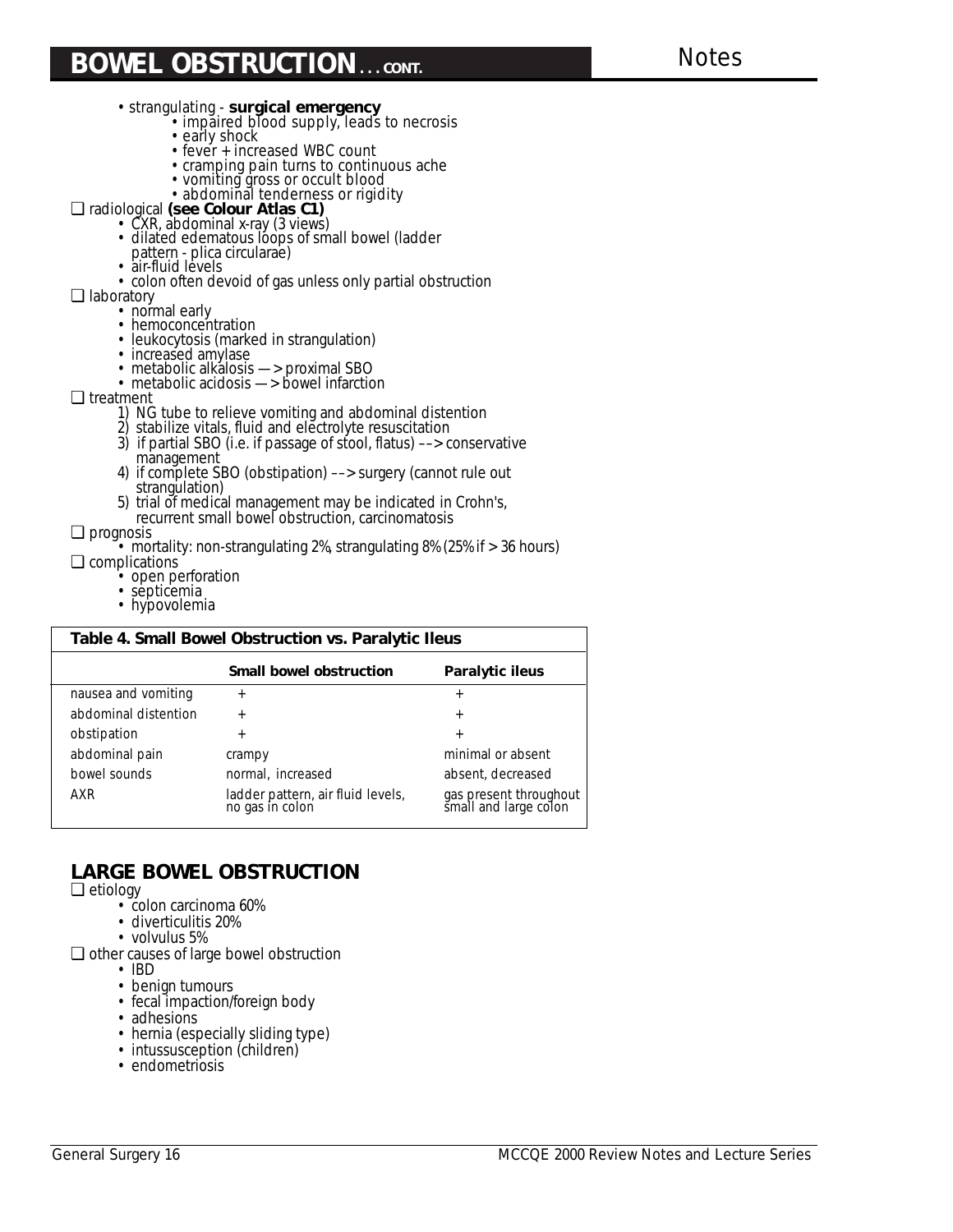## BOWEL OBSTRUCTION . . . CONT.

- strangulating - **surgical emergency**
  - impaired blood supply, leads to necrosis
  - early shock
  - fever + increased WBC count
  - cramping pain turns to continuous ache
  - vomiting gross or occult blood
  - abdominal tenderness or rigidity

❏ radiological **(see Colour Atlas C1)**

- CXR, abdominal x-ray (3 views)
- dilated edematous loops of small bowel (ladder pattern - plica circularae)
- air-fluid levels
- colon often devoid of gas unless only partial obstruction

❏ laboratory

- normal early
- hemoconcentration
- leukocytosis (marked in strangulation)
- increased amylase
- metabolic alkalosis —> proximal SBO
- metabolic acidosis —> bowel infarction

❏ treatment

1) NG tube to relieve vomiting and abdominal distention
2) stabilize vitals, fluid and electrolyte resuscitation
3) if partial SBO (i.e. if passage of stool, flatus) ––> conservative management
4) if complete SBO (obstipation) ––> surgery (cannot rule out strangulation)
5) trial of medical management may be indicated in Crohn's, recurrent small bowel obstruction, carcinomatosis

❏ prognosis

- mortality: non-strangulating 2%, strangulating 8% (25% if > 36 hours)

❏ complications

- open perforation
- septicemia
- hypovolemia

**Table 4. Small Bowel Obstruction vs. Paralytic Ileus**

| | Small bowel obstruction | Paralytic ileus |
|---|---|---|
| nausea and vomiting | + | + |
| abdominal distention | + | + |
| obstipation | + | + |
| abdominal pain | crampy | minimal or absent |
| bowel sounds | normal, increased | absent, decreased |
| AXR | ladder pattern, air fluid levels, no gas in colon | gas present throughout small and large colon |

## LARGE BOWEL OBSTRUCTION

❏ etiology

- colon carcinoma 60%
- diverticulitis 20%
- volvulus 5%

❏ other causes of large bowel obstruction

- IBD
- benign tumours
- fecal impaction/foreign body
- adhesions
- hernia (especially sliding type)
- intussusception (children)
- endometriosis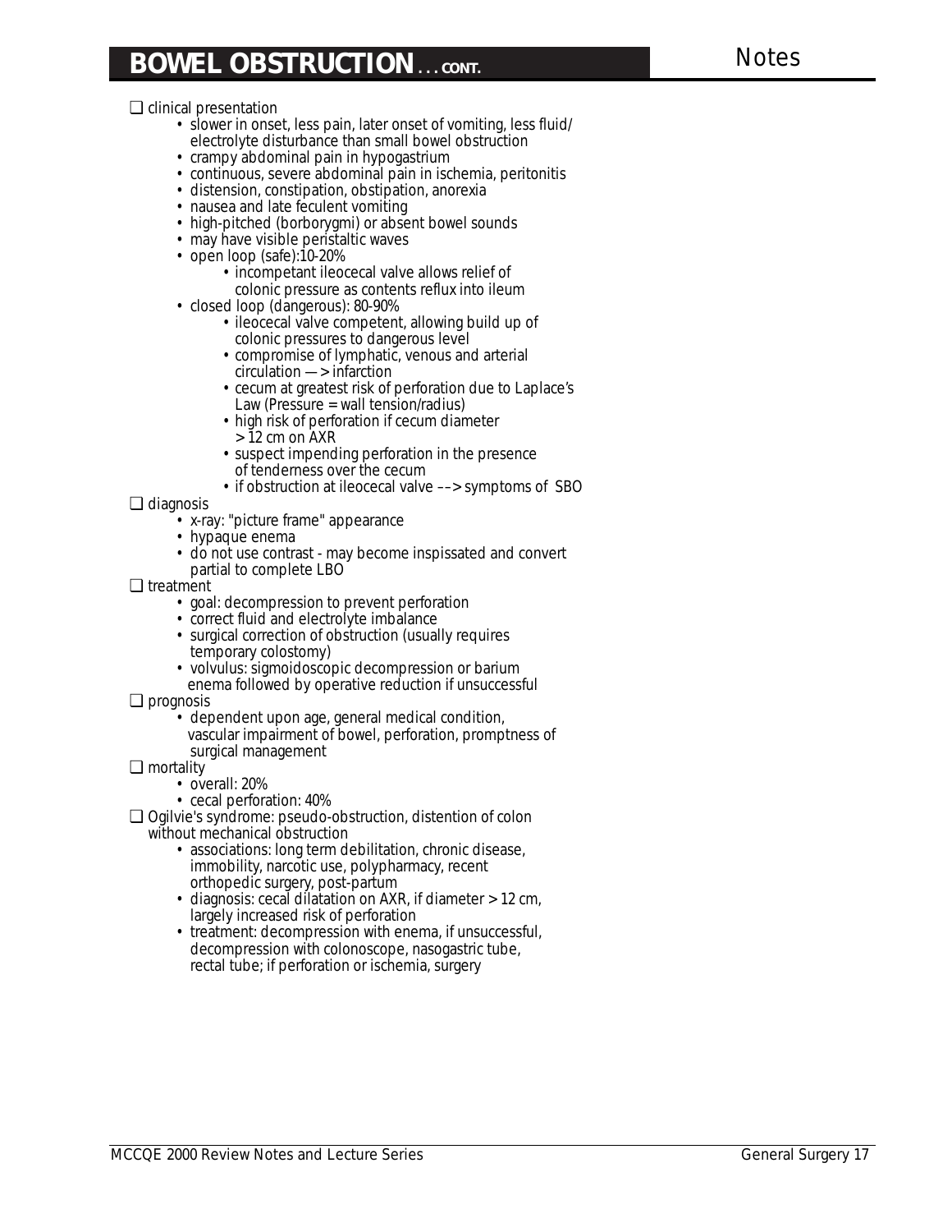## BOWEL OBSTRUCTION . . . CONT.

Notes

❏ clinical presentation
- slower in onset, less pain, later onset of vomiting, less fluid/ electrolyte disturbance than small bowel obstruction
- crampy abdominal pain in hypogastrium
- continuous, severe abdominal pain in ischemia, peritonitis
- distension, constipation, obstipation, anorexia
- nausea and late feculent vomiting
- high-pitched (borborygmi) or absent bowel sounds
- may have visible peristaltic waves
- open loop (safe):10-20%
  - incompetant ileocecal valve allows relief of colonic pressure as contents reflux into ileum
- closed loop (dangerous): 80-90%
  - ileocecal valve competent, allowing build up of colonic pressures to dangerous level
  - compromise of lymphatic, venous and arterial circulation —> infarction
  - cecum at greatest risk of perforation due to Laplace's Law (Pressure = wall tension/radius)
  - high risk of perforation if cecum diameter > 12 cm on AXR
  - suspect impending perforation in the presence of tenderness over the cecum
  - if obstruction at ileocecal valve ––> symptoms of SBO

❏ diagnosis
- x-ray: "picture frame" appearance
- hypaque enema
- do not use contrast - may become inspissated and convert partial to complete LBO

❏ treatment
- goal: decompression to prevent perforation
- correct fluid and electrolyte imbalance
- surgical correction of obstruction (usually requires temporary colostomy)
- volvulus: sigmoidoscopic decompression or barium enema followed by operative reduction if unsuccessful

❏ prognosis
- dependent upon age, general medical condition, vascular impairment of bowel, perforation, promptness of surgical management

❏ mortality
- overall: 20%
- cecal perforation: 40%

❏ Ogilvie's syndrome: pseudo-obstruction, distention of colon without mechanical obstruction
- associations: long term debilitation, chronic disease, immobility, narcotic use, polypharmacy, recent orthopedic surgery, post-partum
- diagnosis: cecal dilatation on AXR, if diameter > 12 cm, largely increased risk of perforation
- treatment: decompression with enema, if unsuccessful, decompression with colonoscope, nasogastric tube, rectal tube; if perforation or ischemia, surgery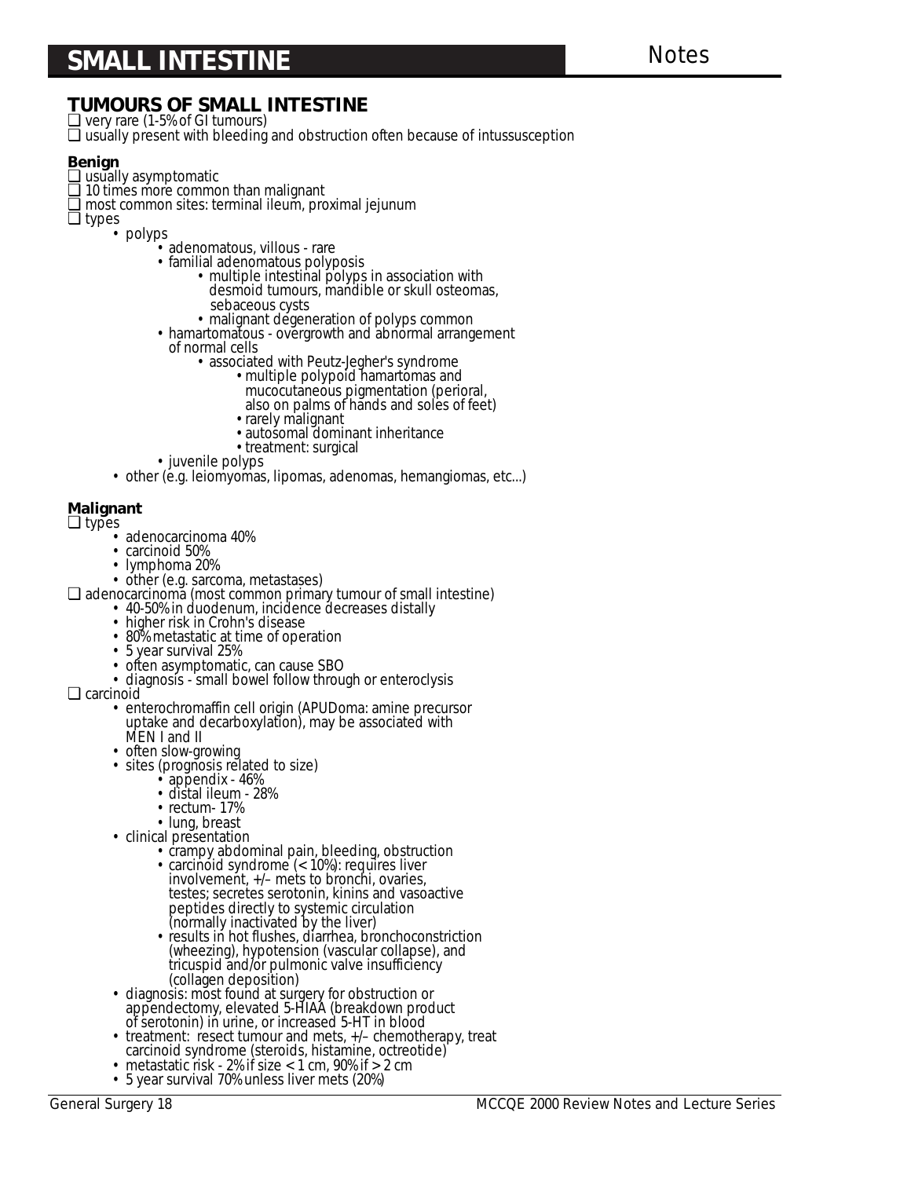## TUMOURS OF SMALL INTESTINE

- very rare (1-5% of GI tumours)
- usually present with bleeding and obstruction often because of intussusception

### Benign

- usually asymptomatic
- 10 times more common than malignant
- most common sites: terminal ileum, proximal jejunum
- types
  - polyps
    - adenomatous, villous - rare
    - familial adenomatous polyposis
      - multiple intestinal polyps in association with desmoid tumours, mandible or skull osteomas, sebaceous cysts
      - malignant degeneration of polyps common
    - hamartomatous - overgrowth and abnormal arrangement of normal cells
      - associated with Peutz-Jegher's syndrome
        - multiple polypoid hamartomas and mucocutaneous pigmentation (perioral, also on palms of hands and soles of feet)
        - rarely malignant
        - autosomal dominant inheritance
        - treatment: surgical
    - juvenile polyps
  - other (e.g. leiomyomas, lipomas, adenomas, hemangiomas, etc...)

### Malignant

- types
  - adenocarcinoma 40%
  - carcinoid 50%
  - lymphoma 20%
  - other (e.g. sarcoma, metastases)
- adenocarcinoma (most common primary tumour of small intestine)
  - 40-50% in duodenum, incidence decreases distally
  - higher risk in Crohn's disease
  - 80% metastatic at time of operation
  - 5 year survival 25%
  - often asymptomatic, can cause SBO
  - diagnosis - small bowel follow through or enteroclysis
- carcinoid
  - enterochromaffin cell origin (APUDoma: amine precursor uptake and decarboxylation), may be associated with MEN I and II
  - often slow-growing
  - sites (prognosis related to size)
    - appendix - 46%
    - distal ileum - 28%
    - rectum- 17%
    - lung, breast
  - clinical presentation
    - crampy abdominal pain, bleeding, obstruction
    - carcinoid syndrome (< 10%): requires liver involvement, +/– mets to bronchi, ovaries, testes; secretes serotonin, kinins and vasoactive peptides directly to systemic circulation (normally inactivated by the liver)
    - results in hot flushes, diarrhea, bronchoconstriction (wheezing), hypotension (vascular collapse), and tricuspid and/or pulmonic valve insufficiency (collagen deposition)
  - diagnosis: most found at surgery for obstruction or appendectomy, elevated 5-HIAA (breakdown product of serotonin) in urine, or increased 5-HT in blood
  - treatment: resect tumour and mets, +/– chemotherapy, treat carcinoid syndrome (steroids, histamine, octreotide)
  - metastatic risk - 2% if size < 1 cm, 90% if > 2 cm
  - 5 year survival 70% unless liver mets (20%)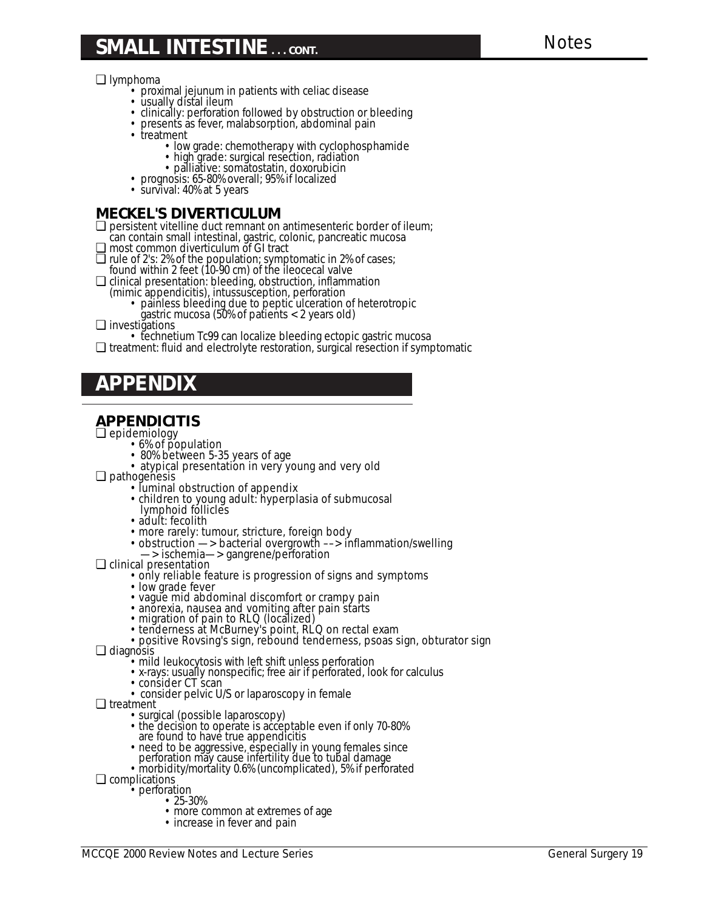## SMALL INTESTINE . . . CONT.

- lymphoma
  - proximal jejunum in patients with celiac disease
  - usually distal ileum
  - clinically: perforation followed by obstruction or bleeding
  - presents as fever, malabsorption, abdominal pain
  - treatment
    - low grade: chemotherapy with cyclophosphamide
    - high grade: surgical resection, radiation
    - palliative: somatostatin, doxorubicin
  - prognosis: 65-80% overall; 95% if localized
  - survival: 40% at 5 years

### MECKEL'S DIVERTICULUM

- persistent vitelline duct remnant on antimesenteric border of ileum; can contain small intestinal, gastric, colonic, pancreatic mucosa
- most common diverticulum of GI tract
- rule of 2's: 2% of the population; symptomatic in 2% of cases; found within 2 feet (10-90 cm) of the ileocecal valve
- clinical presentation: bleeding, obstruction, inflammation (mimic appendicitis), intussusception, perforation
  - painless bleeding due to peptic ulceration of heterotropic gastric mucosa (50% of patients < 2 years old)
- investigations
  - technetium Tc99 can localize bleeding ectopic gastric mucosa
- treatment: fluid and electrolyte restoration, surgical resection if symptomatic

## APPENDIX

### APPENDICITIS

- epidemiology
  - 6% of population
  - 80% between 5-35 years of age
  - atypical presentation in very young and very old
- pathogenesis
  - luminal obstruction of appendix
  - children to young adult: hyperplasia of submucosal lymphoid follicles
  - adult: fecolith
  - more rarely: tumour, stricture, foreign body
  - obstruction —> bacterial overgrowth ––> inflammation/swelling —> ischemia—> gangrene/perforation
- clinical presentation
  - only reliable feature is progression of signs and symptoms
  - low grade fever
  - vague mid abdominal discomfort or crampy pain
  - anorexia, nausea and vomiting after pain starts
  - migration of pain to RLQ (localized)
  - tenderness at McBurney's point, RLQ on rectal exam
  - positive Rovsing's sign, rebound tenderness, psoas sign, obturator sign
- diagnosis
  - mild leukocytosis with left shift unless perforation
  - x-rays: usually nonspecific; free air if perforated, look for calculus
  - consider CT scan
  - consider pelvic U/S or laparoscopy in female
- treatment
  - surgical (possible laparoscopy)
  - the decision to operate is acceptable even if only 70-80% are found to have true appendicitis
  - need to be aggressive, especially in young females since perforation may cause infertility due to tubal damage
  - morbidity/mortality 0.6% (uncomplicated), 5% if perforated
- complications
  - perforation
    - 25-30%
    - more common at extremes of age
    - increase in fever and pain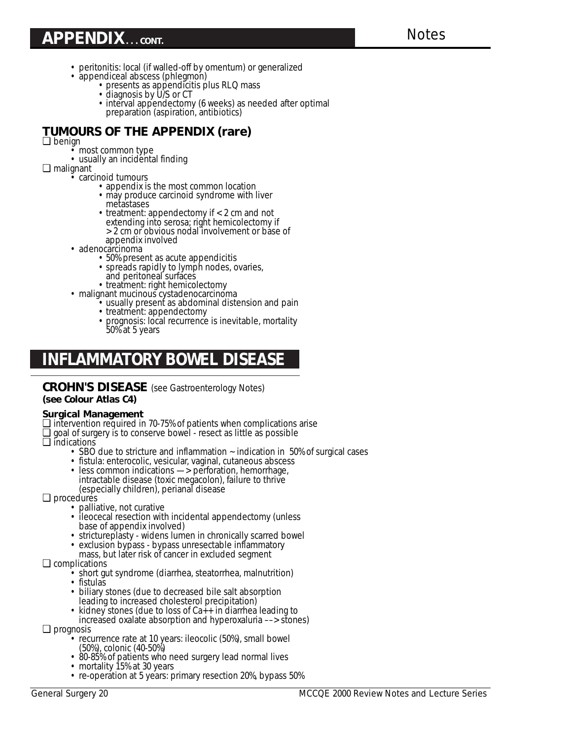# APPENDIX... CONT.

- peritonitis: local (if walled-off by omentum) or generalized
- appendiceal abscess (phlegmon)
  - presents as appendicitis plus RLQ mass
  - diagnosis by U/S or CT
  - interval appendectomy (6 weeks) as needed after optimal preparation (aspiration, antibiotics)

## TUMOURS OF THE APPENDIX (rare)

- ❑ benign
  - most common type
  - usually an incidental finding
- ❑ malignant
  - carcinoid tumours
    - appendix is the most common location
    - may produce carcinoid syndrome with liver metastases
    - treatment: appendectomy if < 2 cm and not extending into serosa; right hemicolectomy if > 2 cm or obvious nodal involvement or base of appendix involved
  - adenocarcinoma
    - 50% present as acute appendicitis
    - spreads rapidly to lymph nodes, ovaries, and peritoneal surfaces
    - treatment: right hemicolectomy
  - malignant mucinous cystadenocarcinoma
    - usually present as abdominal distension and pain
    - treatment: appendectomy
    - prognosis: local recurrence is inevitable, mortality 50% at 5 years

# INFLAMMATORY BOWEL DISEASE

## CROHN'S DISEASE (see Gastroenterology Notes)
**(see Colour Atlas C4)**

### Surgical Management

- ❑ intervention required in 70-75% of patients when complications arise
- ❑ goal of surgery is to conserve bowel - resect as little as possible
- ❑ indications
  - SBO due to stricture and inflammation ~ indication in 50% of surgical cases
  - fistula: enterocolic, vesicular, vaginal, cutaneous abscess
  - less common indications —> perforation, hemorrhage, intractable disease (toxic megacolon), failure to thrive (especially children), perianal disease
- ❑ procedures
  - palliative, not curative
  - ileocecal resection with incidental appendectomy (unless base of appendix involved)
  - strictureplasty - widens lumen in chronically scarred bowel
  - exclusion bypass - bypass unresectable inflammatory mass, but later risk of cancer in excluded segment
- ❑ complications
  - short gut syndrome (diarrhea, steatorrhea, malnutrition)
  - fistulas
  - biliary stones (due to decreased bile salt absorption leading to increased cholesterol precipitation)
  - kidney stones (due to loss of $Ca^{++}$ in diarrhea leading to increased oxalate absorption and hyperoxaluria ––> stones)
- ❑ prognosis
  - recurrence rate at 10 years: ileocolic (50%), small bowel (50%), colonic (40-50%)
  - 80-85% of patients who need surgery lead normal lives
  - mortality 15% at 30 years
  - re-operation at 5 years: primary resection 20%, bypass 50%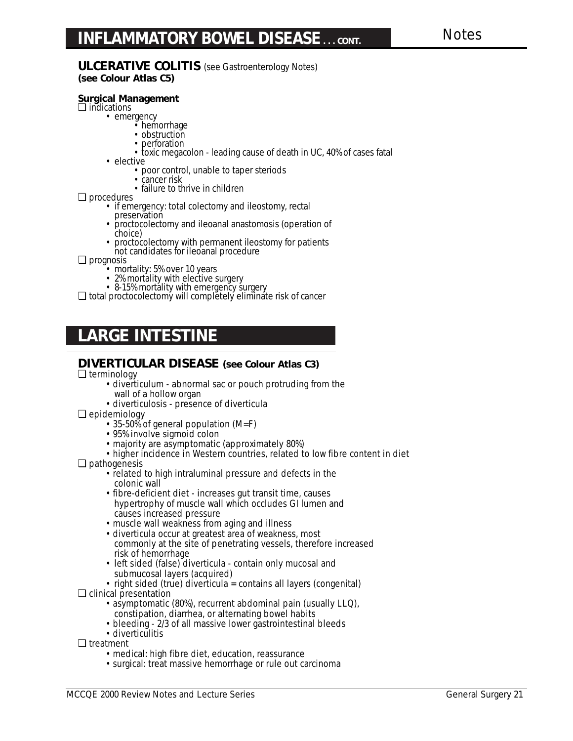# INFLAMMATORY BOWEL DESEASE . . . CONT.

Notes

## ULCERATIVE COLITIS (see Gastroenterology Notes)
**(see Colour Atlas C5)**

### Surgical Management

- indications
  - emergency
    - hemorrhage
    - obstruction
    - perforation
    - toxic megacolon - leading cause of death in UC, 40% of cases fatal
  - elective
    - poor control, unable to taper steriods
    - cancer risk
    - failure to thrive in children
- procedures
  - if emergency: total colectomy and ileostomy, rectal preservation
  - proctocolectomy and ileoanal anastomosis (operation of choice)
  - proctocolectomy with permanent ileostomy for patients not candidates for ileoanal procedure
- prognosis
  - mortality: 5% over 10 years
  - 2% mortality with elective surgery
  - 8-15% mortality with emergency surgery
- total proctocolectomy will completely eliminate risk of cancer

# LARGE INTESTINE

## DIVERTICULAR DISEASE (see Colour Atlas C3)

- terminology
  - diverticulum - abnormal sac or pouch protruding from the wall of a hollow organ
  - diverticulosis - presence of diverticula
- epidemiology
  - 35-50% of general population (M=F)
  - 95% involve sigmoid colon
  - majority are asymptomatic (approximately 80%)
  - higher incidence in Western countries, related to low fibre content in diet
- pathogenesis
  - related to high intraluminal pressure and defects in the colonic wall
  - fibre-deficient diet - increases gut transit time, causes hypertrophy of muscle wall which occludes GI lumen and causes increased pressure
  - muscle wall weakness from aging and illness
  - diverticula occur at greatest area of weakness, most commonly at the site of penetrating vessels, therefore increased risk of hemorrhage
  - left sided (false) diverticula - contain only mucosal and submucosal layers (acquired)
  - right sided (true) diverticula = contains all layers (congenital)
- clinical presentation
  - asymptomatic (80%), recurrent abdominal pain (usually LLQ), constipation, diarrhea, or alternating bowel habits
  - bleeding - 2/3 of all massive lower gastrointestinal bleeds
  - diverticulitis
- treatment
  - medical: high fibre diet, education, reassurance
  - surgical: treat massive hemorrhage or rule out carcinoma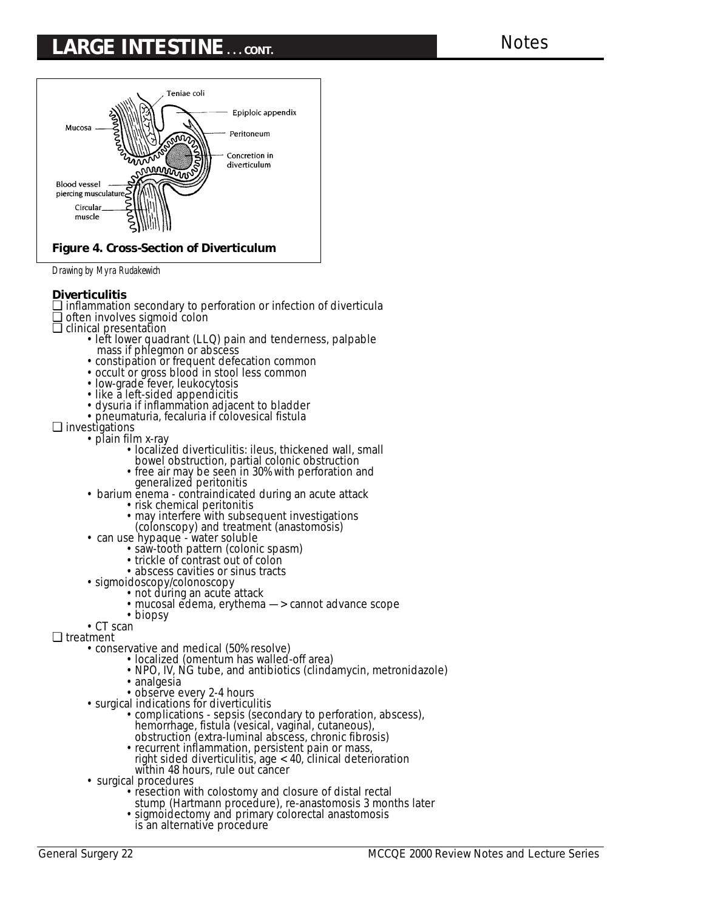Figure 4. Cross-Section of Diverticulum

*Drawing by Myra Rudakewich*

**Diverticulitis**

- inflammation secondary to perforation or infection of diverticula
- often involves sigmoid colon
- clinical presentation
  - left lower quadrant (LLQ) pain and tenderness, palpable mass if phlegmon or abscess
  - constipation or frequent defecation common
  - occult or gross blood in stool less common
  - low-grade fever, leukocytosis
  - like a left-sided appendicitis
  - dysuria if inflammation adjacent to bladder
  - pneumaturia, fecaluria if colovesical fistula
- investigations
  - plain film x-ray
    - localized diverticulitis: ileus, thickened wall, small bowel obstruction, partial colonic obstruction
    - free air may be seen in 30% with perforation and generalized peritonitis
  - barium enema - contraindicated during an acute attack
    - risk chemical peritonitis
    - may interfere with subsequent investigations (colonscopy) and treatment (anastomosis)
  - can use hypaque - water soluble
    - saw-tooth pattern (colonic spasm)
    - trickle of contrast out of colon
    - abscess cavities or sinus tracts
  - sigmoidoscopy/colonoscopy
    - not during an acute attack
    - mucosal edema, erythema —> cannot advance scope
    - biopsy
  - CT scan
- treatment
  - conservative and medical (50% resolve)
    - localized (omentum has walled-off area)
    - NPO, IV, NG tube, and antibiotics (clindamycin, metronidazole)
    - analgesia
    - observe every 2-4 hours
  - surgical indications for diverticulitis
    - complications - sepsis (secondary to perforation, abscess), hemorrhage, fistula (vesical, vaginal, cutaneous), obstruction (extra-luminal abscess, chronic fibrosis)
    - recurrent inflammation, persistent pain or mass, right sided diverticulitis, age < 40, clinical deterioration within 48 hours, rule out cancer
  - surgical procedures
    - resection with colostomy and closure of distal rectal stump (Hartmann procedure), re-anastomosis 3 months later
    - sigmoidectomy and primary colorectal anastomosis is an alternative procedure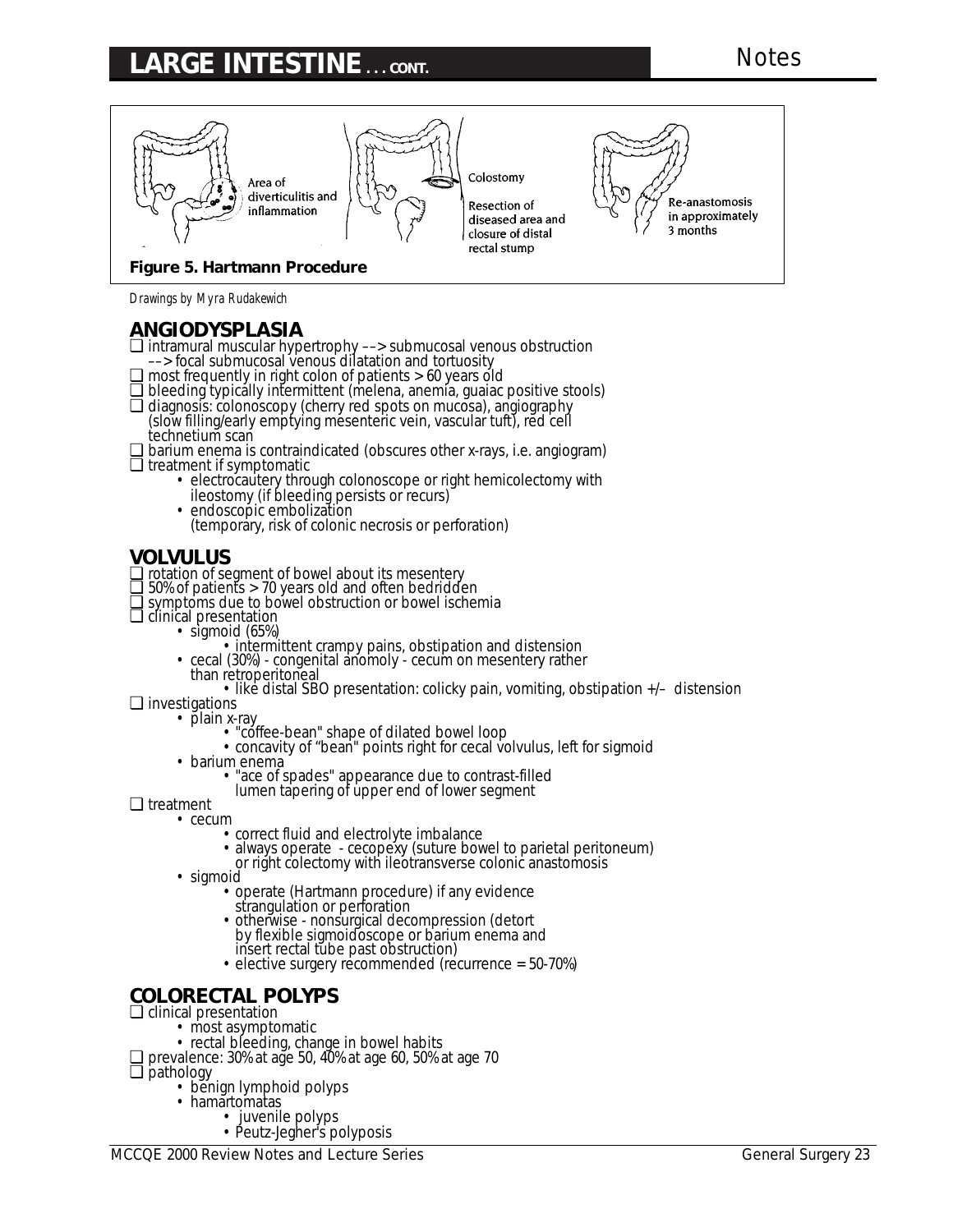Area of diverticulitis and inflammation

Colostomy

Resection of diseased area and closure of distal rectal stump

Re-anastomosis in approximately 3 months

**Figure 5. Hartmann Procedure**

*Drawings by Myra Rudakewich*

## ANGIODYSPLASIA

- ❏ intramural muscular hypertrophy ––> submucosal venous obstruction ––> focal submucosal venous dilatation and tortuosity
- ❏ most frequently in right colon of patients > 60 years old
- ❏ bleeding typically intermittent (melena, anemia, guaiac positive stools)
- ❏ diagnosis: colonoscopy (cherry red spots on mucosa), angiography (slow filling/early emptying mesenteric vein, vascular tuft), red cell technetium scan
- ❏ barium enema is contraindicated (obscures other x-rays, i.e. angiogram)
- ❏ treatment if symptomatic
  - electrocautery through colonoscope or right hemicolectomy with ileostomy (if bleeding persists or recurs)
  - endoscopic embolization (temporary, risk of colonic necrosis or perforation)

## VOLVULUS

- ❏ rotation of segment of bowel about its mesentery
- ❏ 50% of patients > 70 years old and often bedridden
- ❏ symptoms due to bowel obstruction or bowel ischemia
- ❏ clinical presentation
  - sigmoid (65%)
    - intermittent crampy pains, obstipation and distension
  - cecal (30%) - congenital anomoly - cecum on mesentery rather than retroperitoneal
    - like distal SBO presentation: colicky pain, vomiting, obstipation +/– distension
- ❏ investigations
  - plain x-ray
    - "coffee-bean" shape of dilated bowel loop
    - concavity of "bean" points right for cecal volvulus, left for sigmoid
  - barium enema
    - "ace of spades" appearance due to contrast-filled lumen tapering of upper end of lower segment
- ❏ treatment
  - cecum
    - correct fluid and electrolyte imbalance
    - always operate - cecopexy (suture bowel to parietal peritoneum) or right colectomy with ileotransverse colonic anastomosis
  - sigmoid
    - operate (Hartmann procedure) if any evidence strangulation or perforation
    - otherwise - nonsurgical decompression (detort by flexible sigmoidoscope or barium enema and insert rectal tube past obstruction)
    - elective surgery recommended (recurrence = 50-70%)

## COLORECTAL POLYPS

- ❏ clinical presentation
  - most asymptomatic
  - rectal bleeding, change in bowel habits
- ❏ prevalence: 30% at age 50, 40% at age 60, 50% at age 70
- ❏ pathology
  - benign lymphoid polyps
  - hamartomatas
    - juvenile polyps
    - Peutz-Jegher's polyposis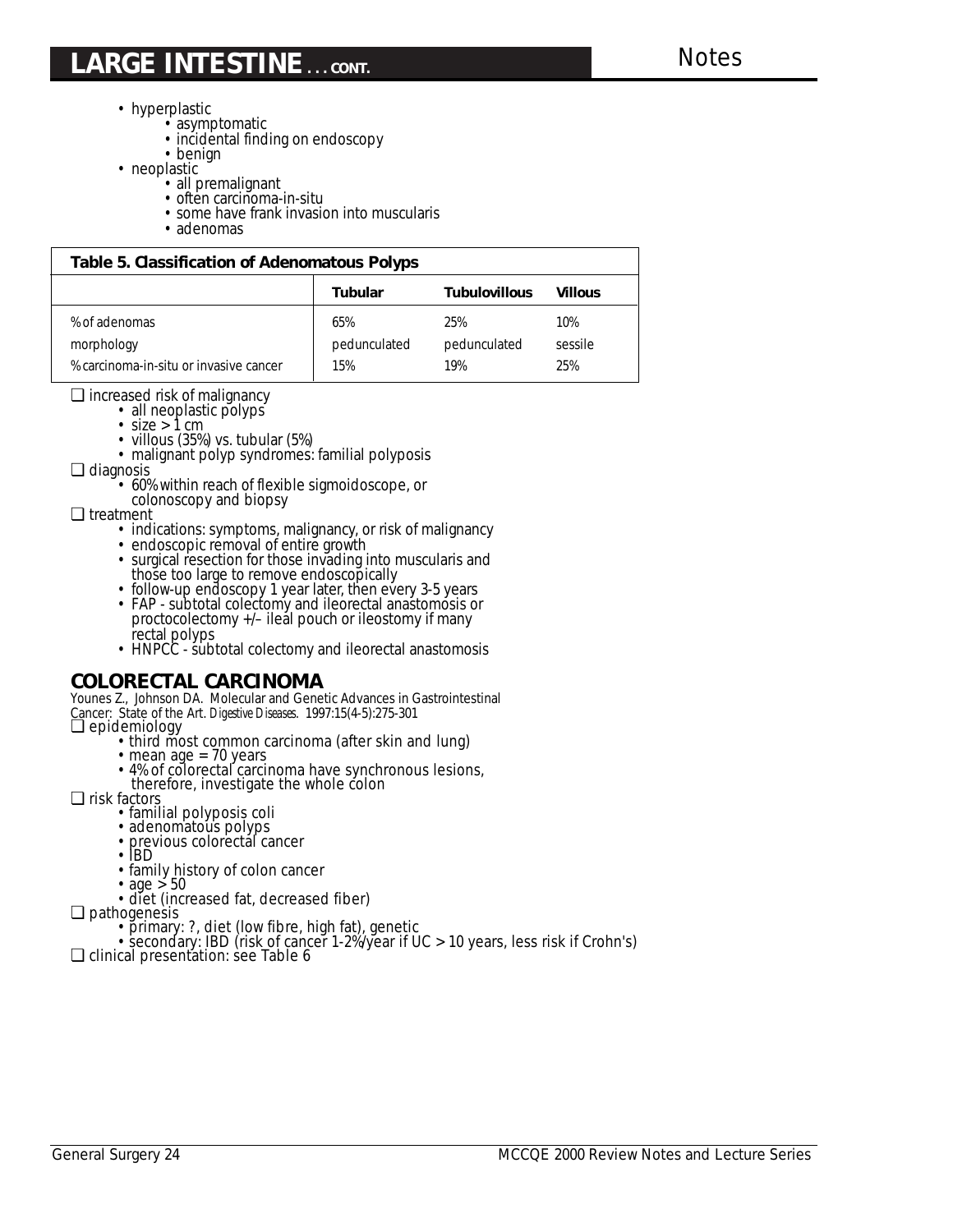- hyperplastic
  - asymptomatic
  - incidental finding on endoscopy
  - benign
- neoplastic
  - all premalignant
  - often carcinoma-in-situ
  - some have frank invasion into muscularis
  - adenomas

**Table 5. Classification of Adenomatous Polyps**

| | Tubular | Tubulovillous | Villous |
|---|---|---|---|
| % of adenomas | 65% | 25% | 10% |
| morphology | pedunculated | pedunculated | sessile |
| % carcinoma-in-situ or invasive cancer | 15% | 19% | 25% |

❑ increased risk of malignancy
  - all neoplastic polyps
  - size > 1 cm
  - villous (35%) vs. tubular (5%)
  - malignant polyp syndromes: familial polyposis

❑ diagnosis
  - 60% within reach of flexible sigmoidoscope, or colonoscopy and biopsy

❑ treatment
  - indications: symptoms, malignancy, or risk of malignancy
  - endoscopic removal of entire growth
  - surgical resection for those invading into muscularis and those too large to remove endoscopically
  - follow-up endoscopy 1 year later, then every 3-5 years
  - FAP - subtotal colectomy and ileorectal anastomosis or proctocolectomy +/– ileal pouch or ileostomy if many rectal polyps
  - HNPCC - subtotal colectomy and ileorectal anastomosis

## COLORECTAL CARCINOMA

Younes Z., Johnson DA. Molecular and Genetic Advances in Gastrointestinal Cancer: State of the Art. *Digestive Diseases.* 1997:15(4-5):275-301

❑ epidemiology
  - third most common carcinoma (after skin and lung)
  - mean age = 70 years
  - 4% of colorectal carcinoma have synchronous lesions, therefore, investigate the whole colon

❑ risk factors
  - familial polyposis coli
  - adenomatous polyps
  - previous colorectal cancer
  - IBD
  - family history of colon cancer
  - age > 50
  - diet (increased fat, decreased fiber)

❑ pathogenesis
  - primary: ?, diet (low fibre, high fat), genetic
  - secondary: IBD (risk of cancer 1-2%/year if UC > 10 years, less risk if Crohn's)

❑ clinical presentation: see Table 6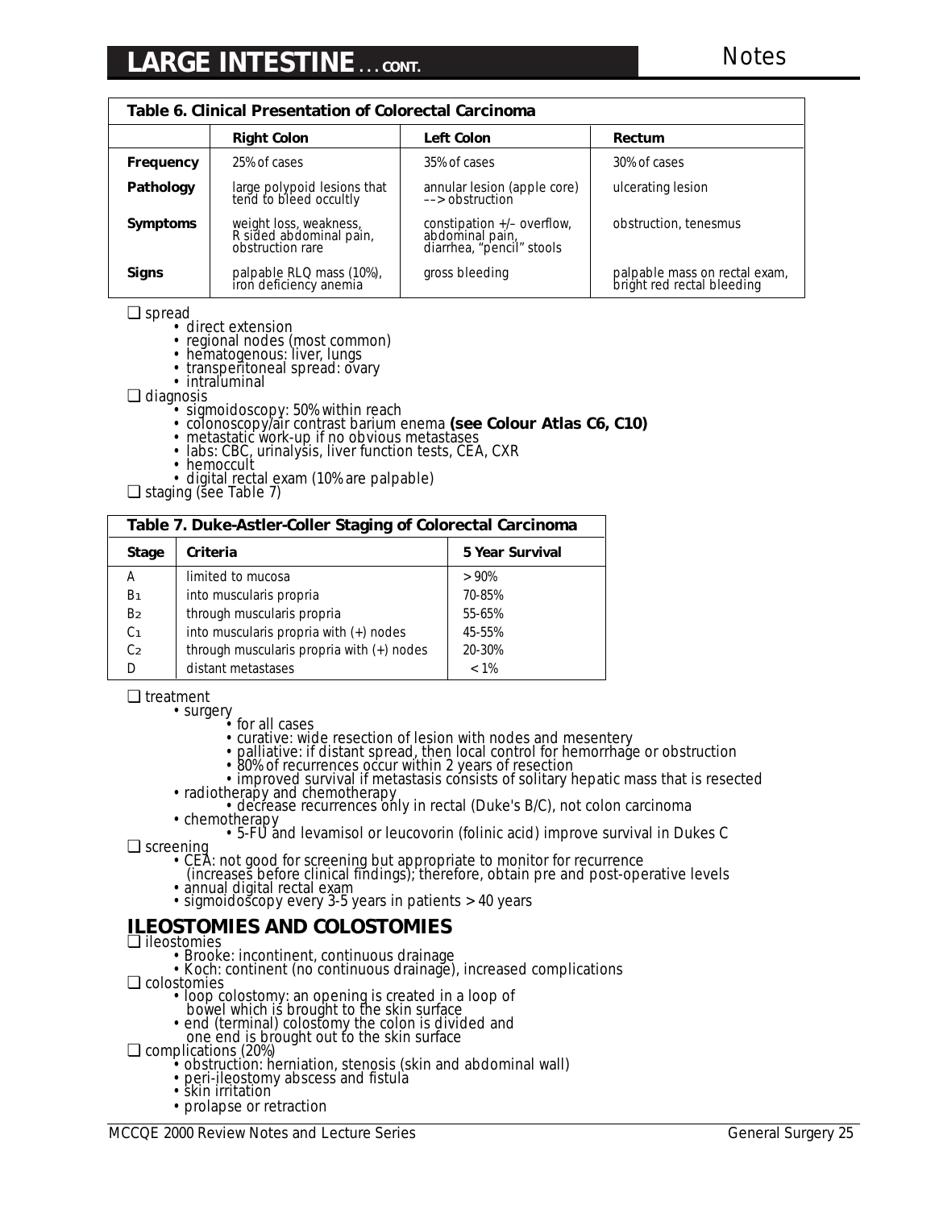## LARGE INTESTINE . . . CONT.

| Table 6. Clinical Presentation of Colorectal Carcinoma | | | |
|---|---|---|---|
| | **Right Colon** | **Left Colon** | **Rectum** |
| **Frequency** | 25% of cases | 35% of cases | 30% of cases |
| **Pathology** | large polypoid lesions that tend to bleed occultly | annular lesion (apple core) --> obstruction | ulcerating lesion |
| **Symptoms** | weight loss, weakness, R sided abdominal pain, obstruction rare | constipation +/– overflow, abdominal pain, diarrhea, "pencil" stools | obstruction, tenesmus |
| **Signs** | palpable RLQ mass (10%), iron deficiency anemia | gross bleeding | palpable mass on rectal exam, bright red rectal bleeding |

- spread
  - direct extension
  - regional nodes (most common)
  - hematogenous: liver, lungs
  - transperitoneal spread: ovary
  - intraluminal
- diagnosis
  - sigmoidoscopy: 50% within reach
  - colonoscopy/air contrast barium enema **(see Colour Atlas C6, C10)**
  - metastatic work-up if no obvious metastases
  - labs: CBC, urinalysis, liver function tests, CEA, CXR
  - hemoccult
  - digital rectal exam (10% are palpable)
- staging (see Table 7)

| Table 7. Duke-Astler-Coller Staging of Colorectal Carcinoma | | |
|---|---|---|
| **Stage** | **Criteria** | **5 Year Survival** |
| A | limited to mucosa | > 90% |
| $B_1$ | into muscularis propria | 70-85% |
| $B_2$ | through muscularis propria | 55-65% |
| $C_1$ | into muscularis propria with (+) nodes | 45-55% |
| $C_2$ | through muscularis propria with (+) nodes | 20-30% |
| D | distant metastases | < 1% |

- treatment
  - surgery
    - for all cases
    - curative: wide resection of lesion with nodes and mesentery
    - palliative: if distant spread, then local control for hemorrhage or obstruction
    - 80% of recurrences occur within 2 years of resection
    - improved survival if metastasis consists of solitary hepatic mass that is resected
  - radiotherapy and chemotherapy
    - decrease recurrences only in rectal (Duke's B/C), not colon carcinoma
  - chemotherapy
    - 5-FU and levamisol or leucovorin (folinic acid) improve survival in Dukes C
- screening
  - CEA: not good for screening but appropriate to monitor for recurrence (increases before clinical findings); therefore, obtain pre and post-operative levels
  - annual digital rectal exam
  - sigmoidoscopy every 3-5 years in patients > 40 years

## ILEOSTOMIES AND COLOSTOMIES

- ileostomies
  - Brooke: incontinent, continuous drainage
  - Koch: continent (no continuous drainage), increased complications
- colostomies
  - loop colostomy: an opening is created in a loop of bowel which is brought to the skin surface
  - end (terminal) colostomy the colon is divided and one end is brought out to the skin surface
- complications (20%)
  - obstruction: herniation, stenosis (skin and abdominal wall)
  - peri-ileostomy abscess and fistula
  - skin irritation
  - prolapse or retraction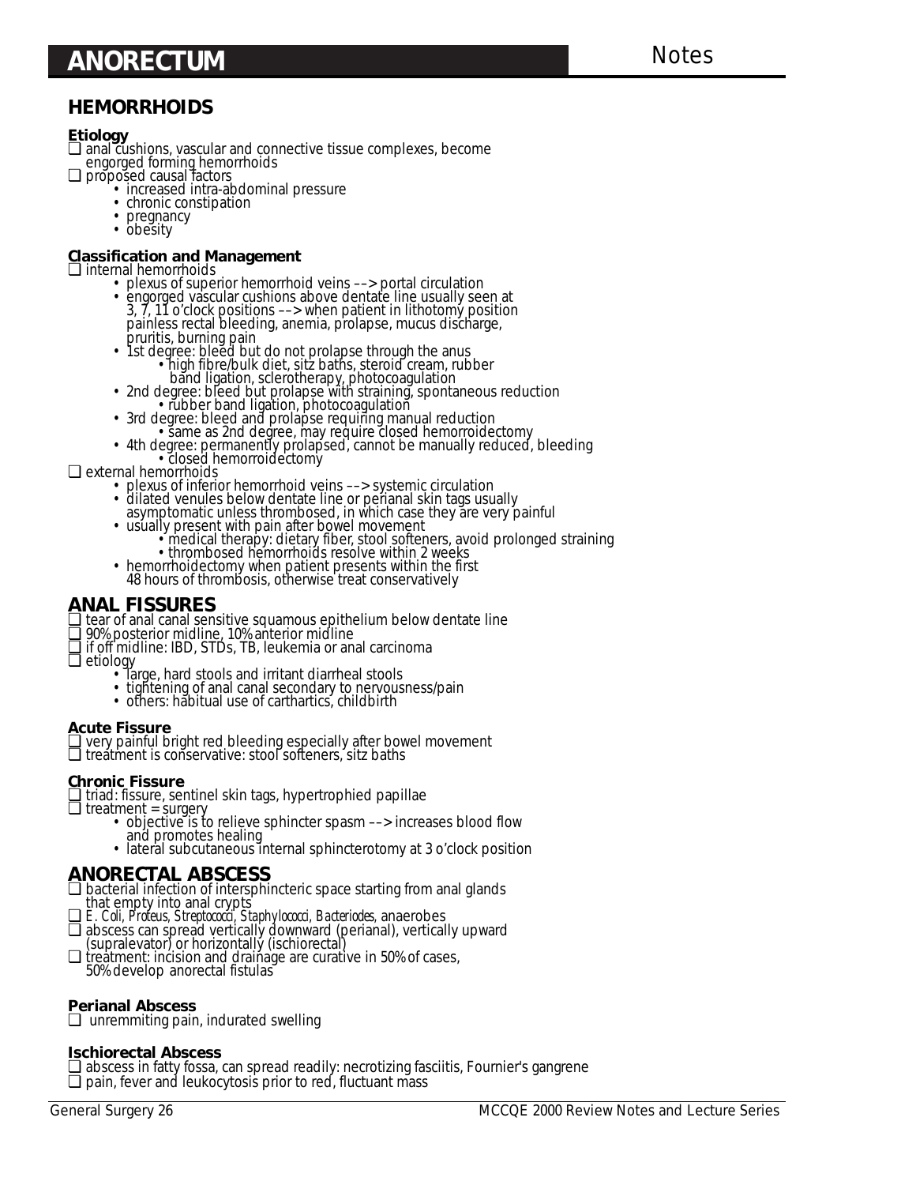# ANORECTUM

## HEMORRHOIDS

### Etiology

- anal cushions, vascular and connective tissue complexes, become engorged forming hemorrhoids
- proposed causal factors
  - increased intra-abdominal pressure
  - chronic constipation
  - pregnancy
  - obesity

### Classification and Management

- internal hemorrhoids
  - plexus of superior hemorrhoid veins ––> portal circulation
  - engorged vascular cushions above dentate line usually seen at 3, 7, 11 o'clock positions ––> when patient in lithotomy position painless rectal bleeding, anemia, prolapse, mucus discharge, pruritis, burning pain
  - 1st degree: bleed but do not prolapse through the anus
    - high fibre/bulk diet, sitz baths, steroid cream, rubber band ligation, sclerotherapy, photocoagulation
  - 2nd degree: bleed but prolapse with straining, spontaneous reduction
    - rubber band ligation, photocoagulation
  - 3rd degree: bleed and prolapse requiring manual reduction
    - same as 2nd degree, may require closed hemorroidectomy
  - 4th degree: permanently prolapsed, cannot be manually reduced, bleeding
    - closed hemorroidectomy
- external hemorrhoids
  - plexus of inferior hemorrhoid veins ––> systemic circulation
  - dilated venules below dentate line or perianal skin tags usually asymptomatic unless thrombosed, in which case they are very painful
  - usually present with pain after bowel movement
    - medical therapy: dietary fiber, stool softeners, avoid prolonged straining
    - thrombosed hemorrhoids resolve within 2 weeks
  - hemorrhoidectomy when patient presents within the first 48 hours of thrombosis, otherwise treat conservatively

## ANAL FISSURES

- tear of anal canal sensitive squamous epithelium below dentate line
- 90% posterior midline, 10% anterior midline
- if off midline: IBD, STDs, TB, leukemia or anal carcinoma
- etiology
  - large, hard stools and irritant diarrheal stools
  - tightening of anal canal secondary to nervousness/pain
  - others: habitual use of carthartics, childbirth

### Acute Fissure

- very painful bright red bleeding especially after bowel movement
- treatment is conservative: stool softeners, sitz baths

### Chronic Fissure

- triad: fissure, sentinel skin tags, hypertrophied papillae
- treatment = surgery
  - objective is to relieve sphincter spasm ––> increases blood flow and promotes healing
  - lateral subcutaneous internal sphincterotomy at 3 o'clock position

## ANORECTAL ABSCESS

- bacterial infection of intersphincteric space starting from anal glands that empty into anal crypts
- *E. Coli, Proteus, Streptococci, Staphylococci, Bacteriodes*, anaerobes
- abscess can spread vertically downward (perianal), vertically upward (supralevator) or horizontally (ischiorectal)
- treatment: incision and drainage are curative in 50% of cases, 50% develop anorectal fistulas

### Perianal Abscess

- unremmiting pain, indurated swelling

### Ischiorectal Abscess

- abscess in fatty fossa, can spread readily: necrotizing fasciitis, Fournier's gangrene
- pain, fever and leukocytosis prior to red, fluctuant mass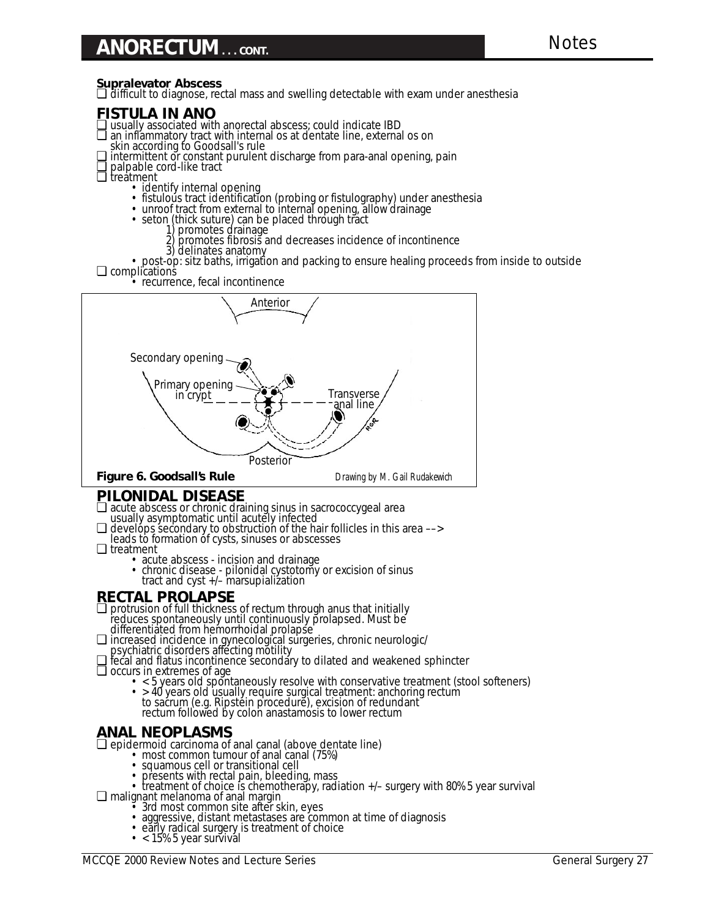# ANORECTUM . . . CONT.

**Supralevator Abscess**

- difficult to diagnose, rectal mass and swelling detectable with exam under anesthesia

## FISTULA IN ANO

- usually associated with anorectal abscess; could indicate IBD
- an inflammatory tract with internal os at dentate line, external os on skin according to Goodsall's rule
- intermittent or constant purulent discharge from para-anal opening, pain
- palpable cord-like tract
- treatment
  - identify internal opening
  - fistulous tract identification (probing or fistulography) under anesthesia
  - unroof tract from external to internal opening, allow drainage
  - seton (thick suture) can be placed through tract
    1) promotes drainage
    2) promotes fibrosis and decreases incidence of incontinence
    3) delinates anatomy
  - post-op: sitz baths, irrigation and packing to ensure healing proceeds from inside to outside
- complications
  - recurrence, fecal incontinence

Anterior

Secondary opening

Primary opening in crypt

Transverse anal line

Posterior

**Figure 6. Goodsall's Rule** *Drawing by M. Gail Rudakewich*

## PILONIDAL DISEASE

- acute abscess or chronic draining sinus in sacrococcygeal area usually asymptomatic until acutely infected
- develops secondary to obstruction of the hair follicles in this area –-> leads to formation of cysts, sinuses or abscesses
- treatment
  - acute abscess - incision and drainage
  - chronic disease - pilonidal cystotomy or excision of sinus tract and cyst +/– marsupialization

## RECTAL PROLAPSE

- protrusion of full thickness of rectum through anus that initially reduces spontaneously until continuously prolapsed. Must be differentiated from hemorrhoidal prolapse
- increased incidence in gynecological surgeries, chronic neurologic/ psychiatric disorders affecting motility
- fecal and flatus incontinence secondary to dilated and weakened sphincter
- occurs in extremes of age
  - < 5 years old spontaneously resolve with conservative treatment (stool softeners)
  - > 40 years old usually require surgical treatment: anchoring rectum to sacrum (e.g. Ripstein procedure), excision of redundant rectum followed by colon anastamosis to lower rectum

## ANAL NEOPLASMS

- epidermoid carcinoma of anal canal (above dentate line)
  - most common tumour of anal canal (75%)
  - squamous cell or transitional cell
  - presents with rectal pain, bleeding, mass
  - treatment of choice is chemotherapy, radiation +/– surgery with 80% 5 year survival
- malignant melanoma of anal margin
  - 3rd most common site after skin, eyes
  - aggressive, distant metastases are common at time of diagnosis
  - early radical surgery is treatment of choice
  - < 15% 5 year survival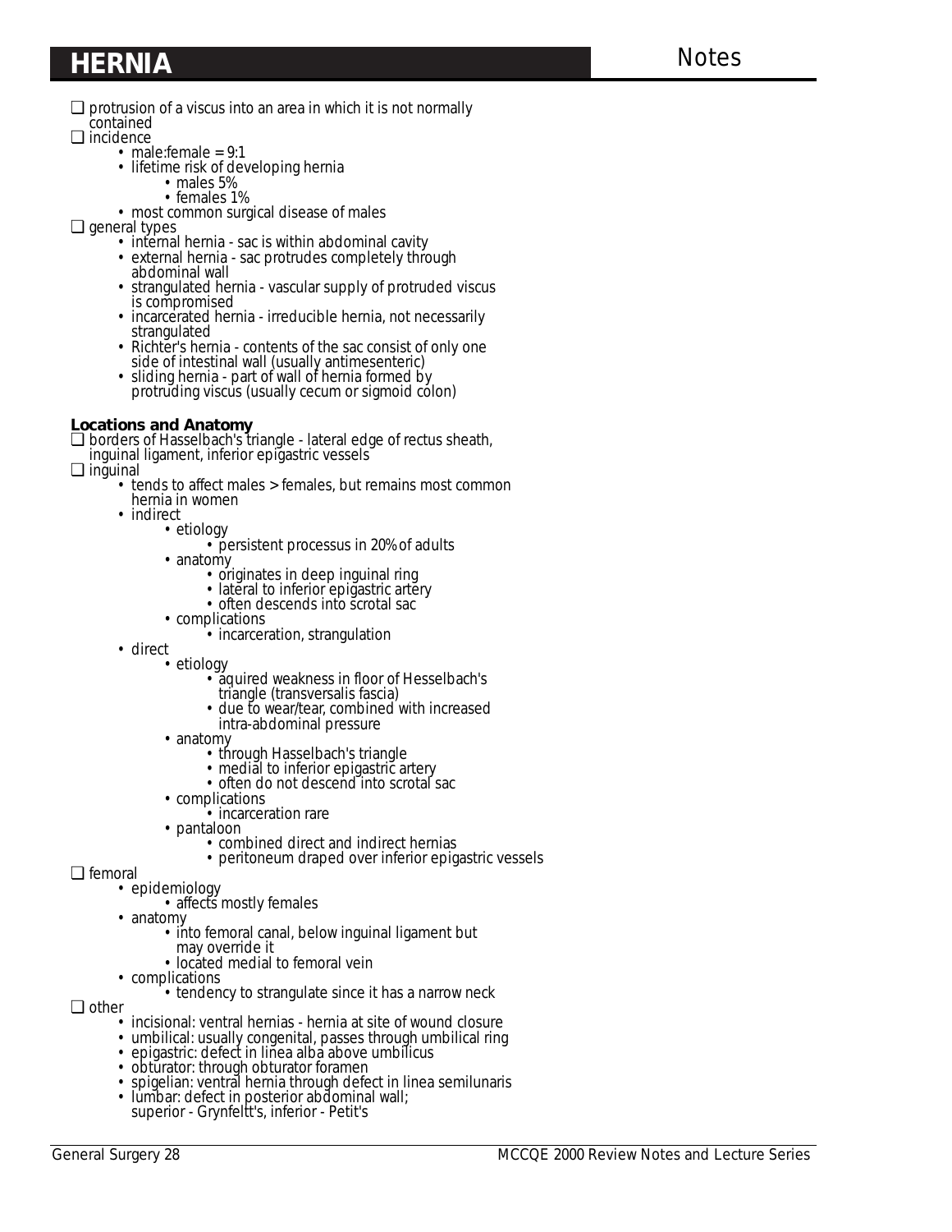# HERNIA

Notes

- ❑ protrusion of a viscus into an area in which it is not normally contained
- ❑ incidence
  - male:female = 9:1
  - lifetime risk of developing hernia
    - males 5%
    - females 1%
  - most common surgical disease of males
- ❑ general types
  - internal hernia - sac is within abdominal cavity
  - external hernia - sac protrudes completely through abdominal wall
  - strangulated hernia - vascular supply of protruded viscus is compromised
  - incarcerated hernia - irreducible hernia, not necessarily strangulated
  - Richter's hernia - contents of the sac consist of only one side of intestinal wall (usually antimesenteric)
  - sliding hernia - part of wall of hernia formed by protruding viscus (usually cecum or sigmoid colon)

**Locations and Anatomy**

- ❑ borders of Hasselbach's triangle - lateral edge of rectus sheath, inguinal ligament, inferior epigastric vessels
- ❑ inguinal
  - tends to affect males > females, but remains most common hernia in women
  - indirect
    - etiology
      - persistent processus in 20% of adults
    - anatomy
      - originates in deep inguinal ring
      - lateral to inferior epigastric artery
      - often descends into scrotal sac
    - complications
      - incarceration, strangulation
  - direct
    - etiology
      - aquired weakness in floor of Hesselbach's triangle (transversalis fascia)
      - due to wear/tear, combined with increased intra-abdominal pressure
    - anatomy
      - through Hasselbach's triangle
      - medial to inferior epigastric artery
      - often do not descend into scrotal sac
    - complications
      - incarceration rare
    - pantaloon
      - combined direct and indirect hernias
      - peritoneum draped over inferior epigastric vessels
- ❑ femoral
  - epidemiology
    - affects mostly females
  - anatomy
    - into femoral canal, below inguinal ligament but may override it
    - located medial to femoral vein
  - complications
    - tendency to strangulate since it has a narrow neck
- ❑ other
  - incisional: ventral hernias - hernia at site of wound closure
  - umbilical: usually congenital, passes through umbilical ring
  - epigastric: defect in linea alba above umbilicus
  - obturator: through obturator foramen
  - spigelian: ventral hernia through defect in linea semilunaris
  - lumbar: defect in posterior abdominal wall; superior - Grynfeltt's, inferior - Petit's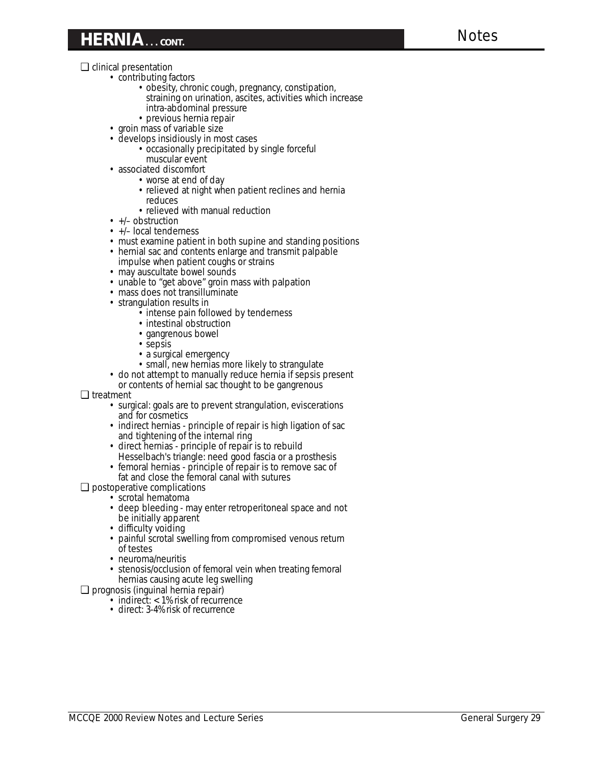## HERNIA . . . CONT.

- clinical presentation
  - contributing factors
    - obesity, chronic cough, pregnancy, constipation, straining on urination, ascites, activities which increase intra-abdominal pressure
    - previous hernia repair
  - groin mass of variable size
  - develops insidiously in most cases
    - occasionally precipitated by single forceful muscular event
  - associated discomfort
    - worse at end of day
    - relieved at night when patient reclines and hernia reduces
    - relieved with manual reduction
  - +/– obstruction
  - +/– local tenderness
  - must examine patient in both supine and standing positions
  - hernial sac and contents enlarge and transmit palpable impulse when patient coughs or strains
  - may auscultate bowel sounds
  - unable to "get above" groin mass with palpation
  - mass does not transilluminate
  - strangulation results in
    - intense pain followed by tenderness
    - intestinal obstruction
    - gangrenous bowel
    - sepsis
    - a surgical emergency
    - small, new hernias more likely to strangulate
  - do not attempt to manually reduce hernia if sepsis present or contents of hernial sac thought to be gangrenous
- treatment
  - surgical: goals are to prevent strangulation, eviscerations and for cosmetics
  - indirect hernias - principle of repair is high ligation of sac and tightening of the internal ring
  - direct hernias - principle of repair is to rebuild Hesselbach's triangle: need good fascia or a prosthesis
  - femoral hernias - principle of repair is to remove sac of fat and close the femoral canal with sutures
- postoperative complications
  - scrotal hematoma
  - deep bleeding - may enter retroperitoneal space and not be initially apparent
  - difficulty voiding
  - painful scrotal swelling from compromised venous return of testes
  - neuroma/neuritis
  - stenosis/occlusion of femoral vein when treating femoral hernias causing acute leg swelling
- prognosis (inguinal hernia repair)
  - indirect: < 1% risk of recurrence
  - direct: 3-4% risk of recurrence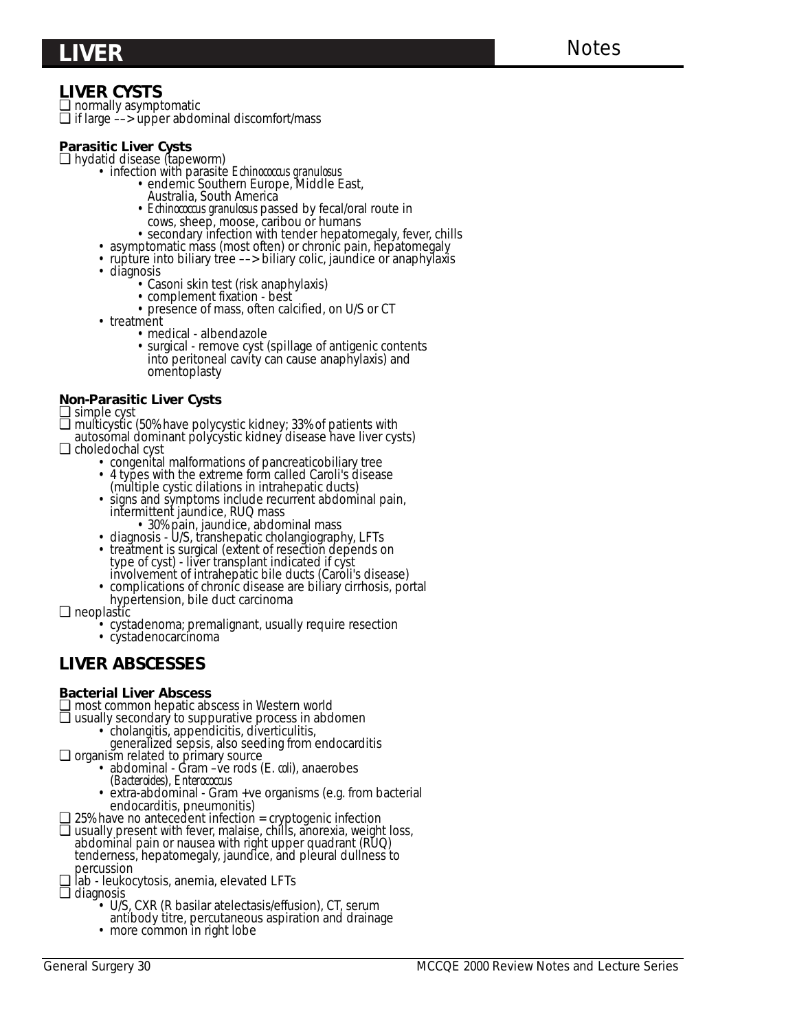# LIVER

## LIVER CYSTS

- normally asymptomatic
- if large ––> upper abdominal discomfort/mass

### Parasitic Liver Cysts

- hydatid disease (tapeworm)
  - infection with parasite *Echinococcus granulosus*
    - endemic Southern Europe, Middle East, Australia, South America
    - *Echinococcus granulosus* passed by fecal/oral route in cows, sheep, moose, caribou or humans
    - secondary infection with tender hepatomegaly, fever, chills
  - asymptomatic mass (most often) or chronic pain, hepatomegaly
  - rupture into biliary tree ––> biliary colic, jaundice or anaphylaxis
  - diagnosis
    - Casoni skin test (risk anaphylaxis)
    - complement fixation - best
    - presence of mass, often calcified, on U/S or CT
  - treatment
    - medical - albendazole
    - surgical - remove cyst (spillage of antigenic contents into peritoneal cavity can cause anaphylaxis) and omentoplasty

### Non-Parasitic Liver Cysts

- simple cyst
- multicystic (50% have polycystic kidney; 33% of patients with autosomal dominant polycystic kidney disease have liver cysts)
- choledochal cyst
  - congenital malformations of pancreaticobiliary tree
  - 4 types with the extreme form called Caroli's disease (multiple cystic dilations in intrahepatic ducts)
  - signs and symptoms include recurrent abdominal pain, intermittent jaundice, RUQ mass
    - 30% pain, jaundice, abdominal mass
  - diagnosis - U/S, transhepatic cholangiography, LFTs
  - treatment is surgical (extent of resection depends on type of cyst) - liver transplant indicated if cyst involvement of intrahepatic bile ducts (Caroli's disease)
  - complications of chronic disease are biliary cirrhosis, portal hypertension, bile duct carcinoma
- neoplastic
  - cystadenoma; premalignant, usually require resection
  - cystadenocarcinoma

## LIVER ABSCESSES

### Bacterial Liver Abscess

- most common hepatic abscess in Western world
- usually secondary to suppurative process in abdomen
  - cholangitis, appendicitis, diverticulitis, generalized sepsis, also seeding from endocarditis
- organism related to primary source
  - abdominal - Gram –ve rods (E. *coli*), anaerobes (*Bacteroides*), *Enterococcus*
  - extra-abdominal - Gram +ve organisms (e.g. from bacterial endocarditis, pneumonitis)
- 25% have no antecedent infection = cryptogenic infection
- usually present with fever, malaise, chills, anorexia, weight loss, abdominal pain or nausea with right upper quadrant (RUQ) tenderness, hepatomegaly, jaundice, and pleural dullness to percussion
- lab - leukocytosis, anemia, elevated LFTs
- diagnosis
  - U/S, CXR (R basilar atelectasis/effusion), CT, serum antibody titre, percutaneous aspiration and drainage
  - more common in right lobe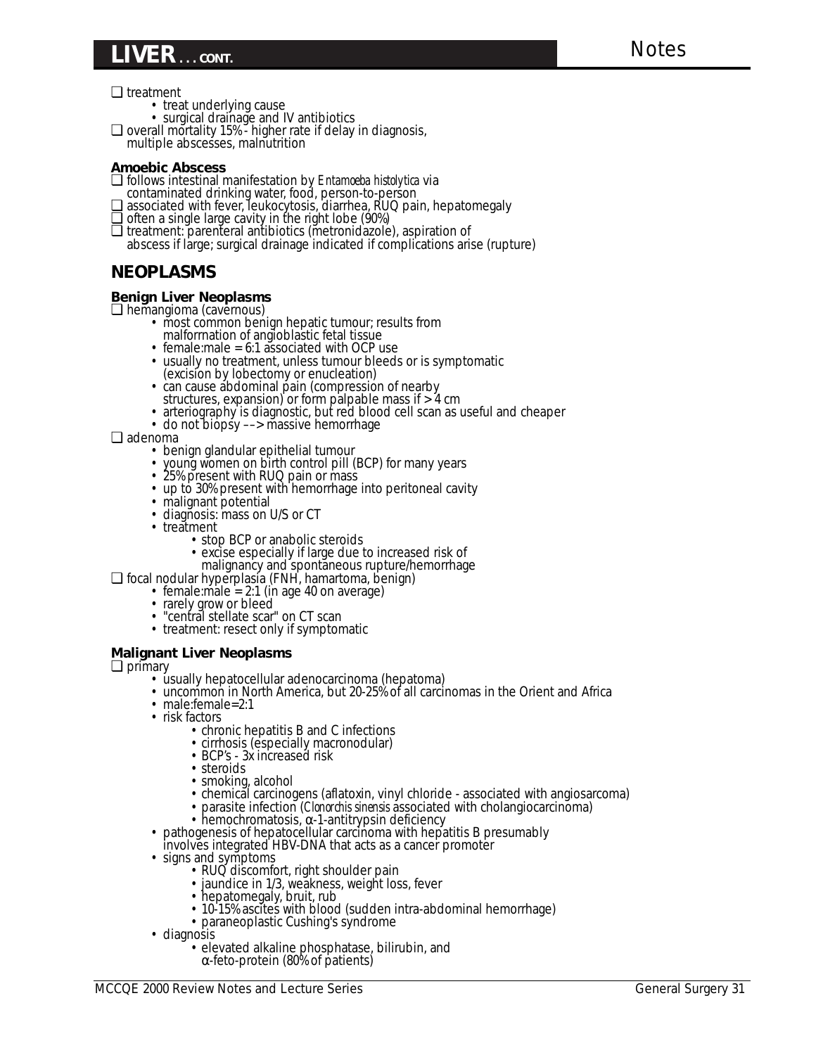# LIVER . . . CONT.

- treatment
  - treat underlying cause
  - surgical drainage and IV antibiotics
- overall mortality 15% - higher rate if delay in diagnosis, multiple abscesses, malnutrition

**Amoebic Abscess**

- follows intestinal manifestation by *Entamoeba histolytica* via contaminated drinking water, food, person-to-person
- associated with fever, leukocytosis, diarrhea, RUQ pain, hepatomegaly
- often a single large cavity in the right lobe (90%)
- treatment: parenteral antibiotics (metronidazole), aspiration of abscess if large; surgical drainage indicated if complications arise (rupture)

## NEOPLASMS

**Benign Liver Neoplasms**

- hemangioma (cavernous)
  - most common benign hepatic tumour; results from malformation of angioblastic fetal tissue
  - female:male = 6:1 associated with OCP use
  - usually no treatment, unless tumour bleeds or is symptomatic (excision by lobectomy or enucleation)
  - can cause abdominal pain (compression of nearby structures, expansion) or form palpable mass if > 4 cm
  - arteriography is diagnostic, but red blood cell scan as useful and cheaper
  - do not biopsy ––> massive hemorrhage
- adenoma
  - benign glandular epithelial tumour
  - young women on birth control pill (BCP) for many years
  - 25% present with RUQ pain or mass
  - up to 30% present with hemorrhage into peritoneal cavity
  - malignant potential
  - diagnosis: mass on U/S or CT
  - treatment
    - stop BCP or anabolic steroids
    - excise especially if large due to increased risk of malignancy and spontaneous rupture/hemorrhage
- focal nodular hyperplasia (FNH, hamartoma, benign)
  - female:male = 2:1 (in age 40 on average)
  - rarely grow or bleed
  - "central stellate scar" on CT scan
  - treatment: resect only if symptomatic

**Malignant Liver Neoplasms**

- primary
  - usually hepatocellular adenocarcinoma (hepatoma)
  - uncommon in North America, but 20-25% of all carcinomas in the Orient and Africa
  - male:female=2:1
  - risk factors
    - chronic hepatitis B and C infections
    - cirrhosis (especially macronodular)
    - BCP's - 3x increased risk
    - steroids
    - smoking, alcohol
    - chemical carcinogens (aflatoxin, vinyl chloride - associated with angiosarcoma)
    - parasite infection (*Clonorchis sinensis* associated with cholangiocarcinoma)
    - hemochromatosis, $\alpha$-1-antitrypsin deficiency
  - pathogenesis of hepatocellular carcinoma with hepatitis B presumably involves integrated HBV-DNA that acts as a cancer promoter
  - signs and symptoms
    - RUQ discomfort, right shoulder pain
    - jaundice in 1/3, weakness, weight loss, fever
    - hepatomegaly, bruit, rub
    - 10-15% ascites with blood (sudden intra-abdominal hemorrhage)
    - paraneoplastic Cushing's syndrome
  - diagnosis
    - elevated alkaline phosphatase, bilirubin, and $\alpha$-feto-protein (80% of patients)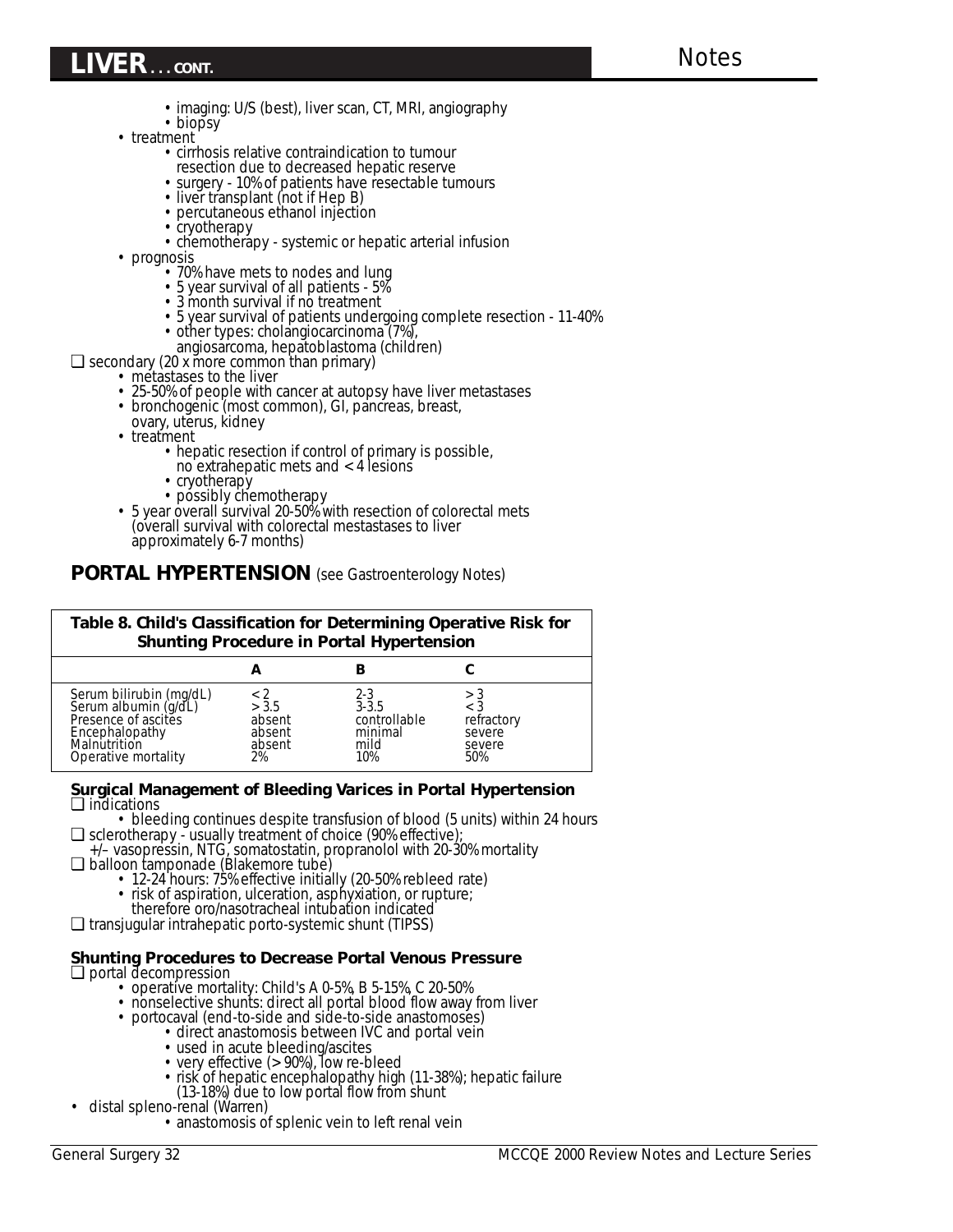- imaging: U/S (best), liver scan, CT, MRI, angiography
- biopsy
- treatment
  - cirrhosis relative contraindication to tumour resection due to decreased hepatic reserve
  - surgery - 10% of patients have resectable tumours
  - liver transplant (not if Hep B)
  - percutaneous ethanol injection
  - cryotherapy
  - chemotherapy - systemic or hepatic arterial infusion
- prognosis
  - 70% have mets to nodes and lung
  - 5 year survival of all patients - 5%
  - 3 month survival if no treatment
  - 5 year survival of patients undergoing complete resection - 11-40%
  - other types: cholangiocarcinoma (7%), angiosarcoma, hepatoblastoma (children)

❑ secondary (20 x more common than primary)

- metastases to the liver
- 25-50% of people with cancer at autopsy have liver metastases
- bronchogenic (most common), GI, pancreas, breast, ovary, uterus, kidney
- treatment
  - hepatic resection if control of primary is possible, no extrahepatic mets and < 4 lesions
  - cryotherapy
  - possibly chemotherapy
- 5 year overall survival 20-50% with resection of colorectal mets (overall survival with colorectal mestastases to liver approximately 6-7 months)

## PORTAL HYPERTENSION (see Gastroenterology Notes)

**Table 8. Child's Classification for Determining Operative Risk for Shunting Procedure in Portal Hypertension**

| | A | B | C |
|---|---|---|---|
| Serum bilirubin (mg/dL) | < 2 | 2-3 | > 3 |
| Serum albumin (g/dL) | > 3.5 | 3-3.5 | < 3 |
| Presence of ascites | absent | controllable | refractory |
| Encephalopathy | absent | minimal | severe |
| Malnutrition | absent | mild | severe |
| Operative mortality | 2% | 10% | 50% |

### Surgical Management of Bleeding Varices in Portal Hypertension

❑ indications

- bleeding continues despite transfusion of blood (5 units) within 24 hours

❑ sclerotherapy - usually treatment of choice (90% effective); +/– vasopressin, NTG, somatostatin, propranolol with 20-30% mortality

❑ balloon tamponade (Blakemore tube)

- 12-24 hours: 75% effective initially (20-50% rebleed rate)
- risk of aspiration, ulceration, asphyxiation, or rupture; therefore oro/nasotracheal intubation indicated

❑ transjugular intrahepatic porto-systemic shunt (TIPSS)

### Shunting Procedures to Decrease Portal Venous Pressure

❑ portal decompression

- operative mortality: Child's A 0-5%, B 5-15%, C 20-50%
- nonselective shunts: direct all portal blood flow away from liver
- portocaval (end-to-side and side-to-side anastomoses)
  - direct anastomosis between IVC and portal vein
  - used in acute bleeding/ascites
  - very effective (> 90%), low re-bleed
  - risk of hepatic encephalopathy high (11-38%); hepatic failure (13-18%) due to low portal flow from shunt
- distal spleno-renal (Warren)
  - anastomosis of splenic vein to left renal vein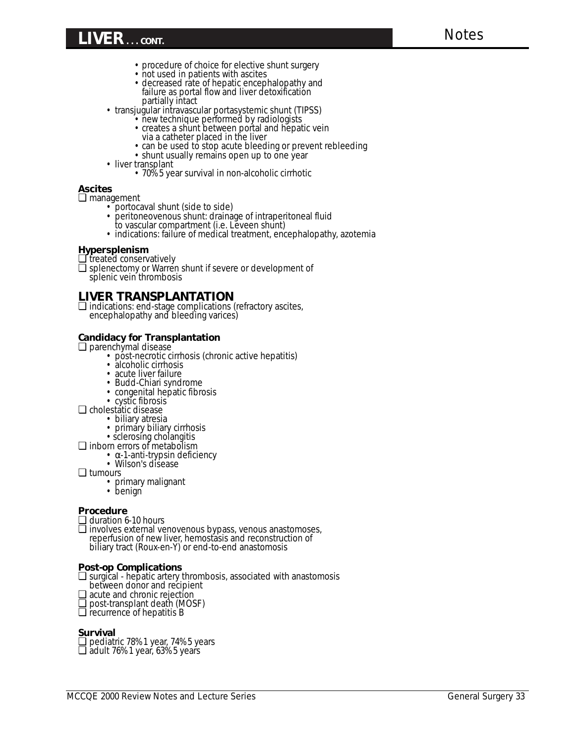- procedure of choice for elective shunt surgery
- not used in patients with ascites
- decreased rate of hepatic encephalopathy and failure as portal flow and liver detoxification partially intact

- transjugular intravascular portasystemic shunt (TIPSS)
    - new technique performed by radiologists
    - creates a shunt between portal and hepatic vein via a catheter placed in the liver
    - can be used to stop acute bleeding or prevent rebleeding
    - shunt usually remains open up to one year
- liver transplant
    - 70% 5 year survival in non-alcoholic cirrhotic

### Ascites

- management
    - portocaval shunt (side to side)
    - peritoneovenous shunt: drainage of intraperitoneal fluid to vascular compartment (i.e. Leveen shunt)
    - indications: failure of medical treatment, encephalopathy, azotemia

### Hypersplenism

- treated conservatively
- splenectomy or Warren shunt if severe or development of splenic vein thrombosis

## LIVER TRANSPLANTATION

- indications: end-stage complications (refractory ascites, encephalopathy and bleeding varices)

### Candidacy for Transplantation

- parenchymal disease
    - post-necrotic cirrhosis (chronic active hepatitis)
    - alcoholic cirrhosis
    - acute liver failure
    - Budd-Chiari syndrome
    - congenital hepatic fibrosis
    - cystic fibrosis
- cholestatic disease
    - biliary atresia
    - primary biliary cirrhosis
    - sclerosing cholangitis
- inborn errors of metabolism
    - α-1-anti-trypsin deficiency
    - Wilson's disease
- tumours
    - primary malignant
    - benign

### Procedure

- duration 6-10 hours
- involves external venovenous bypass, venous anastomoses, reperfusion of new liver, hemostasis and reconstruction of biliary tract (Roux-en-Y) or end-to-end anastomosis

### Post-op Complications

- surgical - hepatic artery thrombosis, associated with anastomosis between donor and recipient
- acute and chronic rejection
- post-transplant death (MOSF)
- recurrence of hepatitis B

### Survival

- pediatric 78% 1 year, 74% 5 years
- adult 76% 1 year, 63% 5 years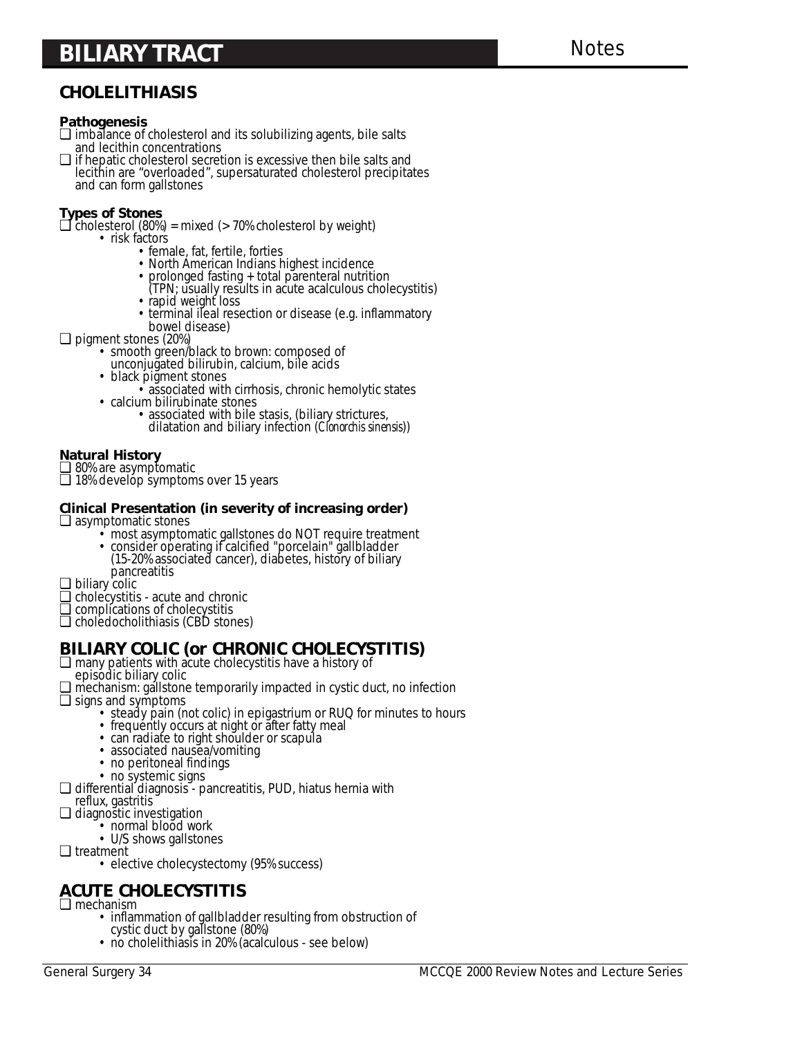# BILIARY TRACT

Notes

## CHOLELITHIASIS

**Pathogenesis**

- ❏ imbalance of cholesterol and its solubilizing agents, bile salts and lecithin concentrations
- ❏ if hepatic cholesterol secretion is excessive then bile salts and lecithin are "overloaded", supersaturated cholesterol precipitates and can form gallstones

**Types of Stones**

- ❏ cholesterol (80%) = mixed (> 70% cholesterol by weight)
  - risk factors
    - female, fat, fertile, forties
    - North American Indians highest incidence
    - prolonged fasting + total parenteral nutrition (TPN; usually results in acute acalculous cholecystitis)
    - rapid weight loss
    - terminal ileal resection or disease (e.g. inflammatory bowel disease)
- ❏ pigment stones (20%)
  - smooth green/black to brown: composed of unconjugated bilirubin, calcium, bile acids
  - black pigment stones
    - associated with cirrhosis, chronic hemolytic states
  - calcium bilirubinate stones
    - associated with bile stasis, (biliary strictures, dilatation and biliary infection (*Clonorchis sinensis*))

**Natural History**

- ❏ 80% are asymptomatic
- ❏ 18% develop symptoms over 15 years

**Clinical Presentation (in severity of increasing order)**

- ❏ asymptomatic stones
  - most asymptomatic gallstones do NOT require treatment
  - consider operating if calcified "porcelain" gallbladder (15-20% associated cancer), diabetes, history of biliary pancreatitis
- ❏ biliary colic
- ❏ cholecystitis - acute and chronic
- ❏ complications of cholecystitis
- ❏ choledocholithiasis (CBD stones)

## BILIARY COLIC (or CHRONIC CHOLECYSTITIS)

- ❏ many patients with acute cholecystitis have a history of episodic biliary colic
- ❏ mechanism: gallstone temporarily impacted in cystic duct, no infection
- ❏ signs and symptoms
  - steady pain (not colic) in epigastrium or RUQ for minutes to hours
  - frequently occurs at night or after fatty meal
  - can radiate to right shoulder or scapula
  - associated nausea/vomiting
  - no peritoneal findings
  - no systemic signs
- ❏ differential diagnosis - pancreatitis, PUD, hiatus hernia with reflux, gastritis
- ❏ diagnostic investigation
  - normal blood work
  - U/S shows gallstones
- ❏ treatment
  - elective cholecystectomy (95% success)

## ACUTE CHOLECYSTITIS

- ❏ mechanism
  - inflammation of gallbladder resulting from obstruction of cystic duct by gallstone (80%)
  - no cholelithiasis in 20% (acalculous - see below)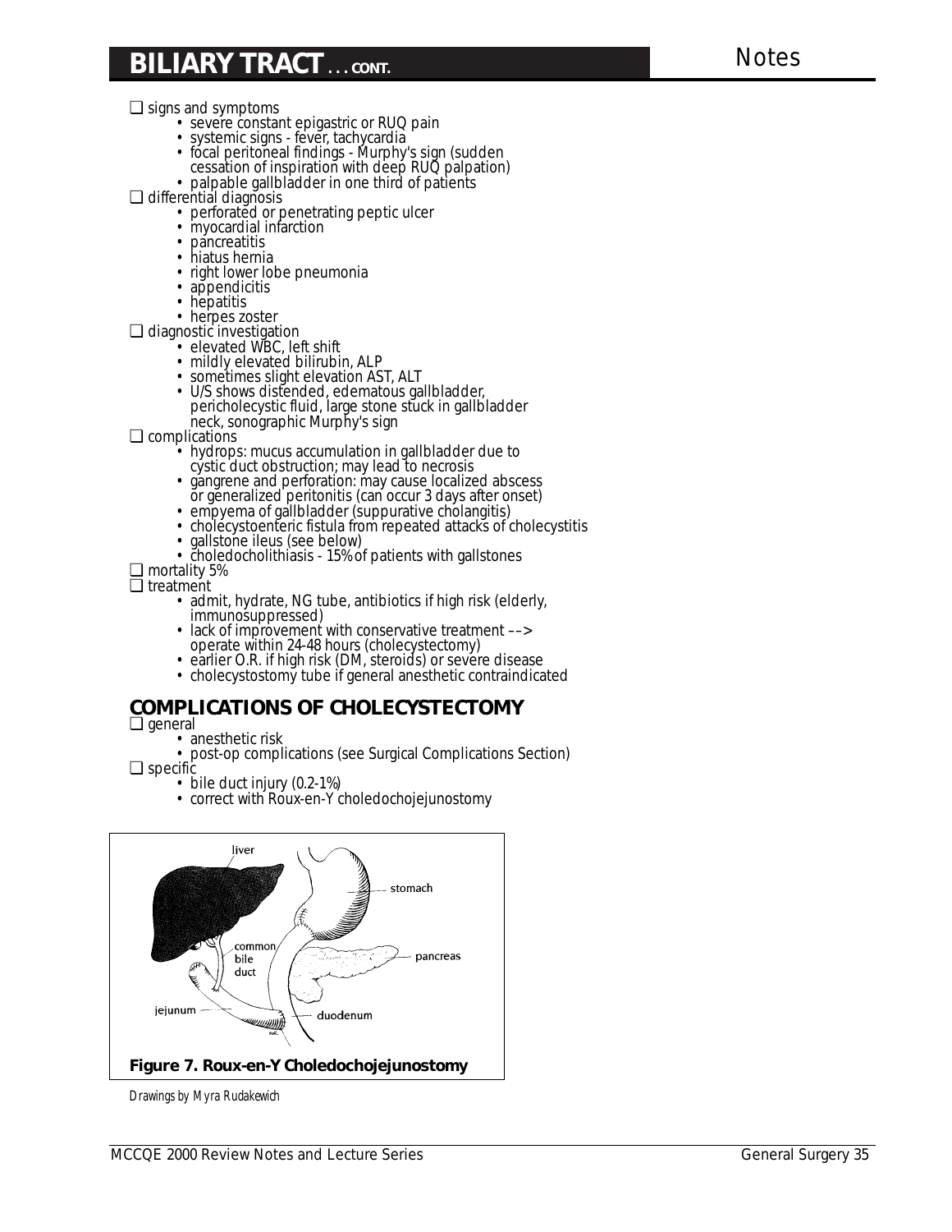## BILIARY TRACT . . . CONT.

- signs and symptoms
  - severe constant epigastric or RUQ pain
  - systemic signs - fever, tachycardia
  - focal peritoneal findings - Murphy's sign (sudden cessation of inspiration with deep RUQ palpation)
  - palpable gallbladder in one third of patients
- differential diagnosis
  - perforated or penetrating peptic ulcer
  - myocardial infarction
  - pancreatitis
  - hiatus hernia
  - right lower lobe pneumonia
  - appendicitis
  - hepatitis
  - herpes zoster
- diagnostic investigation
  - elevated WBC, left shift
  - mildly elevated bilirubin, ALP
  - sometimes slight elevation AST, ALT
  - U/S shows distended, edematous gallbladder, pericholecystic fluid, large stone stuck in gallbladder neck, sonographic Murphy's sign
- complications
  - hydrops: mucus accumulation in gallbladder due to cystic duct obstruction; may lead to necrosis
  - gangrene and perforation: may cause localized abscess or generalized peritonitis (can occur 3 days after onset)
  - empyema of gallbladder (suppurative cholangitis)
  - cholecystoenteric fistula from repeated attacks of cholecystitis
  - gallstone ileus (see below)
  - choledocholithiasis - 15% of patients with gallstones
- mortality 5%
- treatment
  - admit, hydrate, NG tube, antibiotics if high risk (elderly, immunosuppressed)
  - lack of improvement with conservative treatment ––> operate within 24-48 hours (cholecystectomy)
  - earlier O.R. if high risk (DM, steroids) or severe disease
  - cholecystostomy tube if general anesthetic contraindicated

### COMPLICATIONS OF CHOLECYSTECTOMY

- general
  - anesthetic risk
  - post-op complications (see Surgical Complications Section)
- specific
  - bile duct injury (0.2-1%)
  - correct with Roux-en-Y choledochojejunostomy

**Figure 7. Roux-en-Y Choledochojejunostomy**

*Drawings by Myra Rudakewich*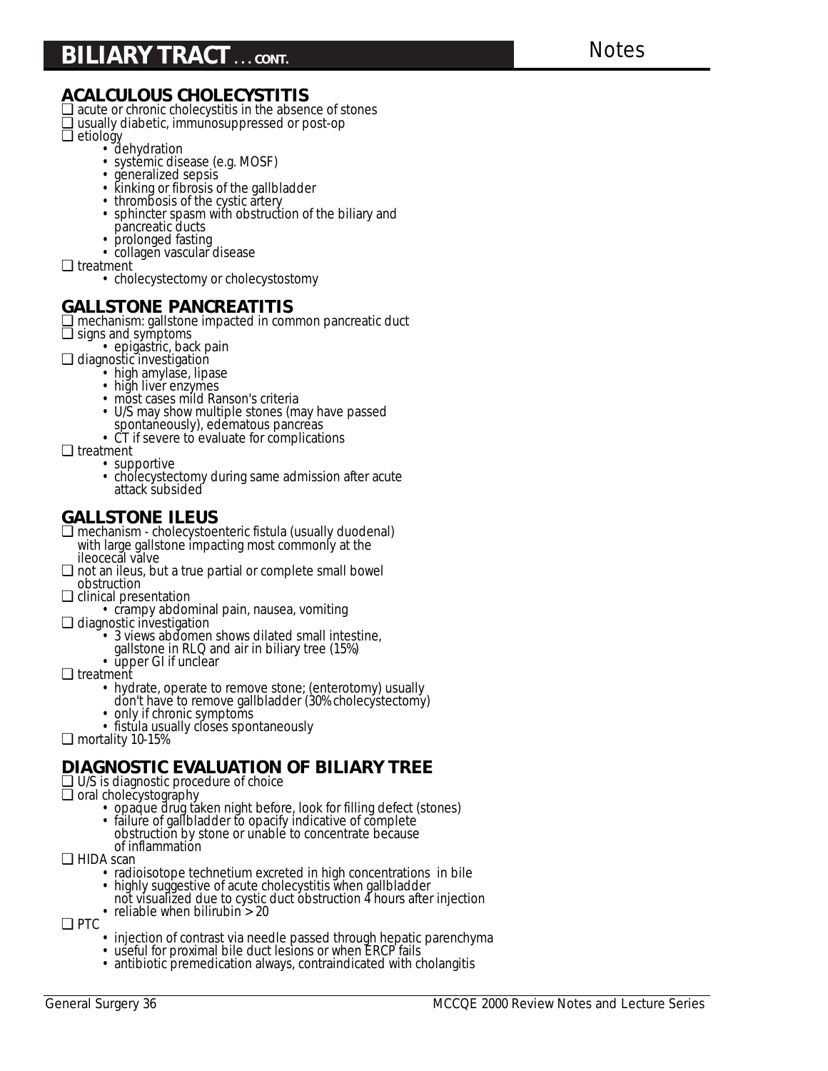# BILIARY TRACT . . . CONT.

## ACALCULOUS CHOLECYSTITIS

- acute or chronic cholecystitis in the absence of stones
- usually diabetic, immunosuppressed or post-op
- etiology
  - dehydration
  - systemic disease (e.g. MOSF)
  - generalized sepsis
  - kinking or fibrosis of the gallbladder
  - thrombosis of the cystic artery
  - sphincter spasm with obstruction of the biliary and pancreatic ducts
  - prolonged fasting
  - collagen vascular disease
- treatment
  - cholecystectomy or cholecystostomy

## GALLSTONE PANCREATITIS

- mechanism: gallstone impacted in common pancreatic duct
- signs and symptoms
  - epigastric, back pain
- diagnostic investigation
  - high amylase, lipase
  - high liver enzymes
  - most cases mild Ranson's criteria
  - U/S may show multiple stones (may have passed spontaneously), edematous pancreas
  - CT if severe to evaluate for complications
- treatment
  - supportive
  - cholecystectomy during same admission after acute attack subsided

## GALLSTONE ILEUS

- mechanism - cholecystoenteric fistula (usually duodenal) with large gallstone impacting most commonly at the ileocecal valve
- not an ileus, but a true partial or complete small bowel obstruction
- clinical presentation
  - crampy abdominal pain, nausea, vomiting
- diagnostic investigation
  - 3 views abdomen shows dilated small intestine, gallstone in RLQ and air in biliary tree (15%)
  - upper GI if unclear
- treatment
  - hydrate, operate to remove stone; (enterotomy) usually don't have to remove gallbladder (30% cholecystectomy)
  - only if chronic symptoms
  - fistula usually closes spontaneously
- mortality 10-15%

## DIAGNOSTIC EVALUATION OF BILIARY TREE

- U/S is diagnostic procedure of choice
- oral cholecystography
  - opaque drug taken night before, look for filling defect (stones)
  - failure of gallbladder to opacify indicative of complete obstruction by stone or unable to concentrate because of inflammation
- HIDA scan
  - radioisotope technetium excreted in high concentrations in bile
  - highly suggestive of acute cholecystitis when gallbladder not visualized due to cystic duct obstruction 4 hours after injection
  - reliable when bilirubin > 20
- PTC
  - injection of contrast via needle passed through hepatic parenchyma
  - useful for proximal bile duct lesions or when ERCP fails
  - antibiotic premedication always, contraindicated with cholangitis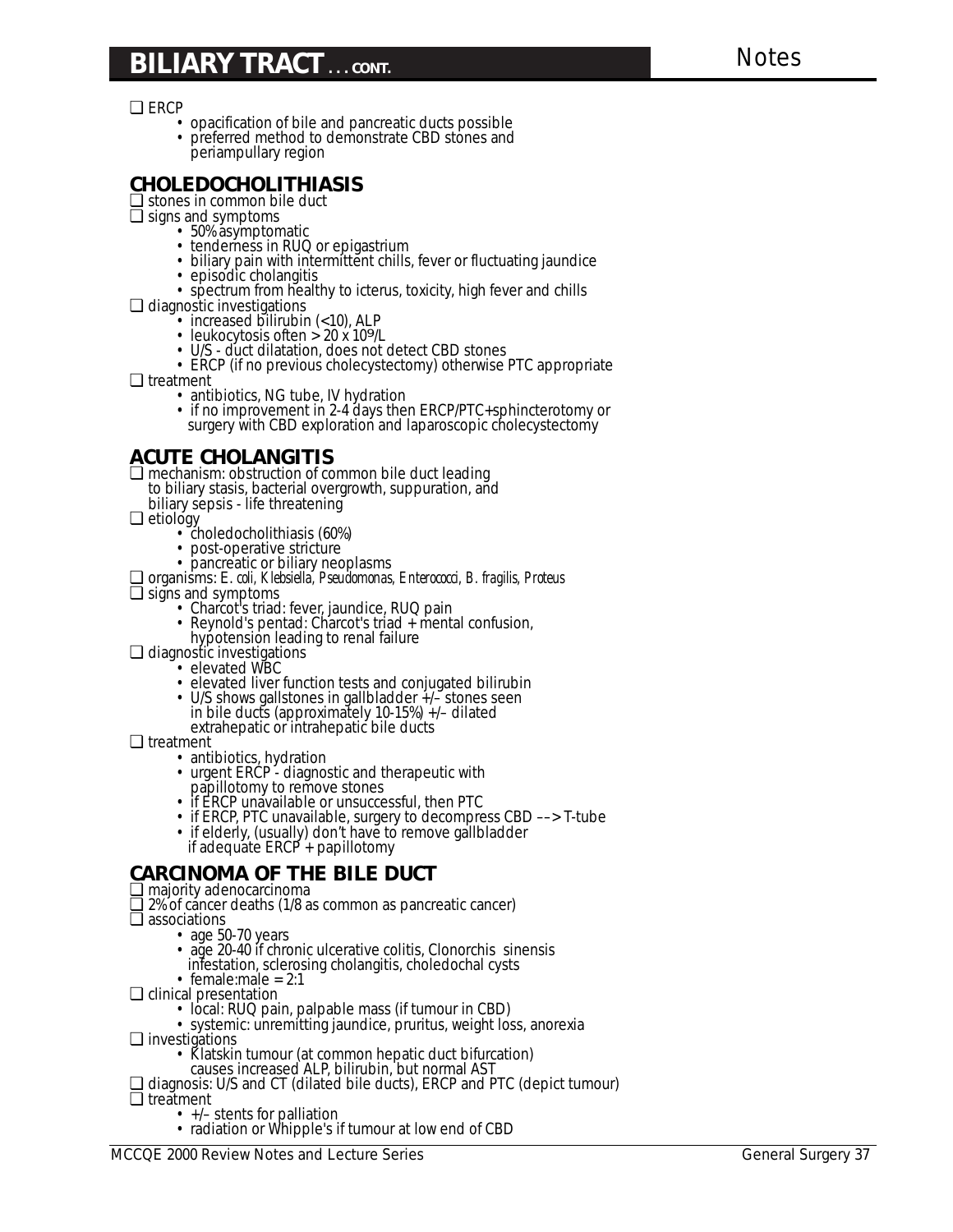# BILIARY TRACT . . . CONT.

- ERCP
  - opacification of bile and pancreatic ducts possible
  - preferred method to demonstrate CBD stones and periampullary region

## CHOLEDOCHOLITHIASIS

- stones in common bile duct
- signs and symptoms
  - 50% asymptomatic
  - tenderness in RUQ or epigastrium
  - biliary pain with intermittent chills, fever or fluctuating jaundice
  - episodic cholangitis
  - spectrum from healthy to icterus, toxicity, high fever and chills
- diagnostic investigations
  - increased bilirubin (<10), ALP
  - leukocytosis often > 20 x $10^9$/L
  - U/S - duct dilatation, does not detect CBD stones
  - ERCP (if no previous cholecystectomy) otherwise PTC appropriate
- treatment
  - antibiotics, NG tube, IV hydration
  - if no improvement in 2-4 days then ERCP/PTC+sphincterotomy or surgery with CBD exploration and laparoscopic cholecystectomy

## ACUTE CHOLANGITIS

- mechanism: obstruction of common bile duct leading to biliary stasis, bacterial overgrowth, suppuration, and biliary sepsis - life threatening
- etiology
  - choledocholithiasis (60%)
  - post-operative stricture
  - pancreatic or biliary neoplasms
- organisms: *E. coli*, *Klebsiella*, *Pseudomonas*, *Enterococci*, *B. fragilis*, *Proteus*
- signs and symptoms
  - Charcot's triad: fever, jaundice, RUQ pain
  - Reynold's pentad: Charcot's triad + mental confusion, hypotension leading to renal failure
- diagnostic investigations
  - elevated WBC
  - elevated liver function tests and conjugated bilirubin
  - U/S shows gallstones in gallbladder +/– stones seen in bile ducts (approximately 10-15%) +/– dilated extrahepatic or intrahepatic bile ducts
- treatment
  - antibiotics, hydration
  - urgent ERCP - diagnostic and therapeutic with papillotomy to remove stones
  - if ERCP unavailable or unsuccessful, then PTC
  - if ERCP, PTC unavailable, surgery to decompress CBD ––> T-tube
  - if elderly, (usually) don't have to remove gallbladder if adequate ERCP + papillotomy

## CARCINOMA OF THE BILE DUCT

- majority adenocarcinoma
- 2% of cancer deaths (1/8 as common as pancreatic cancer)
- associations
  - age 50-70 years
  - age 20-40 if chronic ulcerative colitis, Clonorchis sinensis infestation, sclerosing cholangitis, choledochal cysts
  - female:male = 2:1
- clinical presentation
  - local: RUQ pain, palpable mass (if tumour in CBD)
  - systemic: unremitting jaundice, pruritus, weight loss, anorexia
- investigations
  - Klatskin tumour (at common hepatic duct bifurcation) causes increased ALP, bilirubin, but normal AST
- diagnosis: U/S and CT (dilated bile ducts), ERCP and PTC (depict tumour)
- treatment
  - +/– stents for palliation
  - radiation or Whipple's if tumour at low end of CBD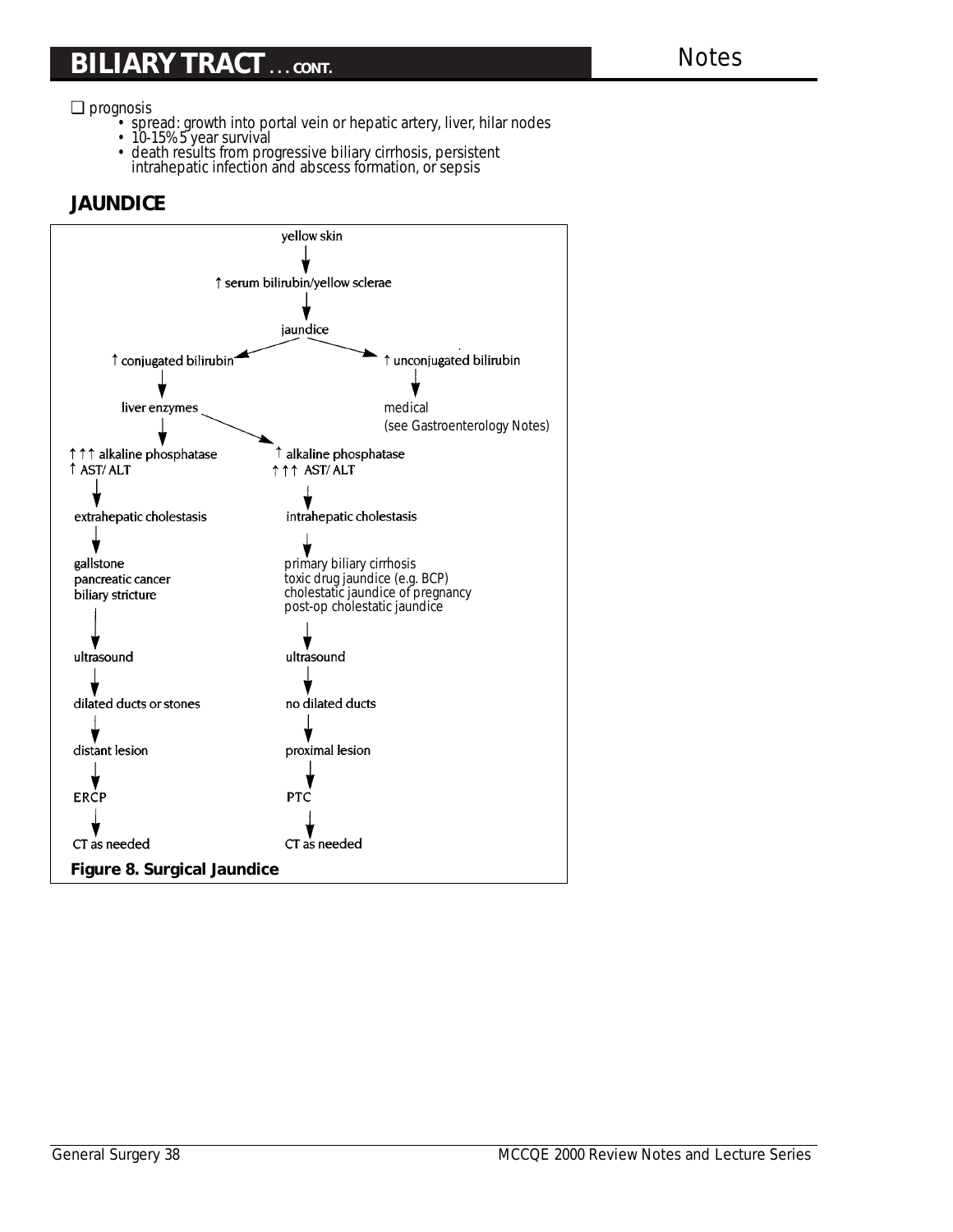- prognosis
  - spread: growth into portal vein or hepatic artery, liver, hilar nodes
  - 10-15% 5 year survival
  - death results from progressive biliary cirrhosis, persistent intrahepatic infection and abscess formation, or sepsis

## JAUNDICE

yellow skin
↓
↑ serum bilirubin/yellow sclerae
↓
jaundice
→ ↑ conjugated bilirubin
→ ↑ unconjugated bilirubin → medical (see Gastroenterology Notes)

↑ conjugated bilirubin
↓
liver enzymes

- ↑↑↑ alkaline phosphatase, ↑ AST/ALT
  ↓
  extrahepatic cholestasis
  ↓
  gallstone
  pancreatic cancer
  biliary stricture
  ↓
  ultrasound
  ↓
  dilated ducts or stones
  ↓
  distant lesion
  ↓
  ERCP
  ↓
  CT as needed

- ↑ alkaline phosphatase, ↑↑↑ AST/ALT
  ↓
  intrahepatic cholestasis
  ↓
  primary biliary cirrhosis
  toxic drug jaundice (e.g. BCP)
  cholestatic jaundice of pregnancy
  post-op cholestatic jaundice
  ↓
  ultrasound
  ↓
  no dilated ducts
  ↓
  proximal lesion
  ↓
  PTC
  ↓
  CT as needed

**Figure 8. Surgical Jaundice**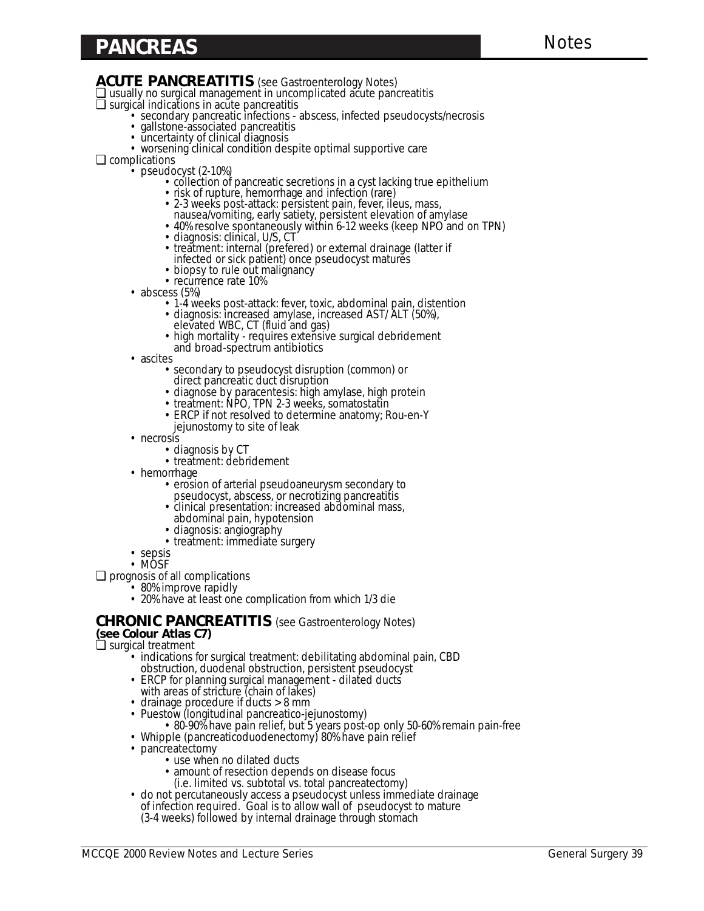# PANCREAS

## ACUTE PANCREATITIS (see Gastroenterology Notes)

- usually no surgical management in uncomplicated acute pancreatitis
- surgical indications in acute pancreatitis
  - secondary pancreatic infections - abscess, infected pseudocysts/necrosis
  - gallstone-associated pancreatitis
  - uncertainty of clinical diagnosis
  - worsening clinical condition despite optimal supportive care
- complications
  - pseudocyst (2-10%)
    - collection of pancreatic secretions in a cyst lacking true epithelium
    - risk of rupture, hemorrhage and infection (rare)
    - 2-3 weeks post-attack: persistent pain, fever, ileus, mass, nausea/vomiting, early satiety, persistent elevation of amylase
    - 40% resolve spontaneously within 6-12 weeks (keep NPO and on TPN)
    - diagnosis: clinical, U/S, CT
    - treatment: internal (prefered) or external drainage (latter if infected or sick patient) once pseudocyst matures
    - biopsy to rule out malignancy
    - recurrence rate 10%
  - abscess (5%)
    - 1-4 weeks post-attack: fever, toxic, abdominal pain, distention
    - diagnosis: increased amylase, increased AST/ALT (50%), elevated WBC, CT (fluid and gas)
    - high mortality - requires extensive surgical debridement and broad-spectrum antibiotics
  - ascites
    - secondary to pseudocyst disruption (common) or direct pancreatic duct disruption
    - diagnose by paracentesis: high amylase, high protein
    - treatment: NPO, TPN 2-3 weeks, somatostatin
    - ERCP if not resolved to determine anatomy; Rou-en-Y jejunostomy to site of leak
  - necrosis
    - diagnosis by CT
    - treatment: debridement
  - hemorrhage
    - erosion of arterial pseudoaneurysm secondary to pseudocyst, abscess, or necrotizing pancreatitis
    - clinical presentation: increased abdominal mass, abdominal pain, hypotension
    - diagnosis: angiography
    - treatment: immediate surgery
  - sepsis
  - MOSF
- prognosis of all complications
  - 80% improve rapidly
  - 20% have at least one complication from which 1/3 die

## CHRONIC PANCREATITIS (see Gastroenterology Notes)

**(see Colour Atlas C7)**

- surgical treatment
  - indications for surgical treatment: debilitating abdominal pain, CBD obstruction, duodenal obstruction, persistent pseudocyst
  - ERCP for planning surgical management - dilated ducts with areas of stricture (chain of lakes)
  - drainage procedure if ducts > 8 mm
  - Puestow (longitudinal pancreatico-jejunostomy)
    - 80-90% have pain relief, but 5 years post-op only 50-60% remain pain-free
  - Whipple (pancreaticoduodenectomy) 80% have pain relief
  - pancreatectomy
    - use when no dilated ducts
    - amount of resection depends on disease focus (i.e. limited vs. subtotal vs. total pancreatectomy)
  - do not percutaneously access a pseudocyst unless immediate drainage of infection required. Goal is to allow wall of pseudocyst to mature (3-4 weeks) followed by internal drainage through stomach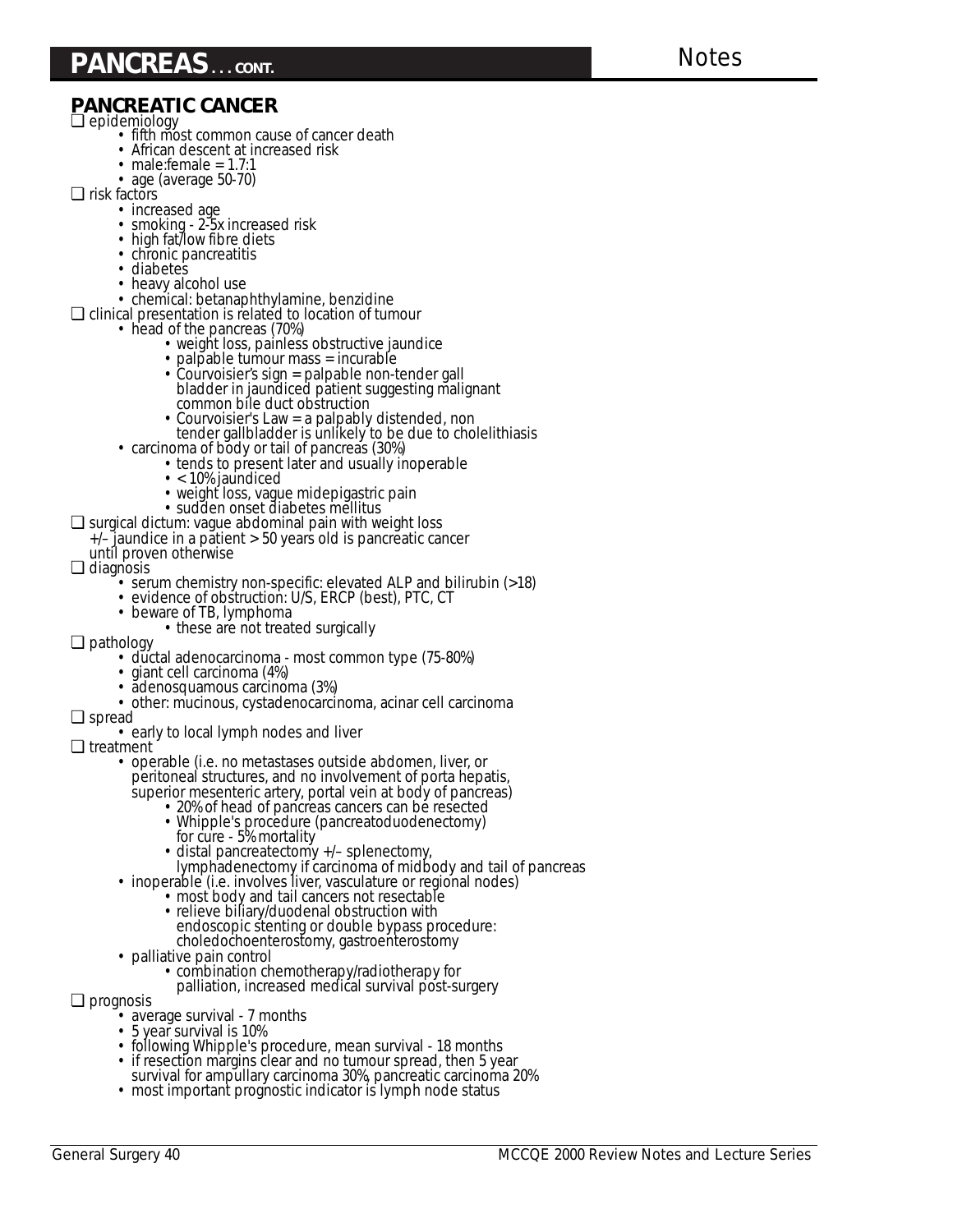# PANCREAS . . . CONT.

## PANCREATIC CANCER

- epidemiology
  - fifth most common cause of cancer death
  - African descent at increased risk
  - male:female = 1.7:1
  - age (average 50-70)
- risk factors
  - increased age
  - smoking - 2-5x increased risk
  - high fat/low fibre diets
  - chronic pancreatitis
  - diabetes
  - heavy alcohol use
  - chemical: betanaphthylamine, benzidine
- clinical presentation is related to location of tumour
  - head of the pancreas (70%)
    - weight loss, painless obstructive jaundice
    - palpable tumour mass = incurable
    - Courvoisier's sign = palpable non-tender gall bladder in jaundiced patient suggesting malignant common bile duct obstruction
    - Courvoisier's Law = a palpably distended, non tender gallbladder is unlikely to be due to cholelithiasis
  - carcinoma of body or tail of pancreas (30%)
    - tends to present later and usually inoperable
    - < 10% jaundiced
    - weight loss, vague midepigastric pain
    - sudden onset diabetes mellitus
- surgical dictum: vague abdominal pain with weight loss +/– jaundice in a patient > 50 years old is pancreatic cancer until proven otherwise
- diagnosis
  - serum chemistry non-specific: elevated ALP and bilirubin (>18)
  - evidence of obstruction: U/S, ERCP (best), PTC, CT
  - beware of TB, lymphoma
    - these are not treated surgically
- pathology
  - ductal adenocarcinoma - most common type (75-80%)
  - giant cell carcinoma (4%)
  - adenosquamous carcinoma (3%)
  - other: mucinous, cystadenocarcinoma, acinar cell carcinoma
- spread
  - early to local lymph nodes and liver
- treatment
  - operable (i.e. no metastases outside abdomen, liver, or peritoneal structures, and no involvement of porta hepatis, superior mesenteric artery, portal vein at body of pancreas)
    - 20% of head of pancreas cancers can be resected
    - Whipple's procedure (pancreatoduodenectomy) for cure - 5% mortality
    - distal pancreatectomy +/– splenectomy, lymphadenectomy if carcinoma of midbody and tail of pancreas
  - inoperable (i.e. involves liver, vasculature or regional nodes)
    - most body and tail cancers not resectable
    - relieve biliary/duodenal obstruction with endoscopic stenting or double bypass procedure: choledochoenterostomy, gastroenterostomy
  - palliative pain control
    - combination chemotherapy/radiotherapy for palliation, increased medical survival post-surgery
- prognosis
  - average survival - 7 months
  - 5 year survival is 10%
  - following Whipple's procedure, mean survival - 18 months
  - if resection margins clear and no tumour spread, then 5 year survival for ampullary carcinoma 30%, pancreatic carcinoma 20%
  - most important prognostic indicator is lymph node status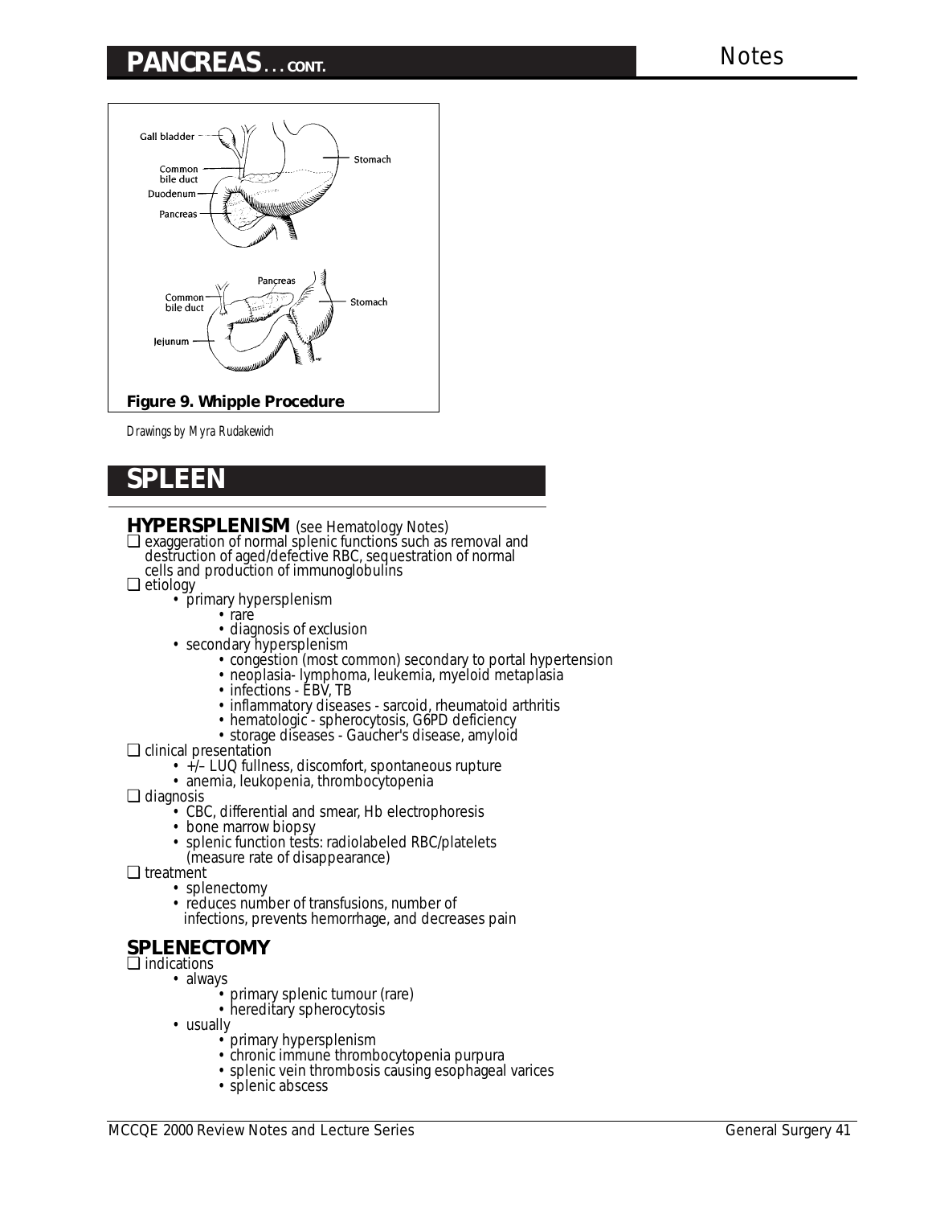# PANCREAS... CONT.

Figure 9. Whipple Procedure

*Drawings by Myra Rudakewich*

# SPLEEN

## HYPERSPLENISM (see Hematology Notes)

- exaggeration of normal splenic functions such as removal and destruction of aged/defective RBC, sequestration of normal cells and production of immunoglobulins
- etiology
  - primary hypersplenism
    - rare
    - diagnosis of exclusion
  - secondary hypersplenism
    - congestion (most common) secondary to portal hypertension
    - neoplasia- lymphoma, leukemia, myeloid metaplasia
    - infections - EBV, TB
    - inflammatory diseases - sarcoid, rheumatoid arthritis
    - hematologic - spherocytosis, G6PD deficiency
    - storage diseases - Gaucher's disease, amyloid
- clinical presentation
  - +/– LUQ fullness, discomfort, spontaneous rupture
  - anemia, leukopenia, thrombocytopenia
- diagnosis
  - CBC, differential and smear, Hb electrophoresis
  - bone marrow biopsy
  - splenic function tests: radiolabeled RBC/platelets (measure rate of disappearance)
- treatment
  - splenectomy
  - reduces number of transfusions, number of infections, prevents hemorrhage, and decreases pain

## SPLENECTOMY

- indications
  - always
    - primary splenic tumour (rare)
    - hereditary spherocytosis
  - usually
    - primary hypersplenism
    - chronic immune thrombocytopenia purpura
    - splenic vein thrombosis causing esophageal varices
    - splenic abscess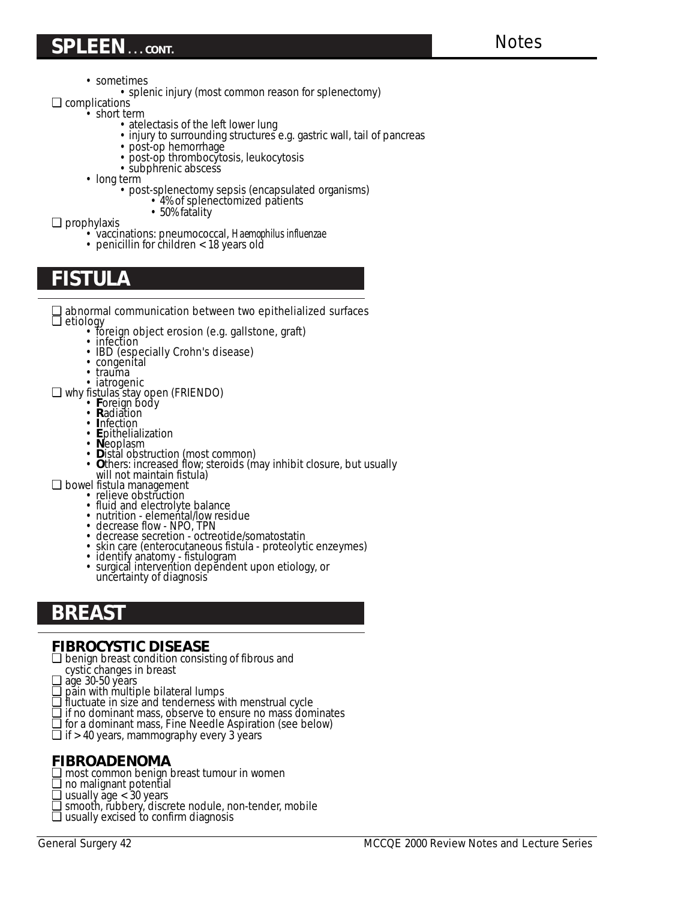## SPLEEN . . . CONT.

- sometimes
  - splenic injury (most common reason for splenectomy)
- complications
  - short term
    - atelectasis of the left lower lung
    - injury to surrounding structures e.g. gastric wall, tail of pancreas
    - post-op hemorrhage
    - post-op thrombocytosis, leukocytosis
    - subphrenic abscess
  - long term
    - post-splenectomy sepsis (encapsulated organisms)
      - 4% of splenectomized patients
      - 50% fatality
- prophylaxis
  - vaccinations: pneumococcal, *Haemophilus influenzae*
  - penicillin for children < 18 years old

## FISTULA

- abnormal communication between two epithelialized surfaces
- etiology
  - foreign object erosion (e.g. gallstone, graft)
  - infection
  - IBD (especially Crohn's disease)
  - congenital
  - trauma
  - iatrogenic
- why fistulas stay open (FRIENDO)
  - **F**oreign body
  - **R**adiation
  - **I**nfection
  - **E**pithelialization
  - **N**eoplasm
  - **D**istal obstruction (most common)
  - **O**thers: increased flow; steroids (may inhibit closure, but usually will not maintain fistula)
- bowel fistula management
  - relieve obstruction
  - fluid and electrolyte balance
  - nutrition - elemental/low residue
  - decrease flow - NPO, TPN
  - decrease secretion - octreotide/somatostatin
  - skin care (enterocutaneous fistula - proteolytic enzeymes)
  - identify anatomy - fistulogram
  - surgical intervention dependent upon etiology, or uncertainty of diagnosis

## BREAST

### FIBROCYSTIC DISEASE

- benign breast condition consisting of fibrous and cystic changes in breast
- age 30-50 years
- pain with multiple bilateral lumps
- fluctuate in size and tenderness with menstrual cycle
- if no dominant mass, observe to ensure no mass dominates
- for a dominant mass, Fine Needle Aspiration (see below)
- if > 40 years, mammography every 3 years

### FIBROADENOMA

- most common benign breast tumour in women
- no malignant potential
- usually age < 30 years
- smooth, rubbery, discrete nodule, non-tender, mobile
- usually excised to confirm diagnosis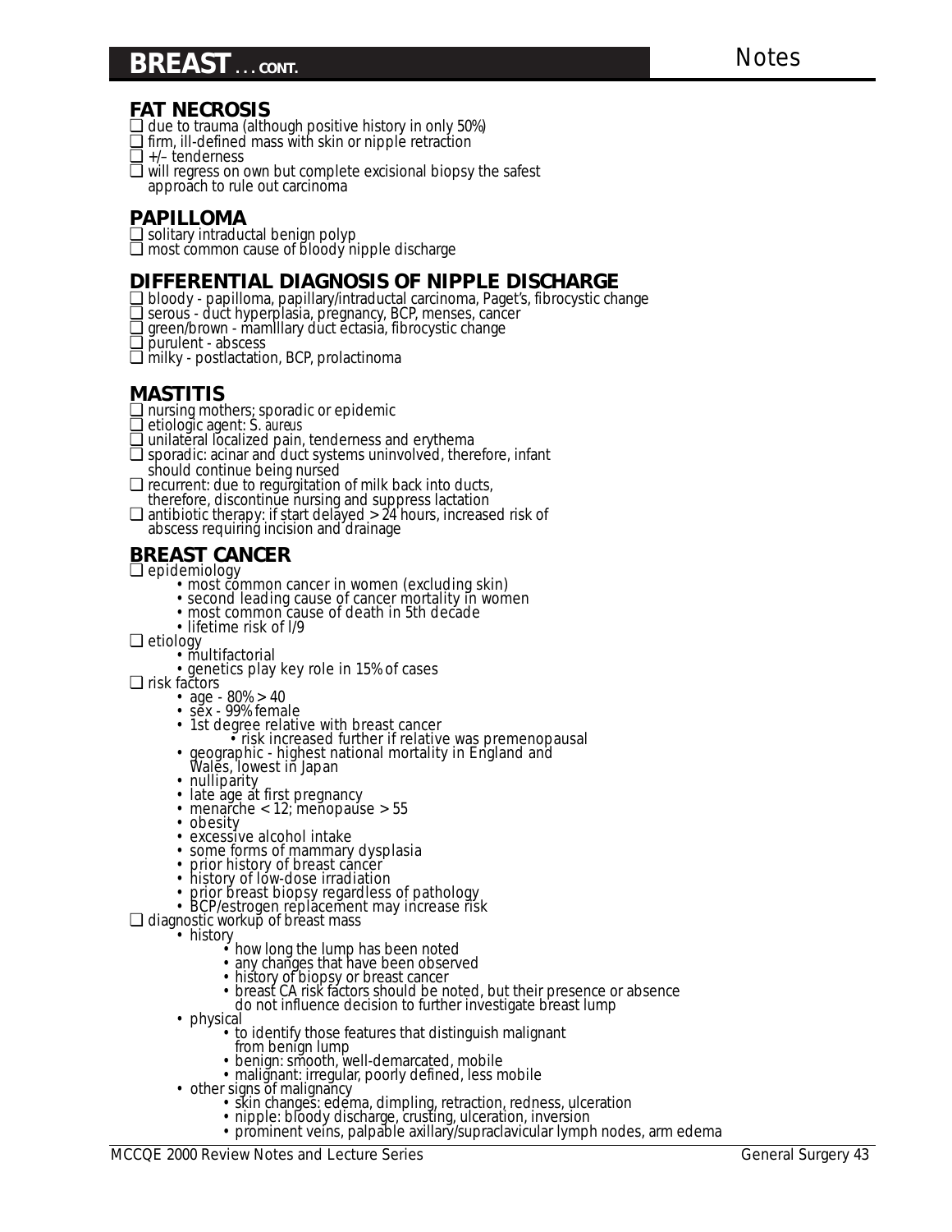## BREAST . . . CONT.

### FAT NECROSIS

- due to trauma (although positive history in only 50%)
- firm, ill-defined mass with skin or nipple retraction
- +/– tenderness
- will regress on own but complete excisional biopsy the safest approach to rule out carcinoma

### PAPILLOMA

- solitary intraductal benign polyp
- most common cause of bloody nipple discharge

### DIFFERENTIAL DIAGNOSIS OF NIPPLE DISCHARGE

- bloody - papilloma, papillary/intraductal carcinoma, Paget's, fibrocystic change
- serous - duct hyperplasia, pregnancy, BCP, menses, cancer
- green/brown - mamlllary duct ectasia, fibrocystic change
- purulent - abscess
- milky - postlactation, BCP, prolactinoma

### MASTITIS

- nursing mothers; sporadic or epidemic
- etiologic agent: *S. aureus*
- unilateral localized pain, tenderness and erythema
- sporadic: acinar and duct systems uninvolved, therefore, infant should continue being nursed
- recurrent: due to regurgitation of milk back into ducts, therefore, discontinue nursing and suppress lactation
- antibiotic therapy: if start delayed > 24 hours, increased risk of abscess requiring incision and drainage

### BREAST CANCER

- epidemiology
  - most common cancer in women (excluding skin)
  - second leading cause of cancer mortality in women
  - most common cause of death in 5th decade
  - lifetime risk of l/9
- etiology
  - multifactorial
  - genetics play key role in 15% of cases
- risk factors
  - age - 80% > 40
  - sex - 99% female
  - 1st degree relative with breast cancer
    - risk increased further if relative was premenopausal
  - geographic - highest national mortality in England and Wales, lowest in Japan
  - nulliparity
  - late age at first pregnancy
  - menarche < 12; menopause > 55
  - obesity
  - excessive alcohol intake
  - some forms of mammary dysplasia
  - prior history of breast cancer
  - history of low-dose irradiation
  - prior breast biopsy regardless of pathology
  - BCP/estrogen replacement may increase risk
- diagnostic workup of breast mass
  - history
    - how long the lump has been noted
    - any changes that have been observed
    - history of biopsy or breast cancer
    - breast CA risk factors should be noted, but their presence or absence do not influence decision to further investigate breast lump
  - physical
    - to identify those features that distinguish malignant from benign lump
    - benign: smooth, well-demarcated, mobile
    - malignant: irregular, poorly defined, less mobile
  - other signs of malignancy
    - skin changes: edema, dimpling, retraction, redness, ulceration
    - nipple: bloody discharge, crusting, ulceration, inversion
    - prominent veins, palpable axillary/supraclavicular lymph nodes, arm edema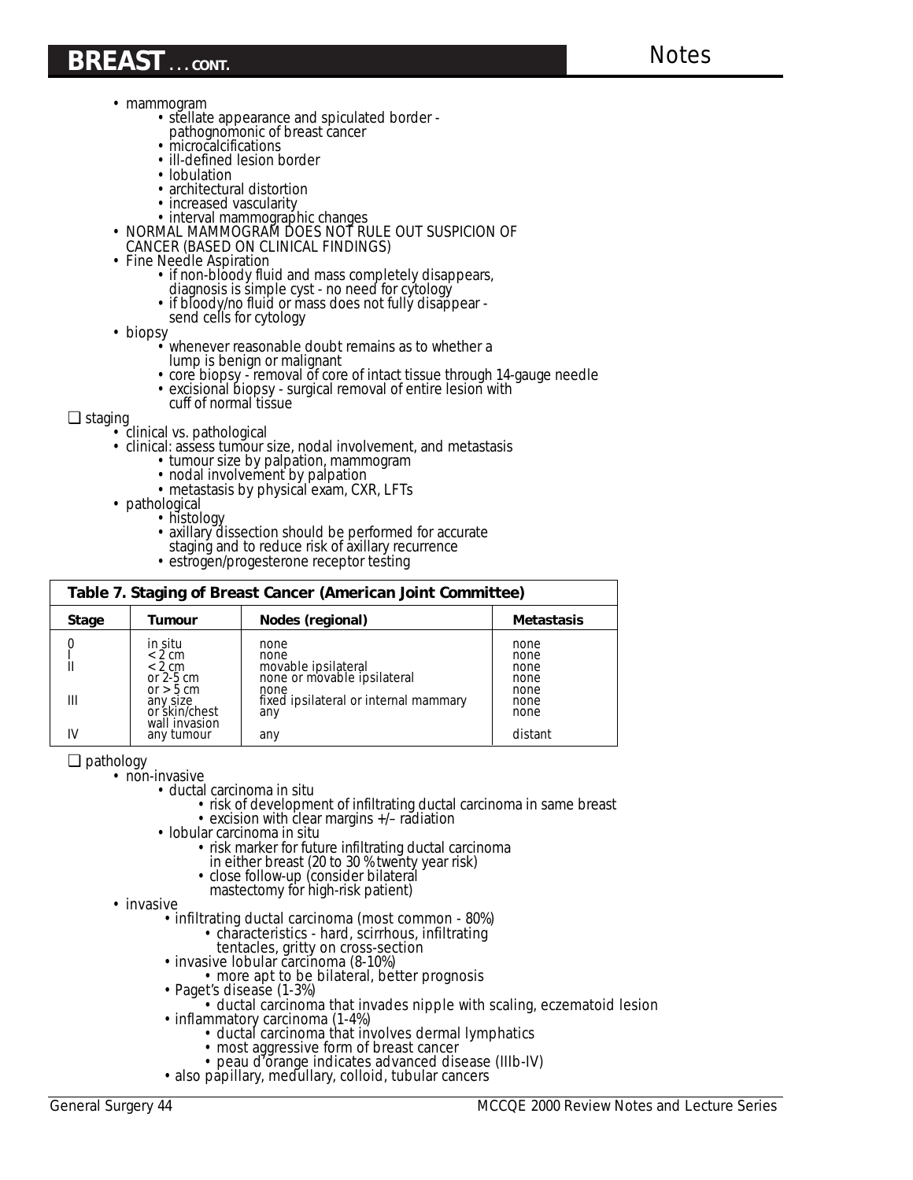- mammogram
  - stellate appearance and spiculated border - pathognomonic of breast cancer
  - microcalcifications
  - ill-defined lesion border
  - lobulation
  - architectural distortion
  - increased vascularity
  - interval mammographic changes
- NORMAL MAMMOGRAM DOES NOT RULE OUT SUSPICION OF CANCER (BASED ON CLINICAL FINDINGS)
- Fine Needle Aspiration
  - if non-bloody fluid and mass completely disappears, diagnosis is simple cyst - no need for cytology
  - if bloody/no fluid or mass does not fully disappear - send cells for cytology
- biopsy
  - whenever reasonable doubt remains as to whether a lump is benign or malignant
  - core biopsy - removal of core of intact tissue through 14-gauge needle
  - excisional biopsy - surgical removal of entire lesion with cuff of normal tissue

❑ staging
- clinical vs. pathological
- clinical: assess tumour size, nodal involvement, and metastasis
  - tumour size by palpation, mammogram
  - nodal involvement by palpation
  - metastasis by physical exam, CXR, LFTs
- pathological
  - histology
  - axillary dissection should be performed for accurate staging and to reduce risk of axillary recurrence
  - estrogen/progesterone receptor testing

**Table 7. Staging of Breast Cancer (American Joint Committee)**

| Stage | Tumour | Nodes (regional) | Metastasis |
|---|---|---|---|
| 0 | in situ | none | none |
| I | < 2 cm | none | none |
| II | < 2 cm | movable ipsilateral | none |
| | or 2-5 cm | none or movable ipsilateral | none |
| | or > 5 cm | none | none |
| III | any size | fixed ipsilateral or internal mammary | none |
| | or skin/chest wall invasion | any | none |
| IV | any tumour | any | distant |

❑ pathology
- non-invasive
  - ductal carcinoma in situ
    - risk of development of infiltrating ductal carcinoma in same breast
    - excision with clear margins +/– radiation
  - lobular carcinoma in situ
    - risk marker for future infiltrating ductal carcinoma in either breast (20 to 30 % twenty year risk)
    - close follow-up (consider bilateral mastectomy for high-risk patient)
- invasive
  - infiltrating ductal carcinoma (most common - 80%)
    - characteristics - hard, scirrhous, infiltrating tentacles, gritty on cross-section
  - invasive lobular carcinoma (8-10%)
    - more apt to be bilateral, better prognosis
  - Paget's disease (1-3%)
    - ductal carcinoma that invades nipple with scaling, eczematoid lesion
  - inflammatory carcinoma (1-4%)
    - ductal carcinoma that involves dermal lymphatics
    - most aggressive form of breast cancer
    - peau d'orange indicates advanced disease (IIIb-IV)
  - also papillary, medullary, colloid, tubular cancers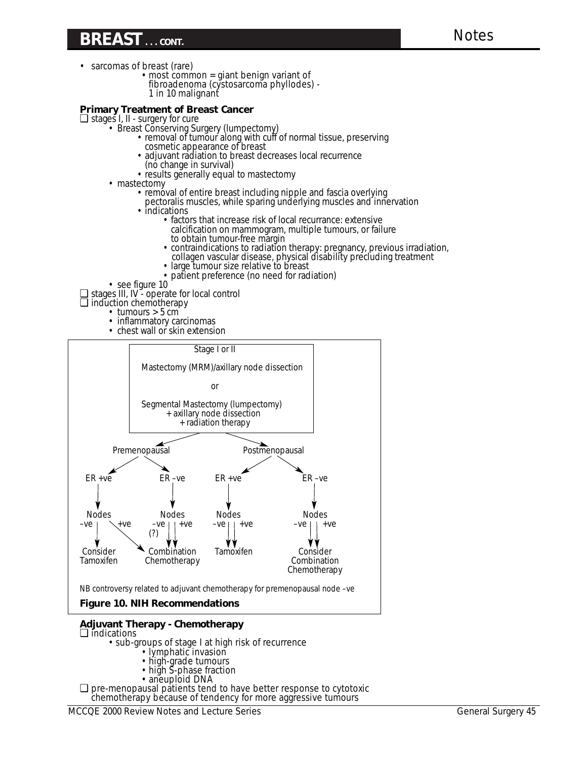## BREAST . . . CONT.

- sarcomas of breast (rare)
  - most common = giant benign variant of fibroadenoma (cystosarcoma phyllodes) - 1 in 10 malignant

**Primary Treatment of Breast Cancer**

- ❑ stages I, II - surgery for cure
  - Breast Conserving Surgery (lumpectomy)
    - removal of tumour along with cuff of normal tissue, preserving cosmetic appearance of breast
    - adjuvant radiation to breast decreases local recurrence (no change in survival)
    - results generally equal to mastectomy
  - mastectomy
    - removal of entire breast including nipple and fascia overlying pectoralis muscles, while sparing underlying muscles and innervation
    - indications
      - factors that increase risk of local recurrance: extensive calcification on mammogram, multiple tumours, or failure to obtain tumour-free margin
      - contraindications to radiation therapy: pregnancy, previous irradiation, collagen vascular disease, physical disability precluding treatment
      - large tumour size relative to breast
      - patient preference (no need for radiation)
  - see figure 10
- ❑ stages III, IV - operate for local control
- ❑ induction chemotherapy
  - tumours > 5 cm
  - inflammatory carcinomas
  - chest wall or skin extension

Stage I or II

Mastectomy (MRM)/axillary node dissection

or

Segmental Mastectomy (lumpectomy)
+ axillary node dissection
+ radiation therapy

- Premenopausal
  - ER +ve → Nodes
    - –ve → Consider Tamoxifen
    - +ve → Combination Chemotherapy
  - ER –ve → Nodes
    - –ve (?) → Combination Chemotherapy
    - +ve → Combination Chemotherapy
- Postmenopausal
  - ER +ve → Nodes
    - –ve → Tamoxifen
    - +ve → Tamoxifen
  - ER –ve → Nodes
    - –ve → Consider Combination Chemotherapy
    - +ve → Consider Combination Chemotherapy

NB controversy related to adjuvant chemotherapy for premenopausal node –ve

**Figure 10. NIH Recommendations**

**Adjuvant Therapy - Chemotherapy**

- ❑ indications
  - sub-groups of stage I at high risk of recurrence
    - lymphatic invasion
    - high-grade tumours
    - high S-phase fraction
    - aneuploid DNA
- ❑ pre-menopausal patients tend to have better response to cytotoxic chemotherapy because of tendency for more aggressive tumours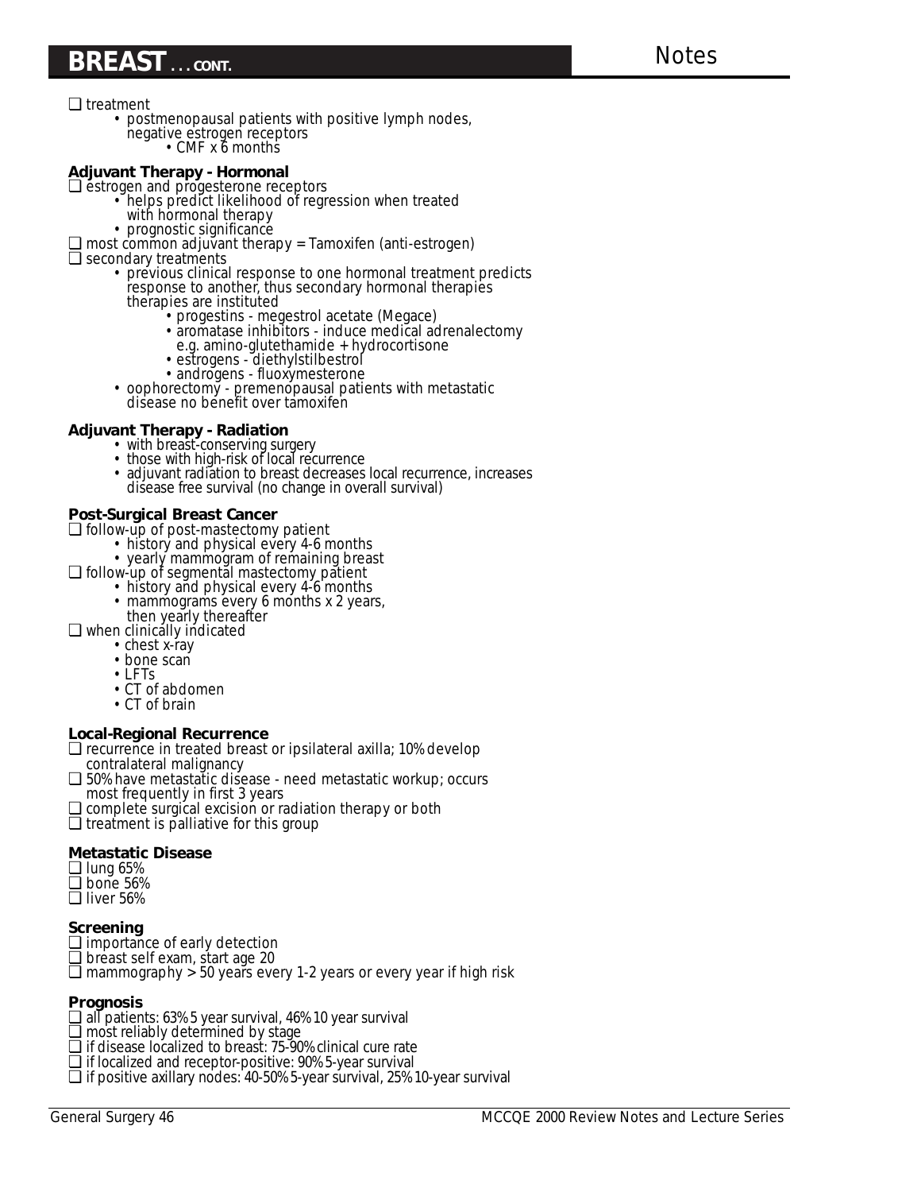## BREAST . . . CONT.

- treatment
  - postmenopausal patients with positive lymph nodes, negative estrogen receptors
    - CMF x 6 months

**Adjuvant Therapy - Hormonal**

- estrogen and progesterone receptors
  - helps predict likelihood of regression when treated with hormonal therapy
  - prognostic significance
- most common adjuvant therapy = Tamoxifen (anti-estrogen)
- secondary treatments
  - previous clinical response to one hormonal treatment predicts response to another, thus secondary hormonal therapies therapies are instituted
    - progestins - megestrol acetate (Megace)
    - aromatase inhibitors - induce medical adrenalectomy e.g. amino-glutethamide + hydrocortisone
    - estrogens - diethylstilbestrol
    - androgens - fluoxymesterone
  - oophorectomy - premenopausal patients with metastatic disease no benefit over tamoxifen

**Adjuvant Therapy - Radiation**

- with breast-conserving surgery
- those with high-risk of local recurrence
- adjuvant radiation to breast decreases local recurrence, increases disease free survival (no change in overall survival)

**Post-Surgical Breast Cancer**

- follow-up of post-mastectomy patient
  - history and physical every 4-6 months
  - yearly mammogram of remaining breast
- follow-up of segmental mastectomy patient
  - history and physical every 4-6 months
  - mammograms every 6 months x 2 years, then yearly thereafter
- when clinically indicated
  - chest x-ray
  - bone scan
  - LFTs
  - CT of abdomen
  - CT of brain

**Local-Regional Recurrence**

- recurrence in treated breast or ipsilateral axilla; 10% develop contralateral malignancy
- 50% have metastatic disease - need metastatic workup; occurs most frequently in first 3 years
- complete surgical excision or radiation therapy or both
- treatment is palliative for this group

**Metastatic Disease**

- lung 65%
- bone 56%
- liver 56%

**Screening**

- importance of early detection
- breast self exam, start age 20
- mammography > 50 years every 1-2 years or every year if high risk

**Prognosis**

- all patients: 63% 5 year survival, 46% 10 year survival
- most reliably determined by stage
- if disease localized to breast: 75-90% clinical cure rate
- if localized and receptor-positive: 90% 5-year survival
- if positive axillary nodes: 40-50% 5-year survival, 25% 10-year survival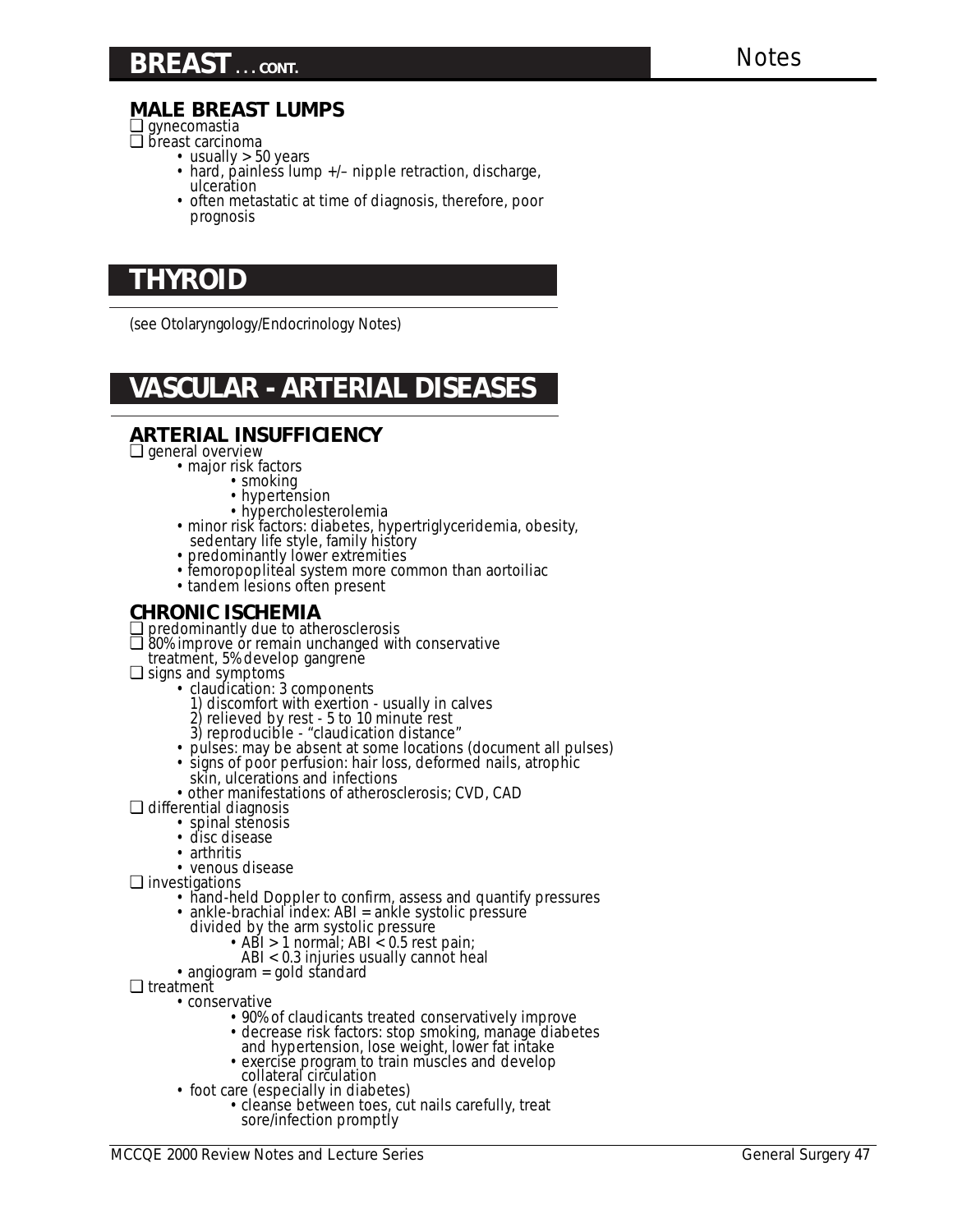## BREAST . . . CONT.

### MALE BREAST LUMPS

- gynecomastia
- breast carcinoma
  - usually > 50 years
  - hard, painless lump +/– nipple retraction, discharge, ulceration
  - often metastatic at time of diagnosis, therefore, poor prognosis

## THYROID

*(see Otolaryngology/Endocrinology Notes)*

## VASCULAR - ARTERIAL DISEASES

### ARTERIAL INSUFFICIENCY

- general overview
  - major risk factors
    - smoking
    - hypertension
    - hypercholesterolemia
  - minor risk factors: diabetes, hypertriglyceridemia, obesity, sedentary life style, family history
  - predominantly lower extremities
  - femoropopliteal system more common than aortoiliac
  - tandem lesions often present

### CHRONIC ISCHEMIA

- predominantly due to atherosclerosis
- 80% improve or remain unchanged with conservative treatment, 5% develop gangrene
- signs and symptoms
  - claudication: 3 components
    1) discomfort with exertion - usually in calves
    2) relieved by rest - 5 to 10 minute rest
    3) reproducible - "claudication distance"
  - pulses: may be absent at some locations (document all pulses)
  - signs of poor perfusion: hair loss, deformed nails, atrophic skin, ulcerations and infections
  - other manifestations of atherosclerosis; CVD, CAD
- differential diagnosis
  - spinal stenosis
  - disc disease
  - arthritis
  - venous disease
- investigations
  - hand-held Doppler to confirm, assess and quantify pressures
  - ankle-brachial index: ABI = ankle systolic pressure divided by the arm systolic pressure
    - ABI > 1 normal; ABI < 0.5 rest pain; ABI < 0.3 injuries usually cannot heal
  - angiogram = gold standard
- treatment
  - conservative
    - 90% of claudicants treated conservatively improve
    - decrease risk factors: stop smoking, manage diabetes and hypertension, lose weight, lower fat intake
    - exercise program to train muscles and develop collateral circulation
  - foot care (especially in diabetes)
    - cleanse between toes, cut nails carefully, treat sore/infection promptly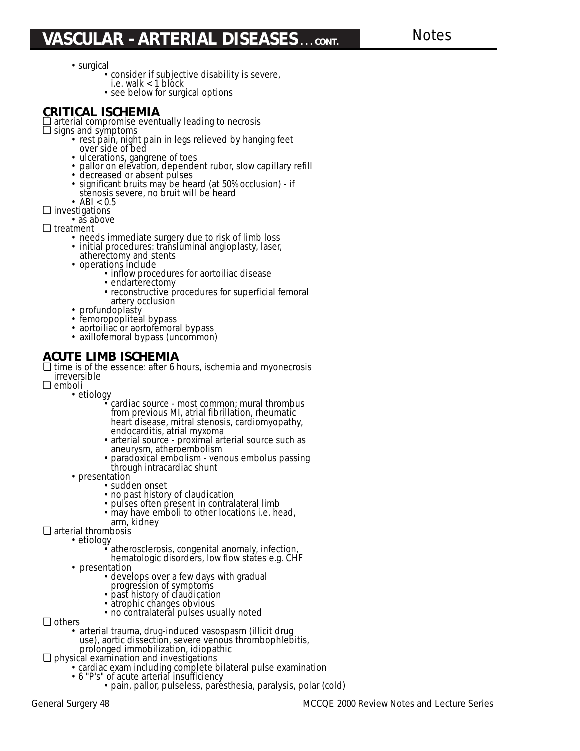## VASCULAR - ARTERIAL DISEASES . . . CONT.

- surgical
  - consider if subjective disability is severe, i.e. walk < 1 block
  - see below for surgical options

### CRITICAL ISCHEMIA

- arterial compromise eventually leading to necrosis
- signs and symptoms
  - rest pain, night pain in legs relieved by hanging feet over side of bed
  - ulcerations, gangrene of toes
  - pallor on elevation, dependent rubor, slow capillary refill
  - decreased or absent pulses
  - significant bruits may be heard (at 50% occlusion) - if stenosis severe, no bruit will be heard
  - ABI < 0.5
- investigations
  - as above
- treatment
  - needs immediate surgery due to risk of limb loss
  - initial procedures: transluminal angioplasty, laser, atherectomy and stents
  - operations include
    - inflow procedures for aortoiliac disease
    - endarterectomy
    - reconstructive procedures for superficial femoral artery occlusion
  - profundoplasty
  - femoropopliteal bypass
  - aortoiliac or aortofemoral bypass
  - axillofemoral bypass (uncommon)

### ACUTE LIMB ISCHEMIA

- time is of the essence: after 6 hours, ischemia and myonecrosis irreversible
- emboli
  - etiology
    - cardiac source - most common; mural thrombus from previous MI, atrial fibrillation, rheumatic heart disease, mitral stenosis, cardiomyopathy, endocarditis, atrial myxoma
    - arterial source - proximal arterial source such as aneurysm, atheroembolism
    - paradoxical embolism - venous embolus passing through intracardiac shunt
  - presentation
    - sudden onset
    - no past history of claudication
    - pulses often present in contralateral limb
    - may have emboli to other locations i.e. head, arm, kidney
- arterial thrombosis
  - etiology
    - atherosclerosis, congenital anomaly, infection, hematologic disorders, low flow states e.g. CHF
  - presentation
    - develops over a few days with gradual progression of symptoms
    - past history of claudication
    - atrophic changes obvious
    - no contralateral pulses usually noted
- others
  - arterial trauma, drug-induced vasospasm (illicit drug use), aortic dissection, severe venous thrombophlebitis, prolonged immobilization, idiopathic
- physical examination and investigations
  - cardiac exam including complete bilateral pulse examination
  - 6 "P's" of acute arterial insufficiency
    - pain, pallor, pulseless, paresthesia, paralysis, polar (cold)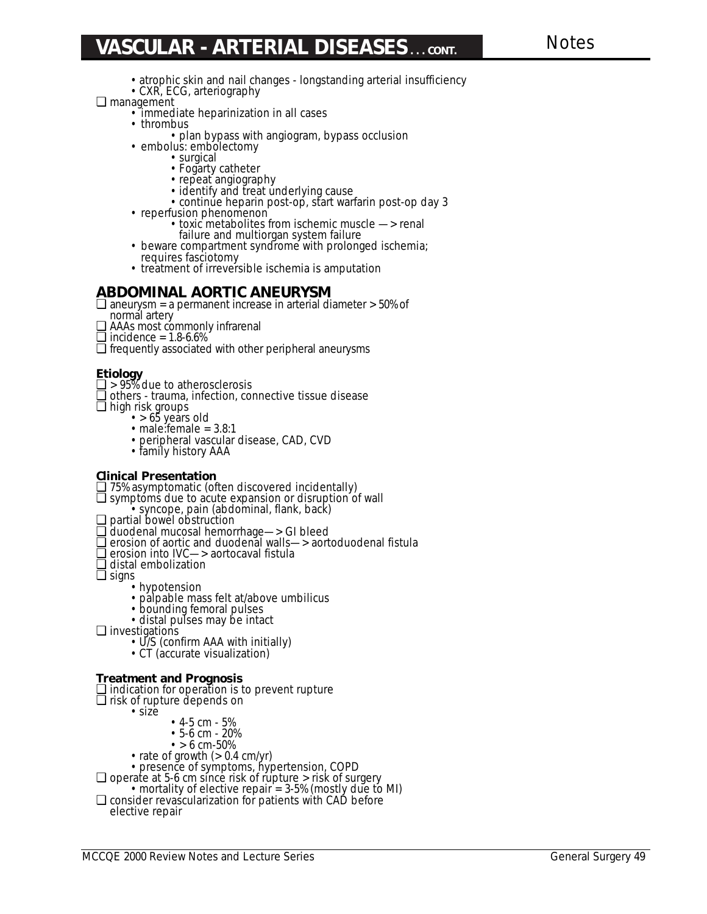## VASCULAR - ARTERIAL DISEASES . . . CONT.

- atrophic skin and nail changes - longstanding arterial insufficiency
- CXR, ECG, arteriography

❑ management
- immediate heparinization in all cases
- thrombus
  - plan bypass with angiogram, bypass occlusion
- embolus: embolectomy
  - surgical
  - Fogarty catheter
  - repeat angiography
  - identify and treat underlying cause
  - continue heparin post-op, start warfarin post-op day 3
- reperfusion phenomenon
  - toxic metabolites from ischemic muscle —> renal failure and multiorgan system failure
- beware compartment syndrome with prolonged ischemia; requires fasciotomy
- treatment of irreversible ischemia is amputation

## ABDOMINAL AORTIC ANEURYSM

❑ aneurysm = a permanent increase in arterial diameter > 50% of normal artery
❑ AAAs most commonly infrarenal
❑ incidence = 1.8-6.6%
❑ frequently associated with other peripheral aneurysms

### Etiology

❑ > 95% due to atherosclerosis
❑ others - trauma, infection, connective tissue disease
❑ high risk groups
- > 65 years old
- male:female = 3.8:1
- peripheral vascular disease, CAD, CVD
- family history AAA

### Clinical Presentation

❑ 75% asymptomatic (often discovered incidentally)
❑ symptoms due to acute expansion or disruption of wall
- syncope, pain (abdominal, flank, back)

❑ partial bowel obstruction
❑ duodenal mucosal hemorrhage—> GI bleed
❑ erosion of aortic and duodenal walls—> aortoduodenal fistula
❑ erosion into IVC—> aortocaval fistula
❑ distal embolization
❑ signs
- hypotension
- palpable mass felt at/above umbilicus
- bounding femoral pulses
- distal pulses may be intact

❑ investigations
- U/S (confirm AAA with initially)
- CT (accurate visualization)

### Treatment and Prognosis

❑ indication for operation is to prevent rupture
❑ risk of rupture depends on
- size
  - 4-5 cm - 5%
  - 5-6 cm - 20%
  - > 6 cm-50%
- rate of growth (> 0.4 cm/yr)
- presence of symptoms, hypertension, COPD

❑ operate at 5-6 cm since risk of rupture > risk of surgery
- mortality of elective repair = 3-5% (mostly due to MI)

❑ consider revascularization for patients with CAD before elective repair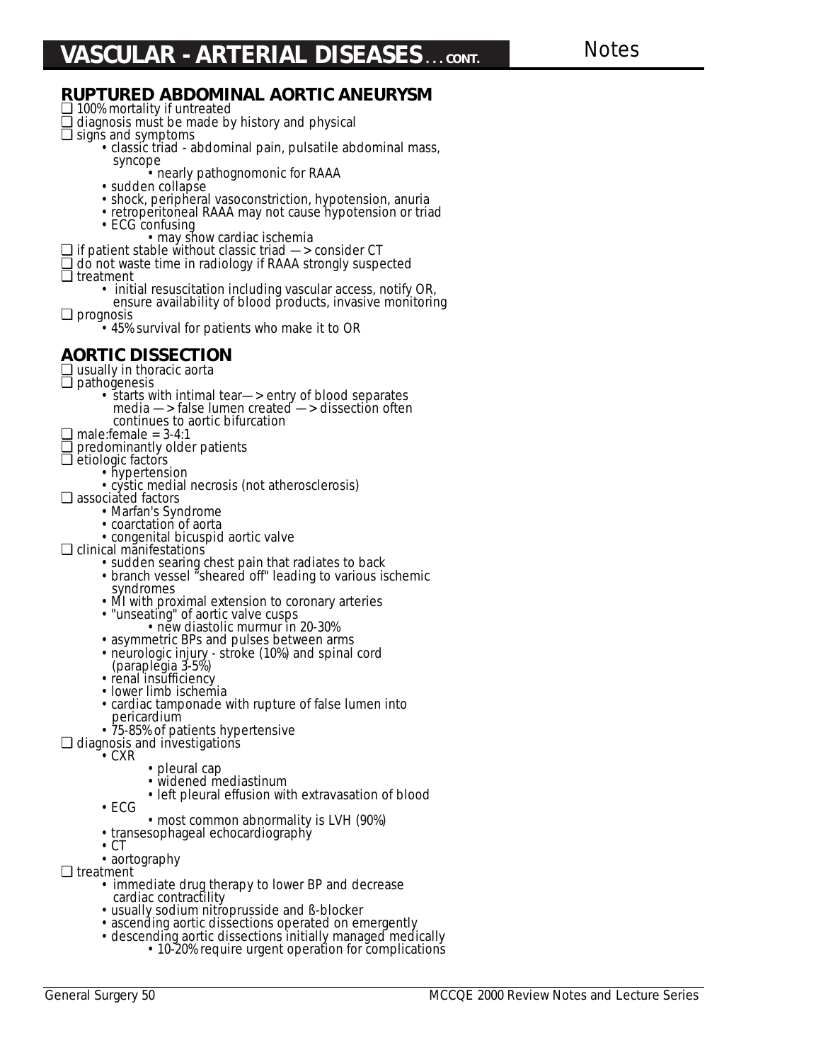# VASCULAR - ARTERIAL DISEASES . . . CONT.

## RUPTURED ABDOMINAL AORTIC ANEURYSM

- 100% mortality if untreated
- diagnosis must be made by history and physical
- signs and symptoms
  - classic triad - abdominal pain, pulsatile abdominal mass, syncope
    - nearly pathognomonic for RAAA
  - sudden collapse
  - shock, peripheral vasoconstriction, hypotension, anuria
  - retroperitoneal RAAA may not cause hypotension or triad
  - ECG confusing
    - may show cardiac ischemia
- if patient stable without classic triad —> consider CT
- do not waste time in radiology if RAAA strongly suspected
- treatment
  - initial resuscitation including vascular access, notify OR, ensure availability of blood products, invasive monitoring
- prognosis
  - 45% survival for patients who make it to OR

## AORTIC DISSECTION

- usually in thoracic aorta
- pathogenesis
  - starts with intimal tear—> entry of blood separates media —> false lumen created —> dissection often continues to aortic bifurcation
- male:female = 3-4:1
- predominantly older patients
- etiologic factors
  - hypertension
  - cystic medial necrosis (not atherosclerosis)
- associated factors
  - Marfan's Syndrome
  - coarctation of aorta
  - congenital bicuspid aortic valve
- clinical manifestations
  - sudden searing chest pain that radiates to back
  - branch vessel "sheared off" leading to various ischemic syndromes
  - MI with proximal extension to coronary arteries
  - "unseating" of aortic valve cusps
    - new diastolic murmur in 20-30%
  - asymmetric BPs and pulses between arms
  - neurologic injury - stroke (10%) and spinal cord (paraplegia 3-5%)
  - renal insufficiency
  - lower limb ischemia
  - cardiac tamponade with rupture of false lumen into pericardium
  - 75-85% of patients hypertensive
- diagnosis and investigations
  - CXR
    - pleural cap
    - widened mediastinum
    - left pleural effusion with extravasation of blood
  - ECG
    - most common abnormality is LVH (90%)
  - transesophageal echocardiography
  - CT
  - aortography
- treatment
  - immediate drug therapy to lower BP and decrease cardiac contractility
  - usually sodium nitroprusside and ß-blocker
  - ascending aortic dissections operated on emergently
  - descending aortic dissections initially managed medically
    - 10-20% require urgent operation for complications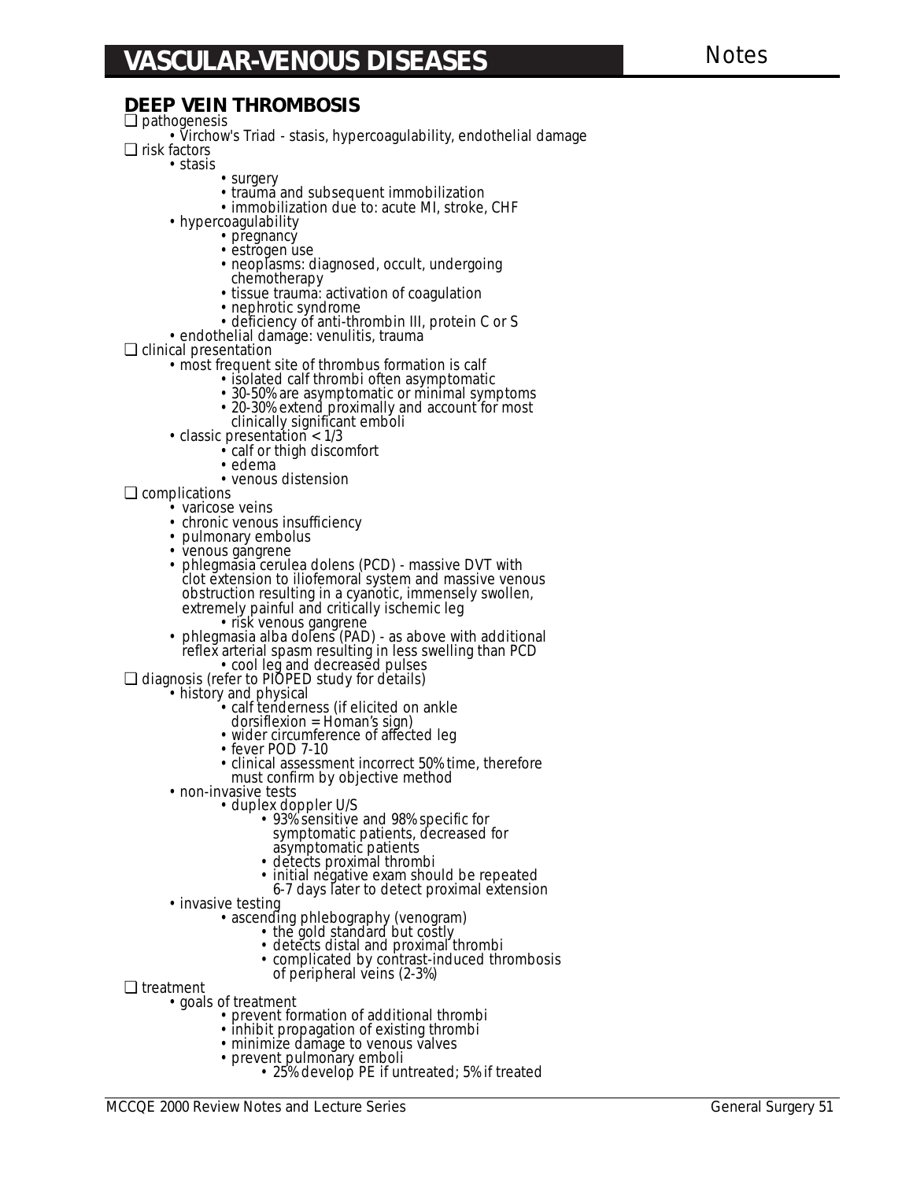# VASCULAR-VENOUS DISEASES

Notes

## DEEP VEIN THROMBOSIS

- ❏ pathogenesis
  - Virchow's Triad - stasis, hypercoagulability, endothelial damage
- ❏ risk factors
  - stasis
    - surgery
    - trauma and subsequent immobilization
    - immobilization due to: acute MI, stroke, CHF
  - hypercoagulability
    - pregnancy
    - estrogen use
    - neoplasms: diagnosed, occult, undergoing chemotherapy
    - tissue trauma: activation of coagulation
    - nephrotic syndrome
    - deficiency of anti-thrombin III, protein C or S
  - endothelial damage: venulitis, trauma
- ❏ clinical presentation
  - most frequent site of thrombus formation is calf
    - isolated calf thrombi often asymptomatic
    - 30-50% are asymptomatic or minimal symptoms
    - 20-30% extend proximally and account for most clinically significant emboli
  - classic presentation < 1/3
    - calf or thigh discomfort
    - edema
    - venous distension
- ❏ complications
  - varicose veins
  - chronic venous insufficiency
  - pulmonary embolus
  - venous gangrene
  - phlegmasia cerulea dolens (PCD) - massive DVT with clot extension to iliofemoral system and massive venous obstruction resulting in a cyanotic, immensely swollen, extremely painful and critically ischemic leg
    - risk venous gangrene
  - phlegmasia alba dolens (PAD) - as above with additional reflex arterial spasm resulting in less swelling than PCD
    - cool leg and decreased pulses
- ❏ diagnosis (refer to PIOPED study for details)
  - history and physical
    - calf tenderness (if elicited on ankle dorsiflexion = Homan's sign)
    - wider circumference of affected leg
    - fever POD 7-10
    - clinical assessment incorrect 50% time, therefore must confirm by objective method
  - non-invasive tests
    - duplex doppler U/S
      - 93% sensitive and 98% specific for symptomatic patients, decreased for asymptomatic patients
      - detects proximal thrombi
      - initial negative exam should be repeated 6-7 days later to detect proximal extension
  - invasive testing
    - ascending phlebography (venogram)
      - the gold standard but costly
      - detects distal and proximal thrombi
      - complicated by contrast-induced thrombosis of peripheral veins (2-3%)
- ❏ treatment
  - goals of treatment
    - prevent formation of additional thrombi
    - inhibit propagation of existing thrombi
    - minimize damage to venous valves
    - prevent pulmonary emboli
      - 25% develop PE if untreated; 5% if treated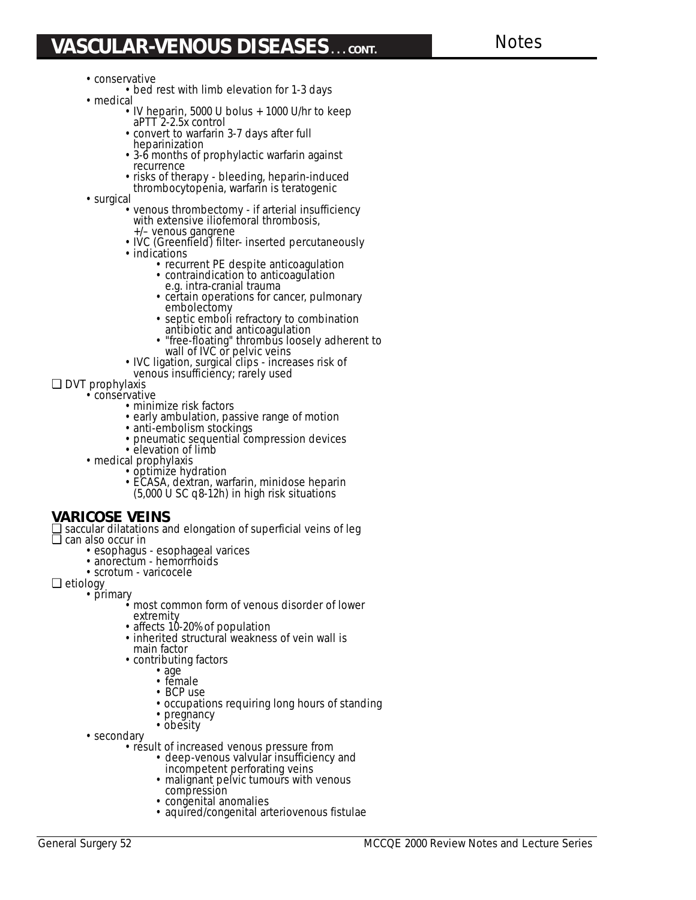## VASCULAR-VENOUS DISEASES . . . CONT.

- conservative
  - bed rest with limb elevation for 1-3 days
- medical
  - IV heparin, 5000 U bolus + 1000 U/hr to keep aPTT 2-2.5x control
  - convert to warfarin 3-7 days after full heparinization
  - 3-6 months of prophylactic warfarin against recurrence
  - risks of therapy - bleeding, heparin-induced thrombocytopenia, warfarin is teratogenic
- surgical
  - venous thrombectomy - if arterial insufficiency with extensive iliofemoral thrombosis, +/– venous gangrene
  - IVC (Greenfield) filter- inserted percutaneously
  - indications
    - recurrent PE despite anticoagulation
    - contraindication to anticoagulation e.g. intra-cranial trauma
    - certain operations for cancer, pulmonary embolectomy
    - septic emboli refractory to combination antibiotic and anticoagulation
    - "free-floating" thrombus loosely adherent to wall of IVC or pelvic veins
  - IVC ligation, surgical clips - increases risk of venous insufficiency; rarely used

❑ DVT prophylaxis
- conservative
  - minimize risk factors
  - early ambulation, passive range of motion
  - anti-embolism stockings
  - pneumatic sequential compression devices
  - elevation of limb
- medical prophylaxis
  - optimize hydration
  - ECASA, dextran, warfarin, minidose heparin (5,000 U SC q8-12h) in high risk situations

### VARICOSE VEINS

❑ saccular dilatations and elongation of superficial veins of leg

❑ can also occur in
- esophagus - esophageal varices
- anorectum - hemorrhoids
- scrotum - varicocele

❑ etiology
- primary
  - most common form of venous disorder of lower extremity
  - affects 10-20% of population
  - inherited structural weakness of vein wall is main factor
  - contributing factors
    - age
    - female
    - BCP use
    - occupations requiring long hours of standing
    - pregnancy
    - obesity
- secondary
  - result of increased venous pressure from
    - deep-venous valvular insufficiency and incompetent perforating veins
    - malignant pelvic tumours with venous compression
    - congenital anomalies
    - aquired/congenital arteriovenous fistulae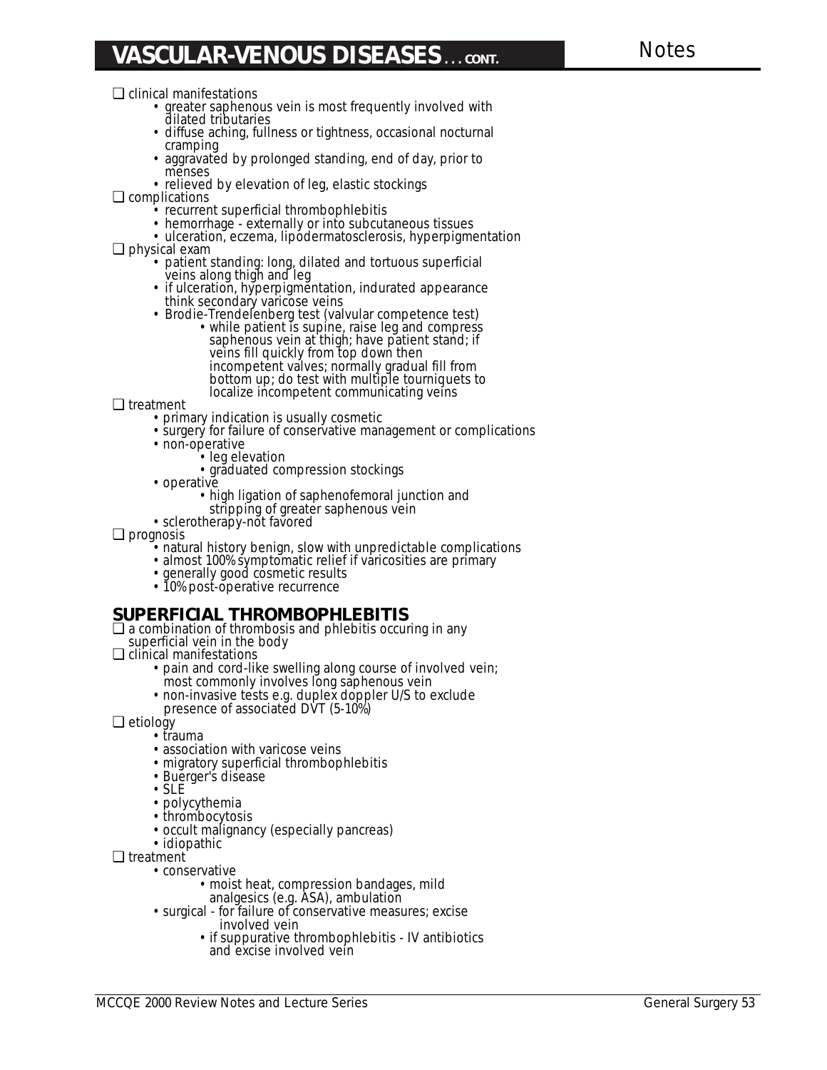## VASCULAR-VENOUS DISEASES . . . CONT.

- clinical manifestations
  - greater saphenous vein is most frequently involved with dilated tributaries
  - diffuse aching, fullness or tightness, occasional nocturnal cramping
  - aggravated by prolonged standing, end of day, prior to menses
  - relieved by elevation of leg, elastic stockings
- complications
  - recurrent superficial thrombophlebitis
  - hemorrhage - externally or into subcutaneous tissues
  - ulceration, eczema, lipodermatosclerosis, hyperpigmentation
- physical exam
  - patient standing: long, dilated and tortuous superficial veins along thigh and leg
  - if ulceration, hyperpigmentation, indurated appearance think secondary varicose veins
  - Brodie-Trendelenburg test (valvular competence test)
    - while patient is supine, raise leg and compress saphenous vein at thigh; have patient stand; if veins fill quickly from top down then incompetent valves; normally gradual fill from bottom up; do test with multiple tourniquets to localize incompetent communicating veins
- treatment
  - primary indication is usually cosmetic
  - surgery for failure of conservative management or complications
  - non-operative
    - leg elevation
    - graduated compression stockings
  - operative
    - high ligation of saphenofemoral junction and stripping of greater saphenous vein
  - sclerotherapy-not favored
- prognosis
  - natural history benign, slow with unpredictable complications
  - almost 100% symptomatic relief if varicosities are primary
  - generally good cosmetic results
  - 10% post-operative recurrence

## SUPERFICIAL THROMBOPHLEBITIS

- a combination of thrombosis and phlebitis occuring in any superficial vein in the body
- clinical manifestations
  - pain and cord-like swelling along course of involved vein; most commonly involves long saphenous vein
  - non-invasive tests e.g. duplex doppler U/S to exclude presence of associated DVT (5-10%)
- etiology
  - trauma
  - association with varicose veins
  - migratory superficial thrombophlebitis
  - Buerger's disease
  - SLE
  - polycythemia
  - thrombocytosis
  - occult malignancy (especially pancreas)
  - idiopathic
- treatment
  - conservative
    - moist heat, compression bandages, mild analgesics (e.g. ASA), ambulation
  - surgical - for failure of conservative measures; excise involved vein
    - if suppurative thrombophlebitis - IV antibiotics and excise involved vein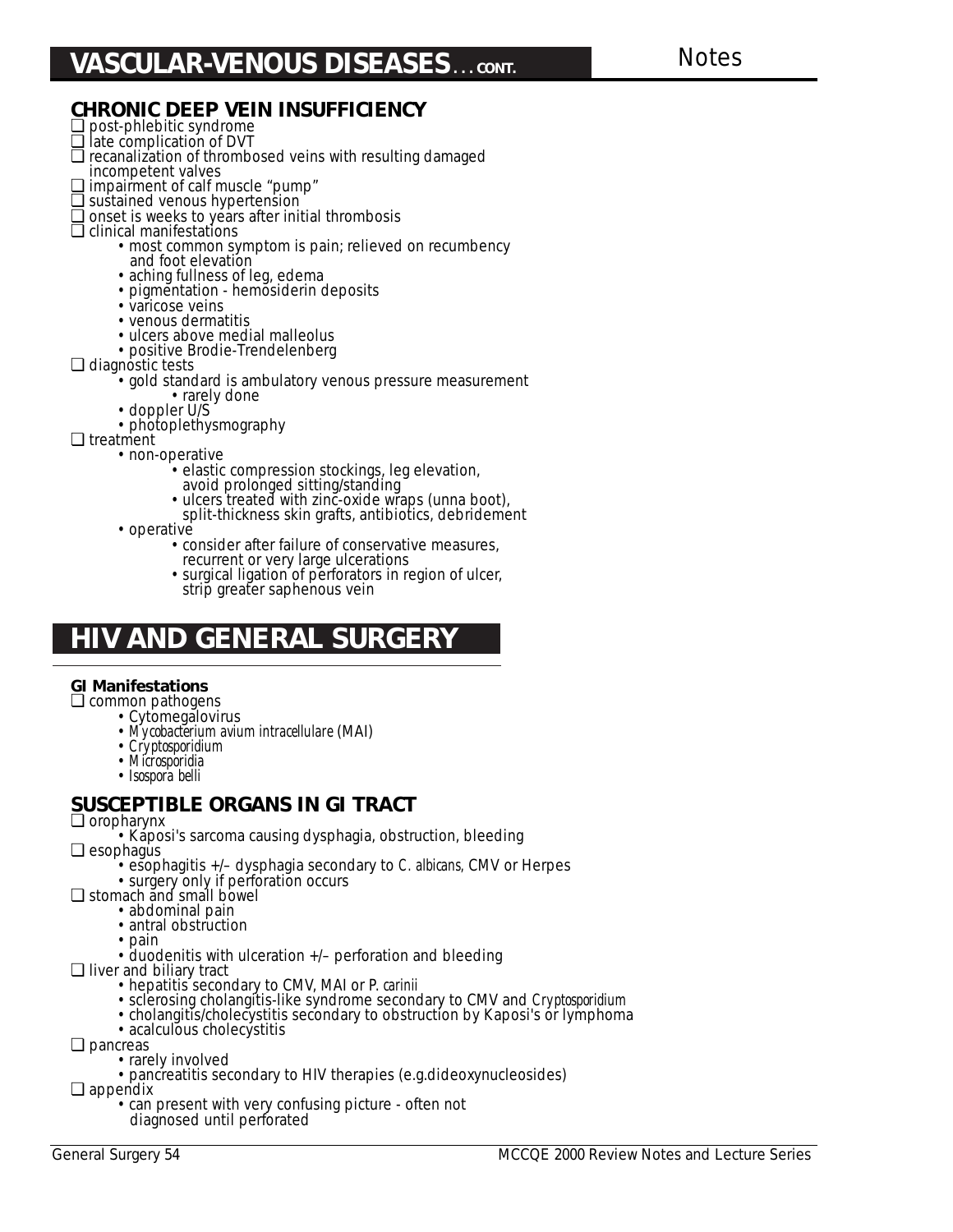## VASCULAR-VENOUS DISEASES . . . CONT.

Notes

### CHRONIC DEEP VEIN INSUFFICIENCY

- post-phlebitic syndrome
- late complication of DVT
- recanalization of thrombosed veins with resulting damaged incompetent valves
- impairment of calf muscle "pump"
- sustained venous hypertension
- onset is weeks to years after initial thrombosis
- clinical manifestations
  - most common symptom is pain; relieved on recumbency and foot elevation
  - aching fullness of leg, edema
  - pigmentation - hemosiderin deposits
  - varicose veins
  - venous dermatitis
  - ulcers above medial malleolus
  - positive Brodie-Trendelenberg
- diagnostic tests
  - gold standard is ambulatory venous pressure measurement
    - rarely done
  - doppler U/S
  - photoplethysmography
- treatment
  - non-operative
    - elastic compression stockings, leg elevation, avoid prolonged sitting/standing
    - ulcers treated with zinc-oxide wraps (unna boot), split-thickness skin grafts, antibiotics, debridement
  - operative
    - consider after failure of conservative measures, recurrent or very large ulcerations
    - surgical ligation of perforators in region of ulcer, strip greater saphenous vein

## HIV AND GENERAL SURGERY

**GI Manifestations**

- common pathogens
  - Cytomegalovirus
  - *Mycobacterium avium intracellulare* (MAI)
  - *Cryptosporidium*
  - *Microsporidia*
  - *Isospora belli*

### SUSCEPTIBLE ORGANS IN GI TRACT

- oropharynx
  - Kaposi's sarcoma causing dysphagia, obstruction, bleeding
- esophagus
  - esophagitis +/– dysphagia secondary to *C. albicans*, CMV or Herpes
  - surgery only if perforation occurs
- stomach and small bowel
  - abdominal pain
  - antral obstruction
  - pain
  - duodenitis with ulceration +/– perforation and bleeding
- liver and biliary tract
  - hepatitis secondary to CMV, MAI or *P. carinii*
  - sclerosing cholangitis-like syndrome secondary to CMV and *Cryptosporidium*
  - cholangitis/cholecystitis secondary to obstruction by Kaposi's or lymphoma
  - acalculous cholecystitis
- pancreas
  - rarely involved
  - pancreatitis secondary to HIV therapies (e.g.dideoxynucleosides)
- appendix
  - can present with very confusing picture - often not diagnosed until perforated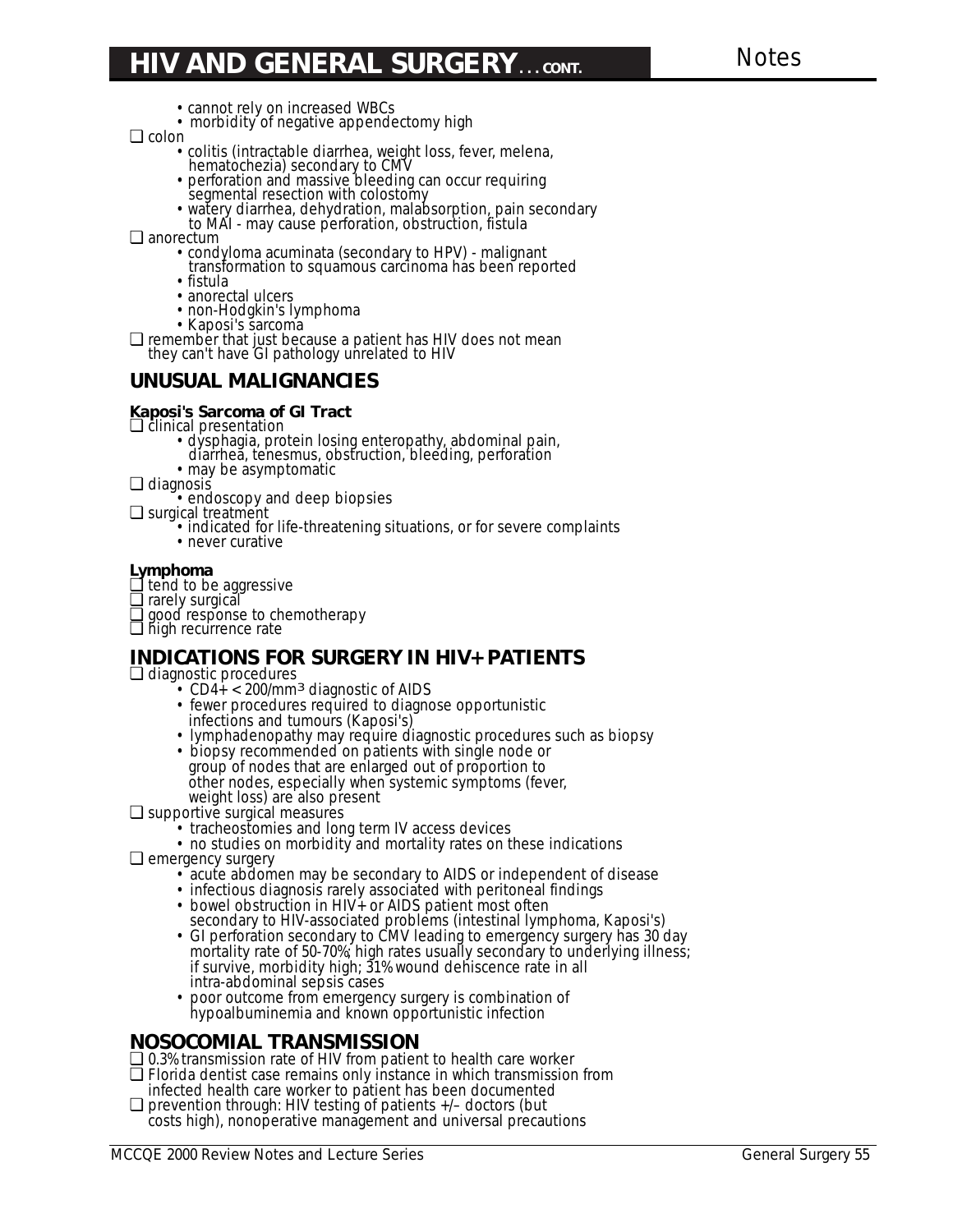- cannot rely on increased WBCs
- morbidity of negative appendectomy high

❏ colon

- colitis (intractable diarrhea, weight loss, fever, melena, hematochezia) secondary to CMV
- perforation and massive bleeding can occur requiring segmental resection with colostomy
- watery diarrhea, dehydration, malabsorption, pain secondary to MAI - may cause perforation, obstruction, fistula

❏ anorectum

- condyloma acuminata (secondary to HPV) - malignant transformation to squamous carcinoma has been reported
- fistula
- anorectal ulcers
- non-Hodgkin's lymphoma
- Kaposi's sarcoma

❏ remember that just because a patient has HIV does not mean they can't have GI pathology unrelated to HIV

## UNUSUAL MALIGNANCIES

**Kaposi's Sarcoma of GI Tract**

❏ clinical presentation

- dysphagia, protein losing enteropathy, abdominal pain, diarrhea, tenesmus, obstruction, bleeding, perforation
- may be asymptomatic

❏ diagnosis

- endoscopy and deep biopsies

❏ surgical treatment

- indicated for life-threatening situations, or for severe complaints
- never curative

**Lymphoma**

❏ tend to be aggressive
❏ rarely surgical
❏ good response to chemotherapy
❏ high recurrence rate

## INDICATIONS FOR SURGERY IN HIV+ PATIENTS

❏ diagnostic procedures

- CD4+ < 200/mm³ diagnostic of AIDS
- fewer procedures required to diagnose opportunistic infections and tumours (Kaposi's)
- lymphadenopathy may require diagnostic procedures such as biopsy
- biopsy recommended on patients with single node or group of nodes that are enlarged out of proportion to other nodes, especially when systemic symptoms (fever, weight loss) are also present

❏ supportive surgical measures

- tracheostomies and long term IV access devices
- no studies on morbidity and mortality rates on these indications

❏ emergency surgery

- acute abdomen may be secondary to AIDS or independent of disease
- infectious diagnosis rarely associated with peritoneal findings
- bowel obstruction in HIV+ or AIDS patient most often secondary to HIV-associated problems (intestinal lymphoma, Kaposi's)
- GI perforation secondary to CMV leading to emergency surgery has 30 day mortality rate of 50-70%; high rates usually secondary to underlying illness; if survive, morbidity high; 31% wound dehiscence rate in all intra-abdominal sepsis cases
- poor outcome from emergency surgery is combination of hypoalbuminemia and known opportunistic infection

## NOSOCOMIAL TRANSMISSION

❏ 0.3% transmission rate of HIV from patient to health care worker
❏ Florida dentist case remains only instance in which transmission from infected health care worker to patient has been documented
❏ prevention through: HIV testing of patients +/– doctors (but costs high), nonoperative management and universal precautions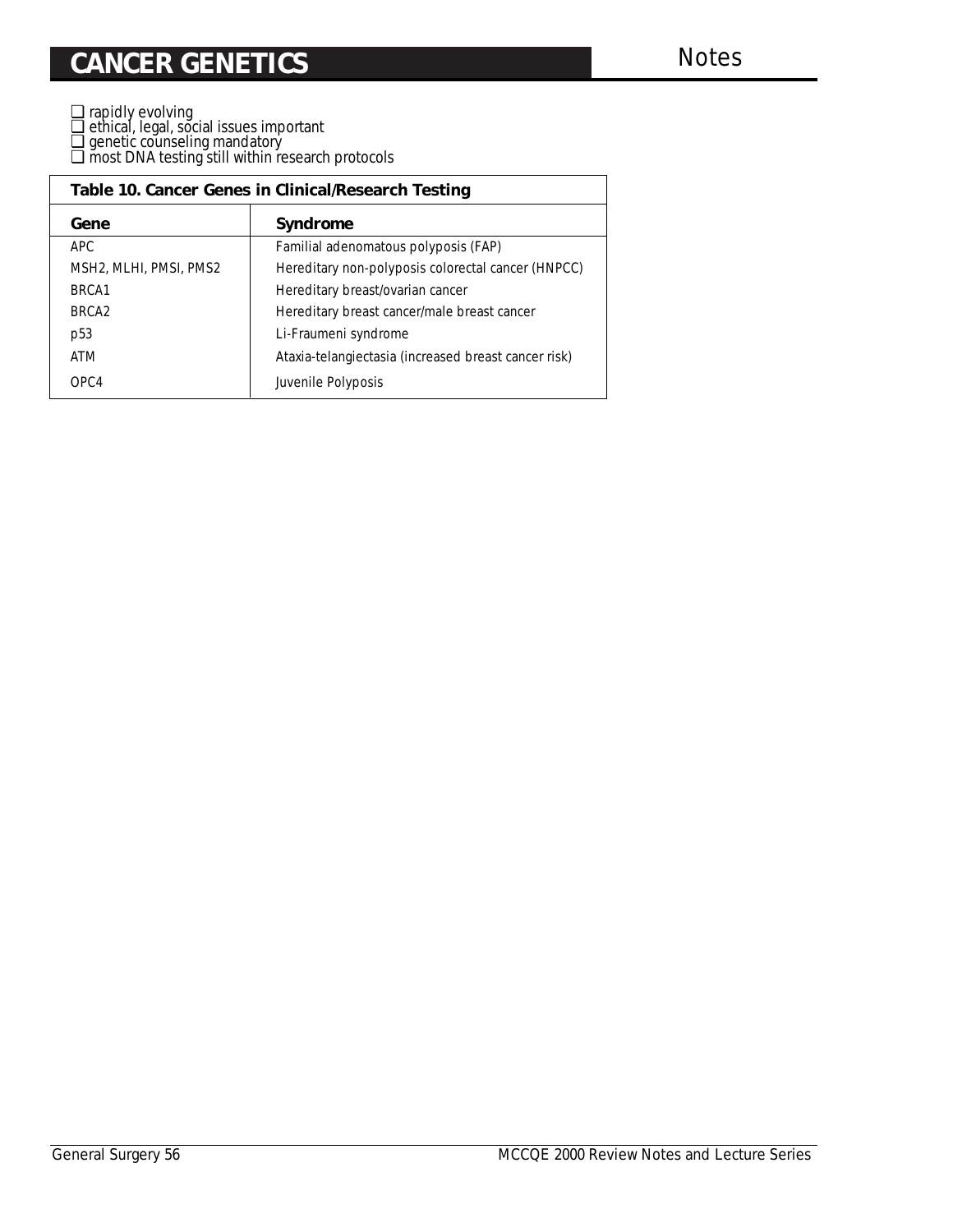# CANCER GENETICS

- rapidly evolving
- ethical, legal, social issues important
- genetic counseling mandatory
- most DNA testing still within research protocols

**Table 10. Cancer Genes in Clinical/Research Testing**

| Gene | Syndrome |
|---|---|
| APC | Familial adenomatous polyposis (FAP) |
| MSH2, MLHI, PMSI, PMS2 | Hereditary non-polyposis colorectal cancer (HNPCC) |
| BRCA1 | Hereditary breast/ovarian cancer |
| BRCA2 | Hereditary breast cancer/male breast cancer |
| p53 | Li-Fraumeni syndrome |
| ATM | Ataxia-telangiectasia (increased breast cancer risk) |
| OPC4 | Juvenile Polyposis |